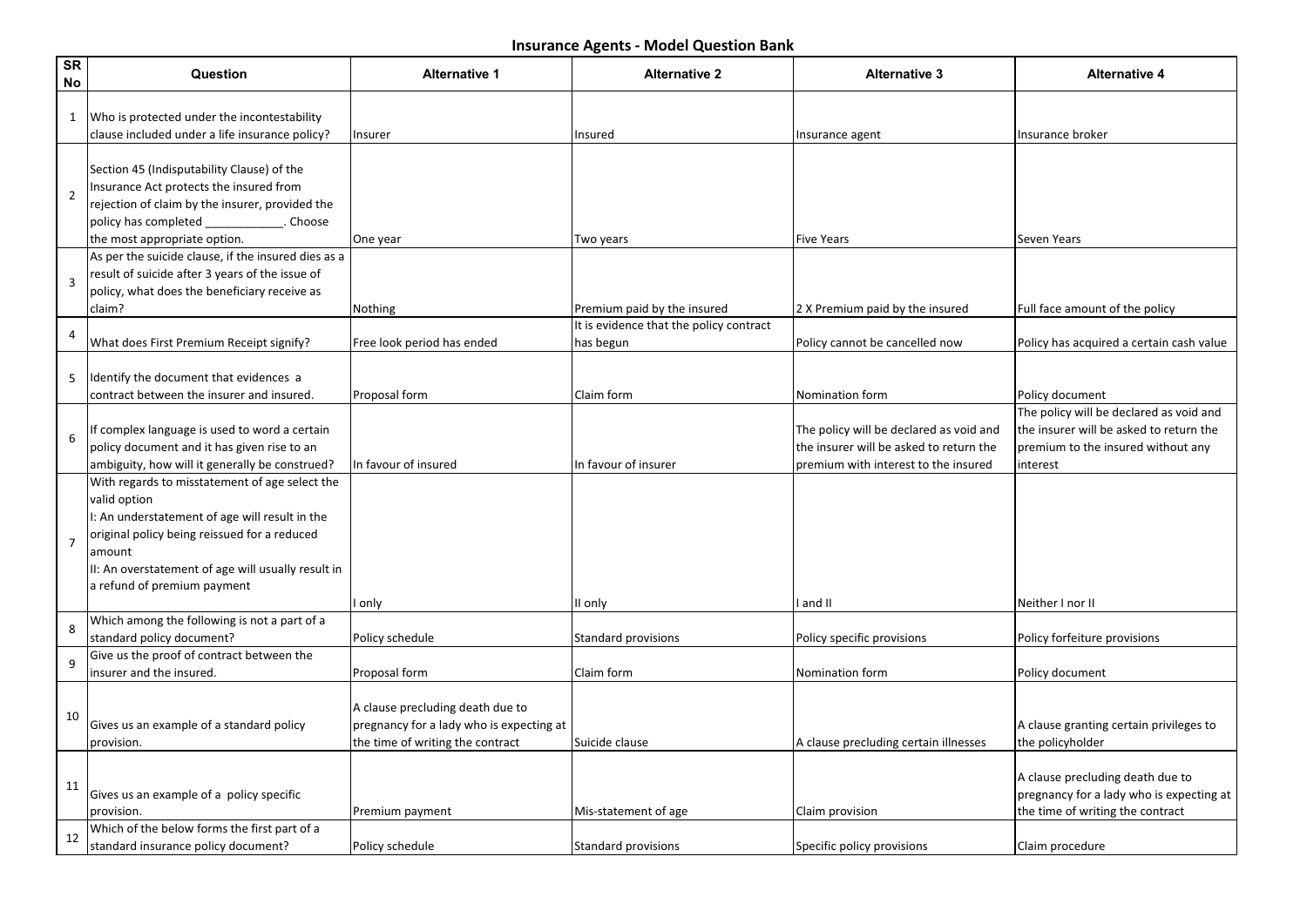# Insurance Agents - Model Question Bank

| SR No | Question | Alternative 1 | Alternative 2 | Alternative 3 | Alternative 4 |
|---|---|---|---|---|---|
| 1 | Who is protected under the incontestability clause included under a life insurance policy? | Insurer | Insured | Insurance agent | Insurance broker |
| 2 | Section 45 (Indisputability Clause) of the Insurance Act protects the insured from rejection of claim by the insurer, provided the policy has completed ____________. Choose the most appropriate option. | One year | Two years | Five Years | Seven Years |
| 3 | As per the suicide clause, if the insured dies as a result of suicide after 3 years of the issue of policy, what does the beneficiary receive as claim? | Nothing | Premium paid by the insured | 2 X Premium paid by the insured | Full face amount of the policy |
| 4 | What does First Premium Receipt signify? | Free look period has ended | It is evidence that the policy contract has begun | Policy cannot be cancelled now | Policy has acquired a certain cash value |
| 5 | Identify the document that evidences a contract between the insurer and insured. | Proposal form | Claim form | Nomination form | Policy document |
| 6 | If complex language is used to word a certain policy document and it has given rise to an ambiguity, how will it generally be construed? | In favour of insured | In favour of insurer | The policy will be declared as void and the insurer will be asked to return the premium with interest to the insured | The policy will be declared as void and the insurer will be asked to return the premium to the insured without any interest |
| 7 | With regards to misstatement of age select the valid option<br>I: An understatement of age will result in the original policy being reissued for a reduced amount<br>II: An overstatement of age will usually result in a refund of premium payment | I only | II only | I and II | Neither I nor II |
| 8 | Which among the following is not a part of a standard policy document? | Policy schedule | Standard provisions | Policy specific provisions | Policy forfeiture provisions |
| 9 | Give us the proof of contract between the insurer and the insured. | Proposal form | Claim form | Nomination form | Policy document |
| 10 | Gives us an example of a standard policy provision. | A clause precluding death due to pregnancy for a lady who is expecting at the time of writing the contract | Suicide clause | A clause precluding certain illnesses | A clause granting certain privileges to the policyholder |
| 11 | Gives us an example of a policy specific provision. | Premium payment | Mis-statement of age | Claim provision | A clause precluding death due to pregnancy for a lady who is expecting at the time of writing the contract |
| 12 | Which of the below forms the first part of a standard insurance policy document? | Policy schedule | Standard provisions | Specific policy provisions | Claim procedure |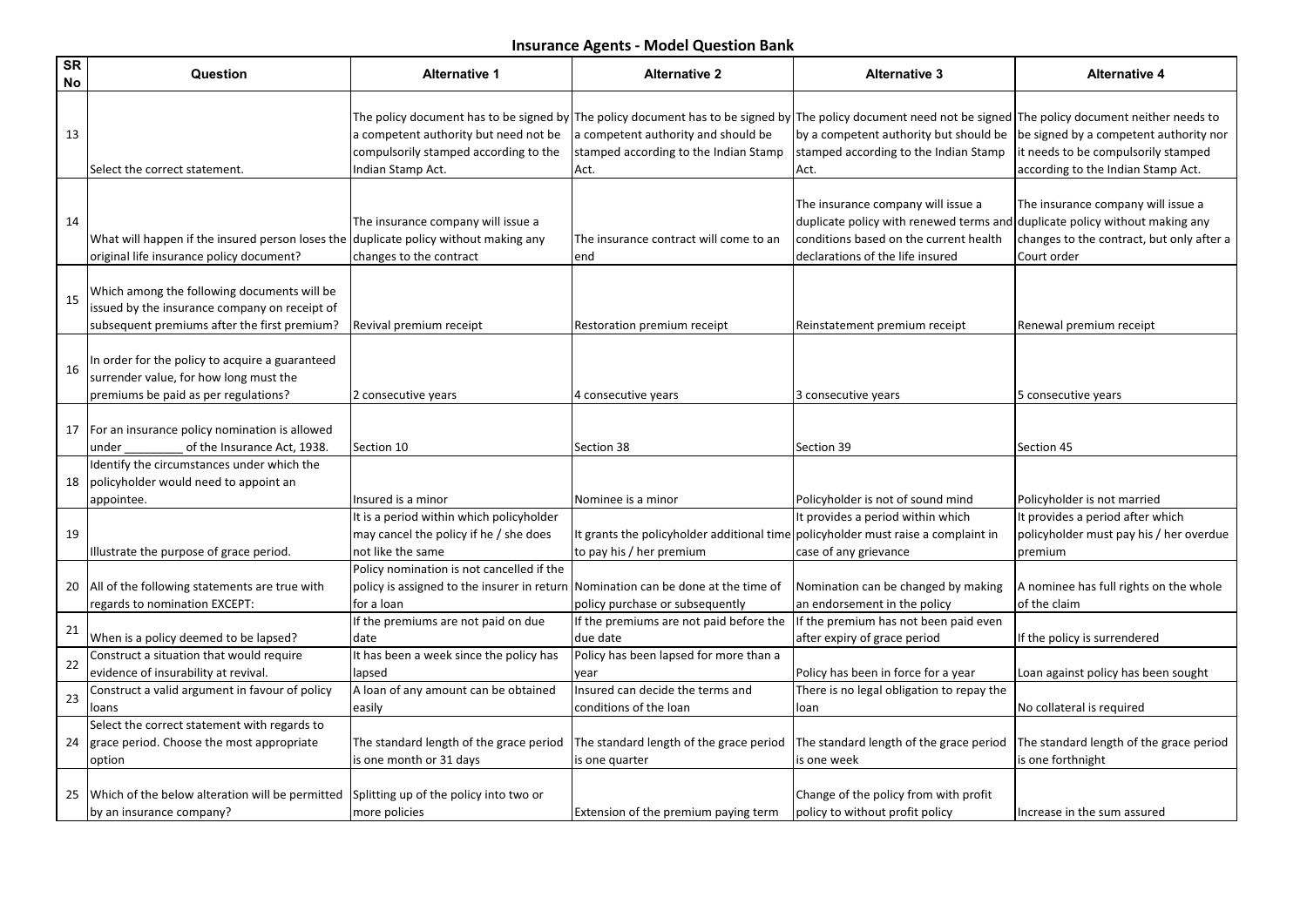# Insurance Agents - Model Question Bank

| SR No | Question | Alternative 1 | Alternative 2 | Alternative 3 | Alternative 4 |
|---|---|---|---|---|---|
| 13 | Select the correct statement. | The policy document has to be signed by a competent authority but need not be compulsorily stamped according to the Indian Stamp Act. | The policy document has to be signed by a competent authority and should be stamped according to the Indian Stamp Act. | The policy document need not be signed by a competent authority but should be stamped according to the Indian Stamp Act. | The policy document neither needs to be signed by a competent authority nor it needs to be compulsorily stamped according to the Indian Stamp Act. |
| 14 | What will happen if the insured person loses the original life insurance policy document? | The insurance company will issue a duplicate policy without making any changes to the contract | The insurance contract will come to an end | The insurance company will issue a duplicate policy with renewed terms and conditions based on the current health declarations of the life insured | The insurance company will issue a duplicate policy without making any changes to the contract, but only after a Court order |
| 15 | Which among the following documents will be issued by the insurance company on receipt of subsequent premiums after the first premium? | Revival premium receipt | Restoration premium receipt | Reinstatement premium receipt | Renewal premium receipt |
| 16 | In order for the policy to acquire a guaranteed surrender value, for how long must the premiums be paid as per regulations? | 2 consecutive years | 4 consecutive years | 3 consecutive years | 5 consecutive years |
| 17 | For an insurance policy nomination is allowed under _________ of the Insurance Act, 1938. | Section 10 | Section 38 | Section 39 | Section 45 |
| 18 | Identify the circumstances under which the policyholder would need to appoint an appointee. | Insured is a minor | Nominee is a minor | Policyholder is not of sound mind | Policyholder is not married |
| 19 | Illustrate the purpose of grace period. | It is a period within which policyholder may cancel the policy if he / she does not like the same | It grants the policyholder additional time to pay his / her premium | It provides a period within which policyholder must raise a complaint in case of any grievance | It provides a period after which policyholder must pay his / her overdue premium |
| 20 | All of the following statements are true with regards to nomination EXCEPT: | Policy nomination is not cancelled if the policy is assigned to the insurer in return for a loan | Nomination can be done at the time of policy purchase or subsequently | Nomination can be changed by making an endorsement in the policy | A nominee has full rights on the whole of the claim |
| 21 | When is a policy deemed to be lapsed? | If the premiums are not paid on due date | If the premiums are not paid before the due date | If the premium has not been paid even after expiry of grace period | If the policy is surrendered |
| 22 | Construct a situation that would require evidence of insurability at revival. | It has been a week since the policy has lapsed | Policy has been lapsed for more than a year | Policy has been in force for a year | Loan against policy has been sought |
| 23 | Construct a valid argument in favour of policy loans | A loan of any amount can be obtained easily | Insured can decide the terms and conditions of the loan | There is no legal obligation to repay the loan | No collateral is required |
| 24 | Select the correct statement with regards to grace period. Choose the most appropriate option | The standard length of the grace period is one month or 31 days | The standard length of the grace period is one quarter | The standard length of the grace period is one week | The standard length of the grace period is one forthnight |
| 25 | Which of the below alteration will be permitted by an insurance company? | Splitting up of the policy into two or more policies | Extension of the premium paying term | Change of the policy from with profit policy to without profit policy | Increase in the sum assured |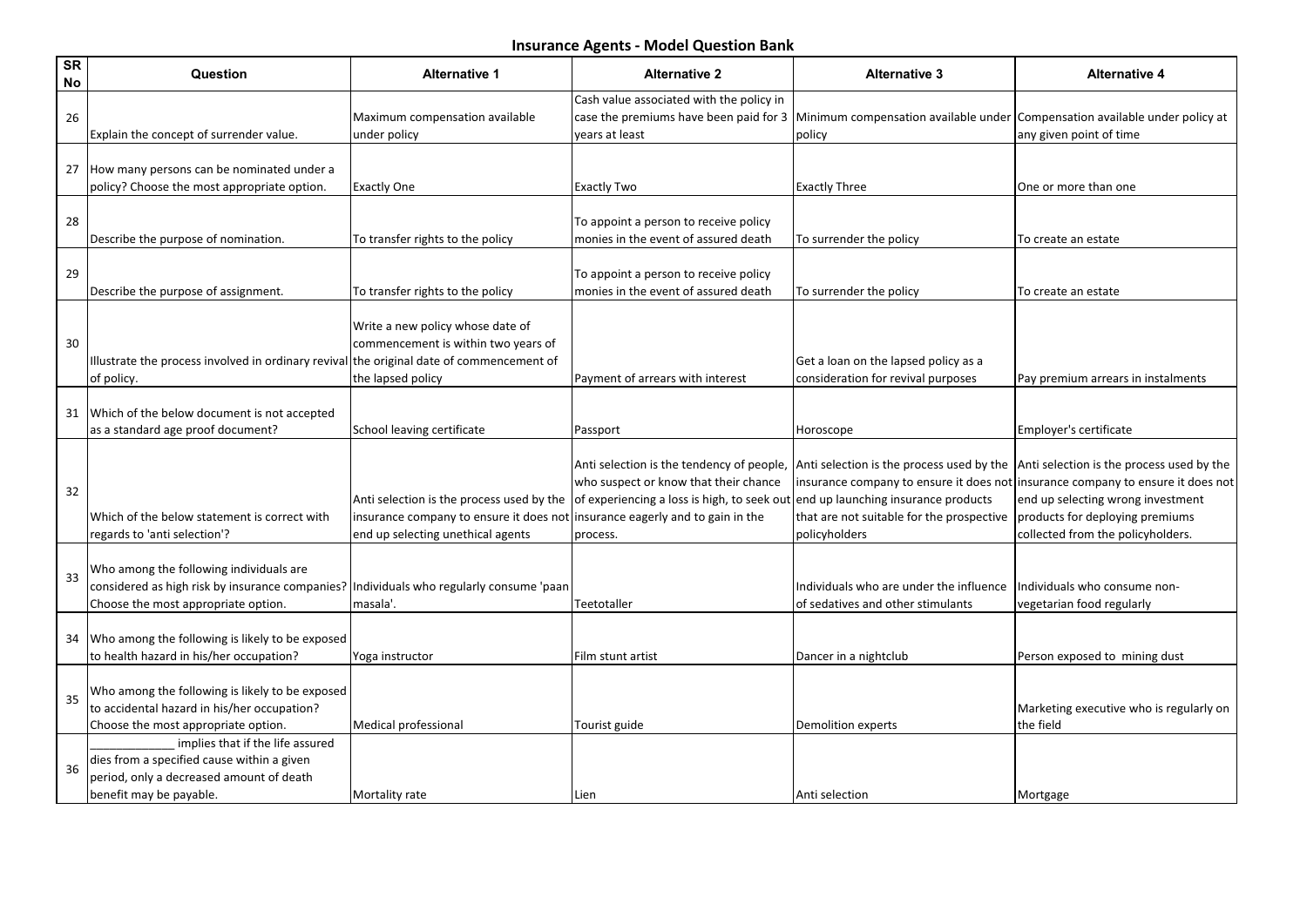## Insurance Agents - Model Question Bank

| SR No | Question | Alternative 1 | Alternative 2 | Alternative 3 | Alternative 4 |
|---|---|---|---|---|---|
| 26 | Explain the concept of surrender value. | Maximum compensation available under policy | Cash value associated with the policy in case the premiums have been paid for 3 years at least | Minimum compensation available under policy | Compensation available under policy at any given point of time |
| 27 | How many persons can be nominated under a policy? Choose the most appropriate option. | Exactly One | Exactly Two | Exactly Three | One or more than one |
| 28 | Describe the purpose of nomination. | To transfer rights to the policy | To appoint a person to receive policy monies in the event of assured death | To surrender the policy | To create an estate |
| 29 | Describe the purpose of assignment. | To transfer rights to the policy | To appoint a person to receive policy monies in the event of assured death | To surrender the policy | To create an estate |
| 30 | Illustrate the process involved in ordinary revival of policy. | Write a new policy whose date of commencement is within two years of the original date of commencement of the lapsed policy | Payment of arrears with interest | Get a loan on the lapsed policy as a consideration for revival purposes | Pay premium arrears in instalments |
| 31 | Which of the below document is not accepted as a standard age proof document? | School leaving certificate | Passport | Horoscope | Employer's certificate |
| 32 | Which of the below statement is correct with regards to 'anti selection'? | Anti selection is the process used by the insurance company to ensure it does not end up selecting unethical agents | Anti selection is the tendency of people, who suspect or know that their chance of experiencing a loss is high, to seek out insurance eagerly and to gain in the process. | Anti selection is the process used by the insurance company to ensure it does not end up launching insurance products that are not suitable for the prospective policyholders | Anti selection is the process used by the insurance company to ensure it does not end up selecting wrong investment products for deploying premiums collected from the policyholders. |
| 33 | Who among the following individuals are considered as high risk by insurance companies? Choose the most appropriate option. | Individuals who regularly consume 'paan masala'. | Teetotaller | Individuals who are under the influence of sedatives and other stimulants | Individuals who consume non-vegetarian food regularly |
| 34 | Who among the following is likely to be exposed to health hazard in his/her occupation? | Yoga instructor | Film stunt artist | Dancer in a nightclub | Person exposed to mining dust |
| 35 | Who among the following is likely to be exposed to accidental hazard in his/her occupation? Choose the most appropriate option. | Medical professional | Tourist guide | Demolition experts | Marketing executive who is regularly on the field |
| 36 | _____________ implies that if the life assured dies from a specified cause within a given period, only a decreased amount of death benefit may be payable. | Mortality rate | Lien | Anti selection | Mortgage |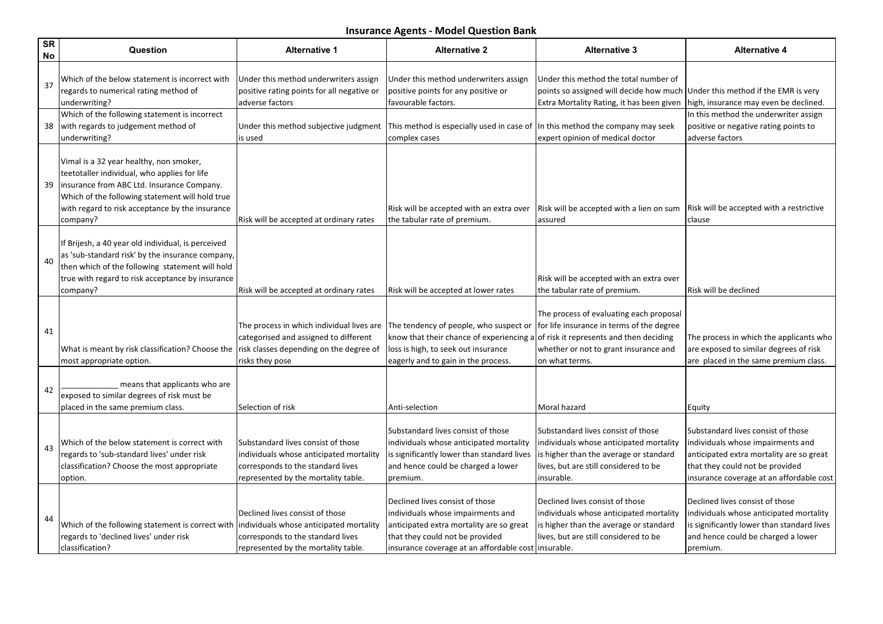# Insurance Agents - Model Question Bank

| SR No | Question | Alternative 1 | Alternative 2 | Alternative 3 | Alternative 4 |
|---|---|---|---|---|---|
| 37 | Which of the below statement is incorrect with regards to numerical rating method of underwriting? | Under this method underwriters assign positive rating points for all negative or adverse factors | Under this method underwriters assign positive points for any positive or favourable factors. | Under this method the total number of points so assigned will decide how much Extra Mortality Rating, it has been given | Under this method if the EMR is very high, insurance may even be declined. |
| 38 | Which of the following statement is incorrect with regards to judgement method of underwriting? | Under this method subjective judgment is used | This method is especially used in case of complex cases | In this method the company may seek expert opinion of medical doctor | In this method the underwriter assign positive or negative rating points to adverse factors |
| 39 | Vimal is a 32 year healthy, non smoker, teetotaller individual, who applies for life insurance from ABC Ltd. Insurance Company. Which of the following statement will hold true with regard to risk acceptance by the insurance company? | Risk will be accepted at ordinary rates | Risk will be accepted with an extra over the tabular rate of premium. | Risk will be accepted with a lien on sum assured | Risk will be accepted with a restrictive clause |
| 40 | If Brijesh, a 40 year old individual, is perceived as 'sub-standard risk' by the insurance company, then which of the following statement will hold true with regard to risk acceptance by insurance company? | Risk will be accepted at ordinary rates | Risk will be accepted at lower rates | Risk will be accepted with an extra over the tabular rate of premium. | Risk will be declined |
| 41 | What is meant by risk classification? Choose the most appropriate option. | The process in which individual lives are categorised and assigned to different risk classes depending on the degree of risks they pose | The tendency of people, who suspect or know that their chance of experiencing a loss is high, to seek out insurance eagerly and to gain in the process. | The process of evaluating each proposal for life insurance in terms of the degree of risk it represents and then deciding whether or not to grant insurance and on what terms. | The process in which the applicants who are exposed to similar degrees of risk are placed in the same premium class. |
| 42 | _____________ means that applicants who are exposed to similar degrees of risk must be placed in the same premium class. | Selection of risk | Anti-selection | Moral hazard | Equity |
| 43 | Which of the below statement is correct with regards to 'sub-standard lives' under risk classification? Choose the most appropriate option. | Substandard lives consist of those individuals whose anticipated mortality corresponds to the standard lives represented by the mortality table. | Substandard lives consist of those individuals whose anticipated mortality is significantly lower than standard lives and hence could be charged a lower premium. | Substandard lives consist of those individuals whose anticipated mortality is higher than the average or standard lives, but are still considered to be insurable. | Substandard lives consist of those individuals whose impairments and anticipated extra mortality are so great that they could not be provided insurance coverage at an affordable cost |
| 44 | Which of the following statement is correct with regards to 'declined lives' under risk classification? | Declined lives consist of those individuals whose anticipated mortality corresponds to the standard lives represented by the mortality table. | Declined lives consist of those individuals whose impairments and anticipated extra mortality are so great that they could not be provided insurance coverage at an affordable cost | Declined lives consist of those individuals whose anticipated mortality is higher than the average or standard lives, but are still considered to be insurable. | Declined lives consist of those individuals whose anticipated mortality is significantly lower than standard lives and hence could be charged a lower premium. |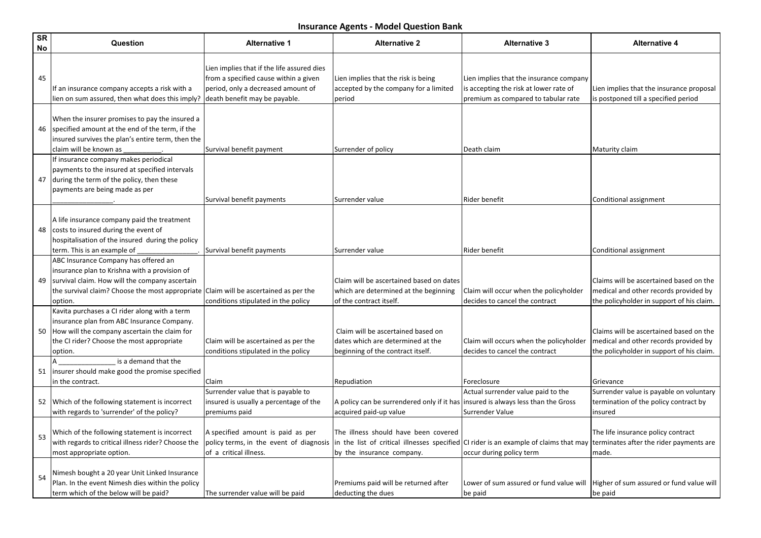# Insurance Agents - Model Question Bank

| SR No | Question | Alternative 1 | Alternative 2 | Alternative 3 | Alternative 4 |
|---|---|---|---|---|---|
| 45 | If an insurance company accepts a risk with a lien on sum assured, then what does this imply? | Lien implies that if the life assured dies from a specified cause within a given period, only a decreased amount of death benefit may be payable. | Lien implies that the risk is being accepted by the company for a limited period | Lien implies that the insurance company is accepting the risk at lower rate of premium as compared to tabular rate | Lien implies that the insurance proposal is postponed till a specified period |
| 46 | When the insurer promises to pay the insured a specified amount at the end of the term, if the insured survives the plan's entire term, then the claim will be known as __________. | Survival benefit payment | Surrender of policy | Death claim | Maturity claim |
| 47 | If insurance company makes periodical payments to the insured at specified intervals during the term of the policy, then these payments are being made as per _______________. | Survival benefit payments | Surrender value | Rider benefit | Conditional assignment |
| 48 | A life insurance company paid the treatment costs to insured during the event of hospitalisation of the insured during the policy term. This is an example of _______________. | Survival benefit payments | Surrender value | Rider benefit | Conditional assignment |
| 49 | ABC Insurance Company has offered an insurance plan to Krishna with a provision of survival claim. How will the company ascertain the survival claim? Choose the most appropriate option. | Claim will be ascertained as per the conditions stipulated in the policy | Claim will be ascertained based on dates which are determined at the beginning of the contract itself. | Claim will occur when the policyholder decides to cancel the contract | Claims will be ascertained based on the medical and other records provided by the policyholder in support of his claim. |
| 50 | Kavita purchases a CI rider along with a term insurance plan from ABC Insurance Company. How will the company ascertain the claim for the CI rider? Choose the most appropriate option. | Claim will be ascertained as per the conditions stipulated in the policy | Claim will be ascertained based on dates which are determined at the beginning of the contract itself. | Claim will occurs when the policyholder decides to cancel the contract | Claims will be ascertained based on the medical and other records provided by the policyholder in support of his claim. |
| 51 | A _______________ is a demand that the insurer should make good the promise specified in the contract. | Claim | Repudiation | Foreclosure | Grievance |
| 52 | Which of the following statement is incorrect with regards to 'surrender' of the policy? | Surrender value that is payable to insured is usually a percentage of the premiums paid | A policy can be surrendered only if it has acquired paid-up value | Actual surrender value paid to the insured is always less than the Gross Surrender Value | Surrender value is payable on voluntary termination of the policy contract by insured |
| 53 | Which of the following statement is incorrect with regards to critical illness rider? Choose the most appropriate option. | A specified amount is paid as per policy terms, in the event of diagnosis of a critical illness. | The illness should have been covered in the list of critical illnesses specified by the insurance company. | CI rider is an example of claims that may occur during policy term | The life insurance policy contract terminates after the rider payments are made. |
| 54 | Nimesh bought a 20 year Unit Linked Insurance Plan. In the event Nimesh dies within the policy term which of the below will be paid? | The surrender value will be paid | Premiums paid will be returned after deducting the dues | Lower of sum assured or fund value will be paid | Higher of sum assured or fund value will be paid |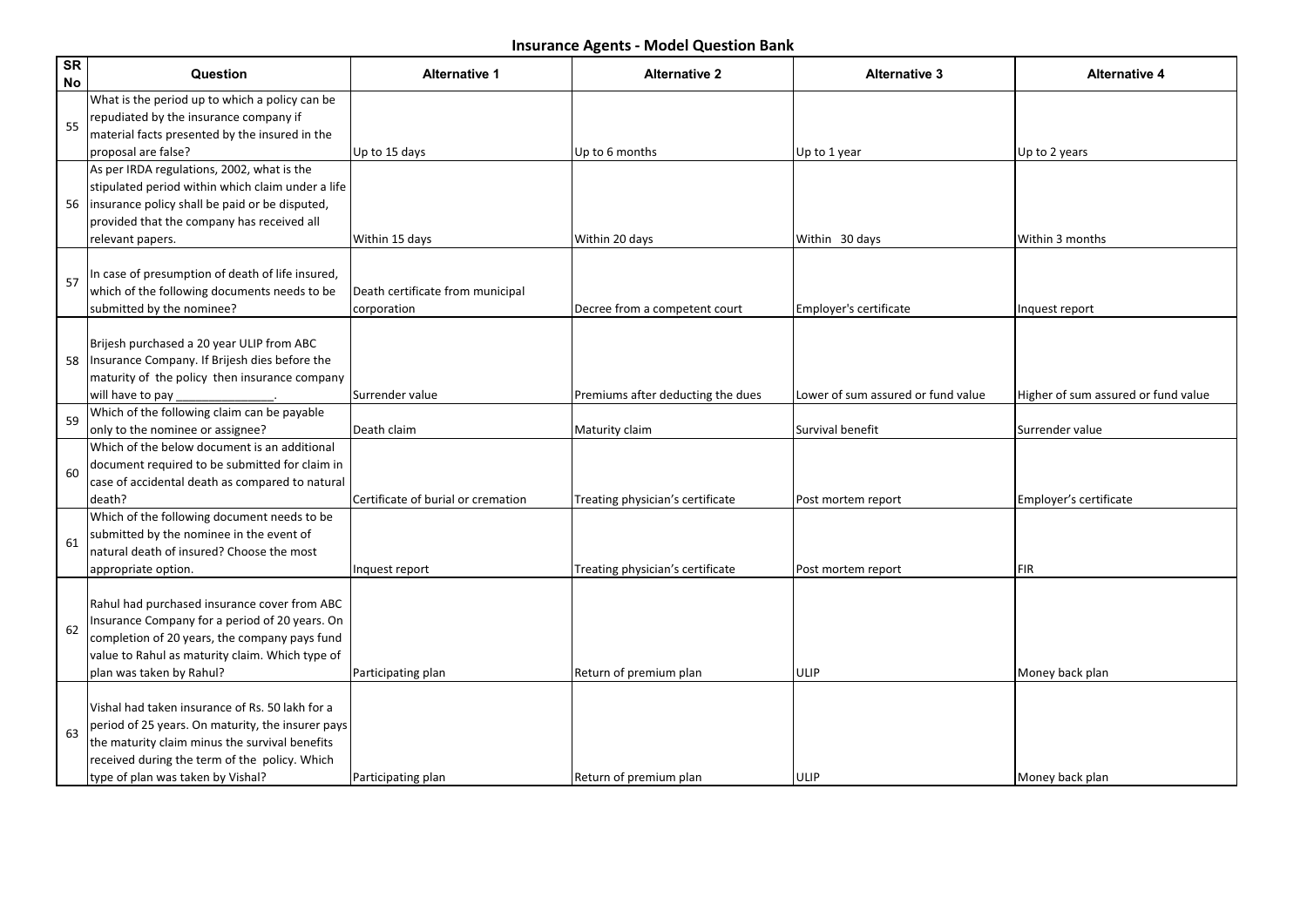# Insurance Agents - Model Question Bank

| SR No | Question | Alternative 1 | Alternative 2 | Alternative 3 | Alternative 4 |
|---|---|---|---|---|---|
| 55 | What is the period up to which a policy can be repudiated by the insurance company if material facts presented by the insured in the proposal are false? | Up to 15 days | Up to 6 months | Up to 1 year | Up to 2 years |
| 56 | As per IRDA regulations, 2002, what is the stipulated period within which claim under a life insurance policy shall be paid or be disputed, provided that the company has received all relevant papers. | Within 15 days | Within 20 days | Within 30 days | Within 3 months |
| 57 | In case of presumption of death of life insured, which of the following documents needs to be submitted by the nominee? | Death certificate from municipal corporation | Decree from a competent court | Employer's certificate | Inquest report |
| 58 | Brijesh purchased a 20 year ULIP from ABC Insurance Company. If Brijesh dies before the maturity of the policy then insurance company will have to pay _______________. | Surrender value | Premiums after deducting the dues | Lower of sum assured or fund value | Higher of sum assured or fund value |
| 59 | Which of the following claim can be payable only to the nominee or assignee? | Death claim | Maturity claim | Survival benefit | Surrender value |
| 60 | Which of the below document is an additional document required to be submitted for claim in case of accidental death as compared to natural death? | Certificate of burial or cremation | Treating physician's certificate | Post mortem report | Employer's certificate |
| 61 | Which of the following document needs to be submitted by the nominee in the event of natural death of insured? Choose the most appropriate option. | Inquest report | Treating physician's certificate | Post mortem report | FIR |
| 62 | Rahul had purchased insurance cover from ABC Insurance Company for a period of 20 years. On completion of 20 years, the company pays fund value to Rahul as maturity claim. Which type of plan was taken by Rahul? | Participating plan | Return of premium plan | ULIP | Money back plan |
| 63 | Vishal had taken insurance of Rs. 50 lakh for a period of 25 years. On maturity, the insurer pays the maturity claim minus the survival benefits received during the term of the policy. Which type of plan was taken by Vishal? | Participating plan | Return of premium plan | ULIP | Money back plan |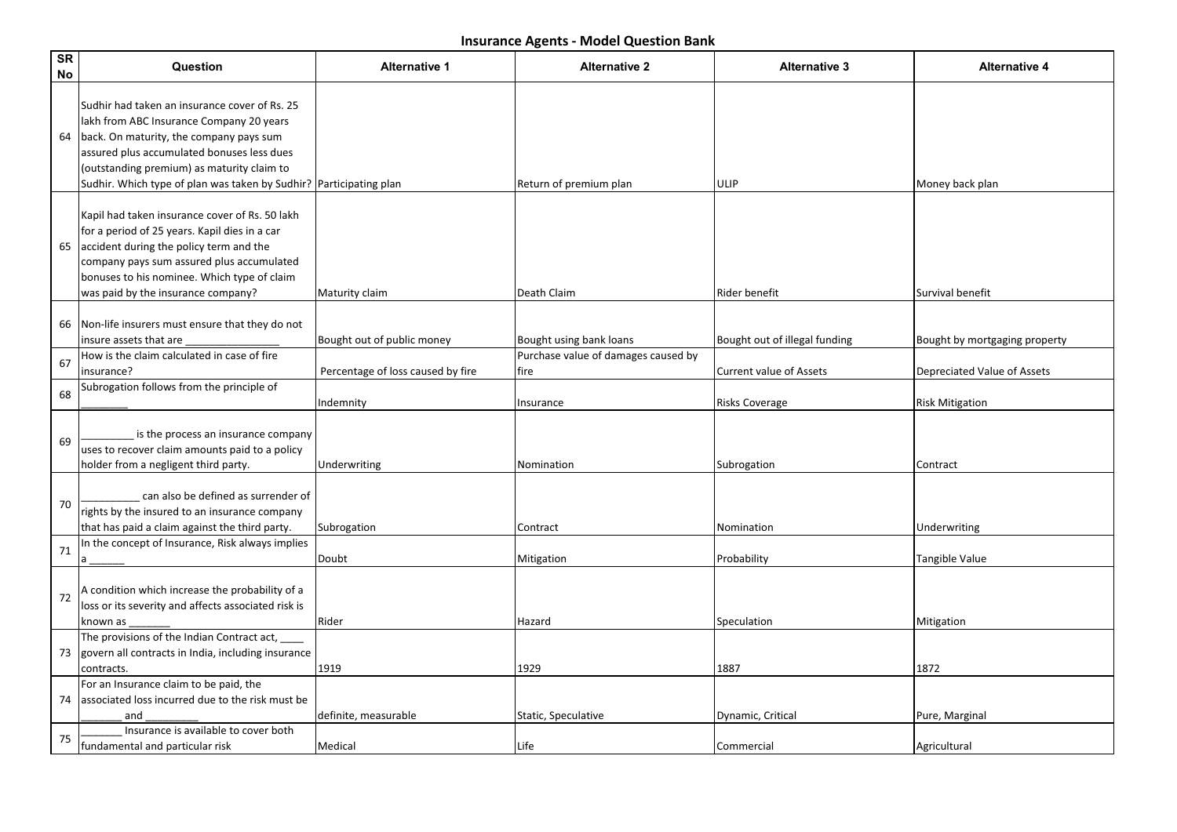# Insurance Agents - Model Question Bank

| SR No | Question | Alternative 1 | Alternative 2 | Alternative 3 | Alternative 4 |
|---|---|---|---|---|---|
| 64 | Sudhir had taken an insurance cover of Rs. 25 lakh from ABC Insurance Company 20 years back. On maturity, the company pays sum assured plus accumulated bonuses less dues (outstanding premium) as maturity claim to Sudhir. Which type of plan was taken by Sudhir? | Participating plan | Return of premium plan | ULIP | Money back plan |
| 65 | Kapil had taken insurance cover of Rs. 50 lakh for a period of 25 years. Kapil dies in a car accident during the policy term and the company pays sum assured plus accumulated bonuses to his nominee. Which type of claim was paid by the insurance company? | Maturity claim | Death Claim | Rider benefit | Survival benefit |
| 66 | Non-life insurers must ensure that they do not insure assets that are _______________ | Bought out of public money | Bought using bank loans | Bought out of illegal funding | Bought by mortgaging property |
| 67 | How is the claim calculated in case of fire insurance? | Percentage of loss caused by fire | Purchase value of damages caused by fire | Current value of Assets | Depreciated Value of Assets |
| 68 | Subrogation follows from the principle of _______ | Indemnity | Insurance | Risks Coverage | Risk Mitigation |
| 69 | ________ is the process an insurance company uses to recover claim amounts paid to a policy holder from a negligent third party. | Underwriting | Nomination | Subrogation | Contract |
| 70 | _________ can also be defined as surrender of rights by the insured to an insurance company that has paid a claim against the third party. | Subrogation | Contract | Nomination | Underwriting |
| 71 | In the concept of Insurance, Risk always implies a ______ | Doubt | Mitigation | Probability | Tangible Value |
| 72 | A condition which increase the probability of a loss or its severity and affects associated risk is known as _______ | Rider | Hazard | Speculation | Mitigation |
| 73 | The provisions of the Indian Contract act, ____ govern all contracts in India, including insurance contracts. | 1919 | 1929 | 1887 | 1872 |
| 74 | For an Insurance claim to be paid, the associated loss incurred due to the risk must be _______ and ________ | definite, measurable | Static, Speculative | Dynamic, Critical | Pure, Marginal |
| 75 | _______ Insurance is available to cover both fundamental and particular risk | Medical | Life | Commercial | Agricultural |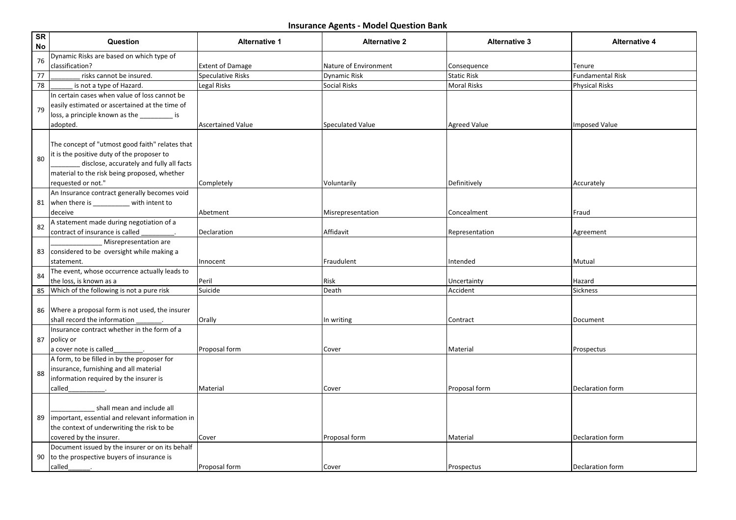## Insurance Agents - Model Question Bank

| SR No | Question | Alternative 1 | Alternative 2 | Alternative 3 | Alternative 4 |
|---|---|---|---|---|---|
| 76 | Dynamic Risks are based on which type of classification? | Extent of Damage | Nature of Environment | Consequence | Tenure |
| 77 | ________ risks cannot be insured. | Speculative Risks | Dynamic Risk | Static Risk | Fundamental Risk |
| 78 | ______ is not a type of Hazard. | Legal Risks | Social Risks | Moral Risks | Physical Risks |
| 79 | In certain cases when value of loss cannot be easily estimated or ascertained at the time of loss, a principle known as the _________ is adopted. | Ascertained Value | Speculated Value | Agreed Value | Imposed Value |
| 80 | The concept of "utmost good faith" relates that it is the positive duty of the proposer to ________ disclose, accurately and fully all facts material to the risk being proposed, whether requested or not." | Completely | Voluntarily | Definitively | Accurately |
| 81 | An Insurance contract generally becomes void when there is __________ with intent to deceive | Abetment | Misrepresentation | Concealment | Fraud |
| 82 | A statement made during negotiation of a contract of insurance is called _________. | Declaration | Affidavit | Representation | Agreement |
| 83 | ______________ Misrepresentation are considered to be oversight while making a statement. | Innocent | Fraudulent | Intended | Mutual |
| 84 | The event, whose occurrence actually leads to the loss, is known as a | Peril | Risk | Uncertainty | Hazard |
| 85 | Which of the following is not a pure risk | Suicide | Death | Accident | Sickness |
| 86 | Where a proposal form is not used, the insurer shall record the information _______. | Orally | In writing | Contract | Document |
| 87 | Insurance contract whether in the form of a policy or a cover note is called________. | Proposal form | Cover | Material | Prospectus |
| 88 | A form, to be filled in by the proposer for insurance, furnishing and all material information required by the insurer is called__________. | Material | Cover | Proposal form | Declaration form |
| 89 | ____________ shall mean and include all important, essential and relevant information in the context of underwriting the risk to be covered by the insurer. | Cover | Proposal form | Material | Declaration form |
| 90 | Document issued by the insurer or on its behalf to the prospective buyers of insurance is called______. | Proposal form | Cover | Prospectus | Declaration form |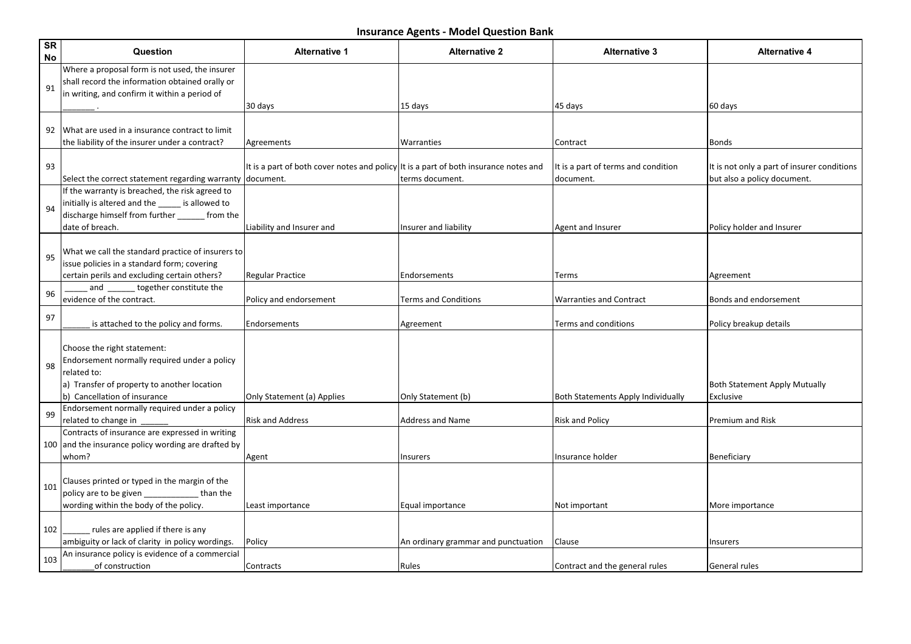## Insurance Agents - Model Question Bank

| SR No | Question | Alternative 1 | Alternative 2 | Alternative 3 | Alternative 4 |
|---|---|---|---|---|---|
| 91 | Where a proposal form is not used, the insurer shall record the information obtained orally or in writing, and confirm it within a period of _______ . | 30 days | 15 days | 45 days | 60 days |
| 92 | What are used in a insurance contract to limit the liability of the insurer under a contract? | Agreements | Warranties | Contract | Bonds |
| 93 | Select the correct statement regarding warranty | It is a part of both cover notes and policy document. | It is a part of both insurance notes and terms document. | It is a part of terms and condition document. | It is not only a part of insurer conditions but also a policy document. |
| 94 | If the warranty is breached, the risk agreed to initially is altered and the _____ is allowed to discharge himself from further ______ from the date of breach. | Liability and Insurer and | Insurer and liability | Agent and Insurer | Policy holder and Insurer |
| 95 | What we call the standard practice of insurers to issue policies in a standard form; covering certain perils and excluding certain others? | Regular Practice | Endorsements | Terms | Agreement |
| 96 | _____ and ______ together constitute the evidence of the contract. | Policy and endorsement | Terms and Conditions | Warranties and Contract | Bonds and endorsement |
| 97 | ______ is attached to the policy and forms. | Endorsements | Agreement | Terms and conditions | Policy breakup details |
| 98 | Choose the right statement:<br>Endorsement normally required under a policy related to:<br>a) Transfer of property to another location<br>b) Cancellation of insurance | Only Statement (a) Applies | Only Statement (b) | Both Statements Apply Individually | Both Statement Apply Mutually Exclusive |
| 99 | Endorsement normally required under a policy related to change in ______ | Risk and Address | Address and Name | Risk and Policy | Premium and Risk |
| 100 | Contracts of insurance are expressed in writing and the insurance policy wording are drafted by whom? | Agent | Insurers | Insurance holder | Beneficiary |
| 101 | Clauses printed or typed in the margin of the policy are to be given ____________ than the wording within the body of the policy. | Least importance | Equal importance | Not important | More importance |
| 102 | ______ rules are applied if there is any ambiguity or lack of clarity in policy wordings. | Policy | An ordinary grammar and punctuation | Clause | Insurers |
| 103 | An insurance policy is evidence of a commercial _______of construction | Contracts | Rules | Contract and the general rules | General rules |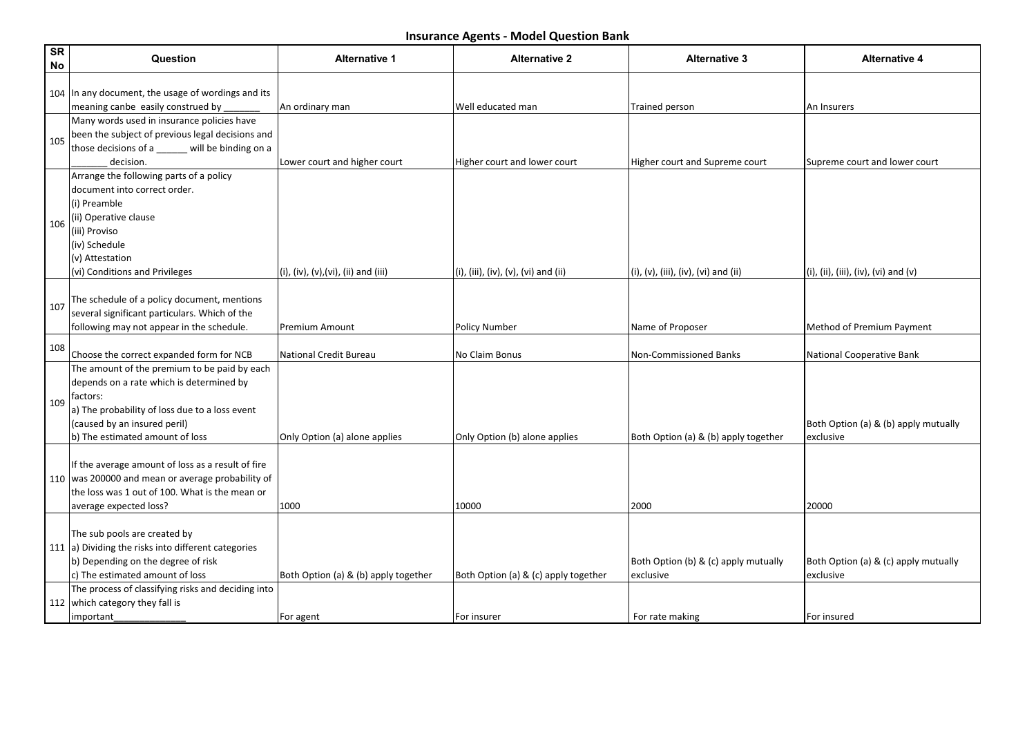# Insurance Agents - Model Question Bank

| SR No | Question | Alternative 1 | Alternative 2 | Alternative 3 | Alternative 4 |
|---|---|---|---|---|---|
| 104 | In any document, the usage of wordings and its meaning canbe easily construed by _______ | An ordinary man | Well educated man | Trained person | An Insurers |
| 105 | Many words used in insurance policies have been the subject of previous legal decisions and those decisions of a ______ will be binding on a _______ decision. | Lower court and higher court | Higher court and lower court | Higher court and Supreme court | Supreme court and lower court |
| 106 | Arrange the following parts of a policy document into correct order.<br>(i) Preamble<br>(ii) Operative clause<br>(iii) Proviso<br>(iv) Schedule<br>(v) Attestation<br>(vi) Conditions and Privileges | (i), (iv), (v),(vi), (ii) and (iii) | (i), (iii), (iv), (v), (vi) and (ii) | (i), (v), (iii), (iv), (vi) and (ii) | (i), (ii), (iii), (iv), (vi) and (v) |
| 107 | The schedule of a policy document, mentions several significant particulars. Which of the following may not appear in the schedule. | Premium Amount | Policy Number | Name of Proposer | Method of Premium Payment |
| 108 | Choose the correct expanded form for NCB | National Credit Bureau | No Claim Bonus | Non-Commissioned Banks | National Cooperative Bank |
| 109 | The amount of the premium to be paid by each depends on a rate which is determined by factors:<br>a) The probability of loss due to a loss event (caused by an insured peril)<br>b) The estimated amount of loss | Only Option (a) alone applies | Only Option (b) alone applies | Both Option (a) & (b) apply together | Both Option (a) & (b) apply mutually exclusive |
| 110 | If the average amount of loss as a result of fire was 200000 and mean or average probability of the loss was 1 out of 100. What is the mean or average expected loss? | 1000 | 10000 | 2000 | 20000 |
| 111 | The sub pools are created by<br>a) Dividing the risks into different categories<br>b) Depending on the degree of risk<br>c) The estimated amount of loss | Both Option (a) & (b) apply together | Both Option (a) & (c) apply together | Both Option (b) & (c) apply mutually exclusive | Both Option (a) & (c) apply mutually exclusive |
| 112 | The process of classifying risks and deciding into which category they fall is important_____________ | For agent | For insurer | For rate making | For insured |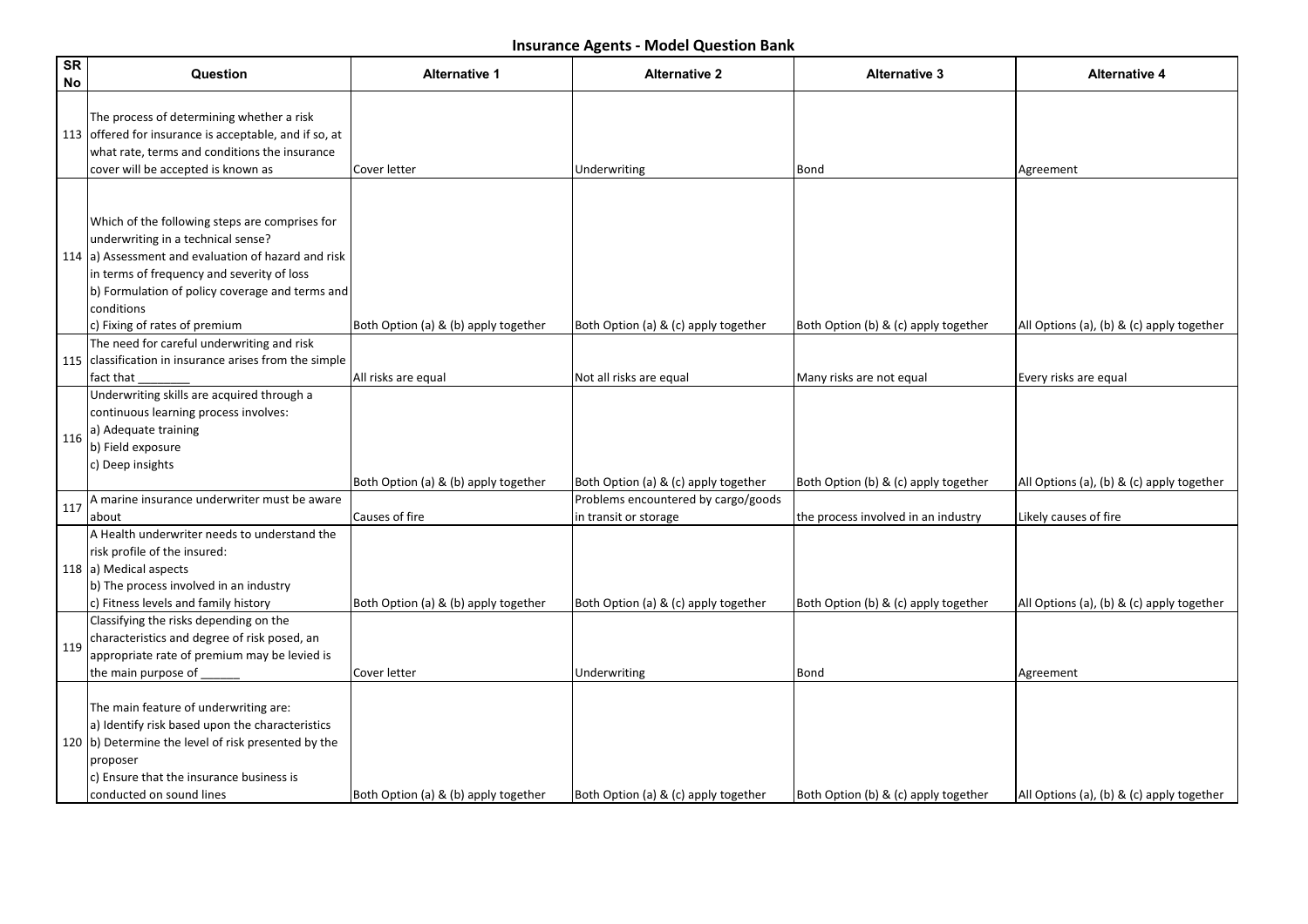# Insurance Agents - Model Question Bank

| SR No | Question | Alternative 1 | Alternative 2 | Alternative 3 | Alternative 4 |
|---|---|---|---|---|---|
| 113 | The process of determining whether a risk offered for insurance is acceptable, and if so, at what rate, terms and conditions the insurance cover will be accepted is known as | Cover letter | Underwriting | Bond | Agreement |
| 114 | Which of the following steps are comprises for underwriting in a technical sense?<br>a) Assessment and evaluation of hazard and risk in terms of frequency and severity of loss<br>b) Formulation of policy coverage and terms and conditions<br>c) Fixing of rates of premium | Both Option (a) & (b) apply together | Both Option (a) & (c) apply together | Both Option (b) & (c) apply together | All Options (a), (b) & (c) apply together |
| 115 | The need for careful underwriting and risk classification in insurance arises from the simple fact that ________ | All risks are equal | Not all risks are equal | Many risks are not equal | Every risks are equal |
| 116 | Underwriting skills are acquired through a continuous learning process involves:<br>a) Adequate training<br>b) Field exposure<br>c) Deep insights | Both Option (a) & (b) apply together | Both Option (a) & (c) apply together | Both Option (b) & (c) apply together | All Options (a), (b) & (c) apply together |
| 117 | A marine insurance underwriter must be aware about | Causes of fire | Problems encountered by cargo/goods in transit or storage | the process involved in an industry | Likely causes of fire |
| 118 | A Health underwriter needs to understand the risk profile of the insured:<br>a) Medical aspects<br>b) The process involved in an industry<br>c) Fitness levels and family history | Both Option (a) & (b) apply together | Both Option (a) & (c) apply together | Both Option (b) & (c) apply together | All Options (a), (b) & (c) apply together |
| 119 | Classifying the risks depending on the characteristics and degree of risk posed, an appropriate rate of premium may be levied is the main purpose of ______ | Cover letter | Underwriting | Bond | Agreement |
| 120 | The main feature of underwriting are:<br>a) Identify risk based upon the characteristics<br>b) Determine the level of risk presented by the proposer<br>c) Ensure that the insurance business is conducted on sound lines | Both Option (a) & (b) apply together | Both Option (a) & (c) apply together | Both Option (b) & (c) apply together | All Options (a), (b) & (c) apply together |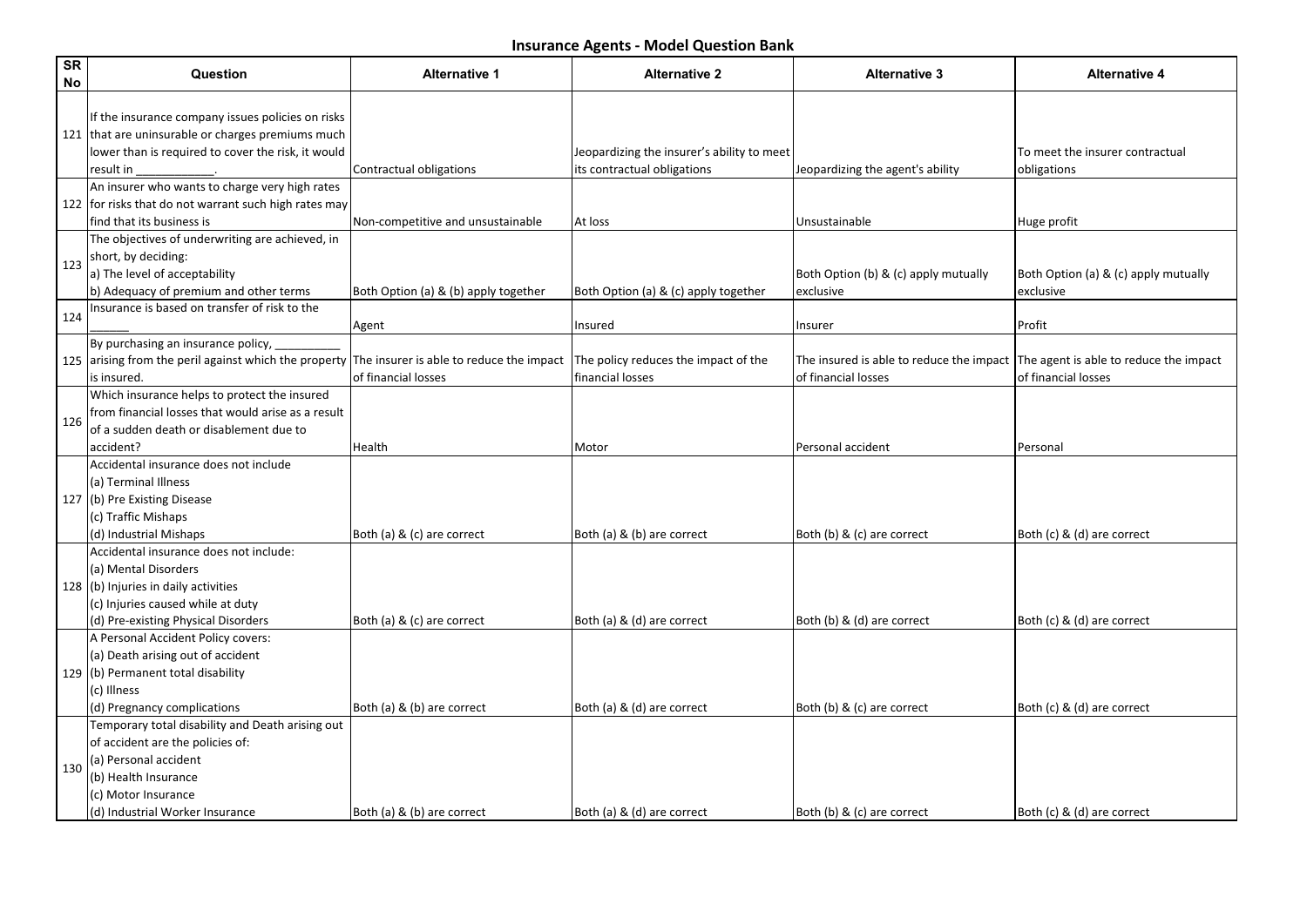## Insurance Agents - Model Question Bank

| SR No | Question | Alternative 1 | Alternative 2 | Alternative 3 | Alternative 4 |
|---|---|---|---|---|---|
| 121 | If the insurance company issues policies on risks that are uninsurable or charges premiums much lower than is required to cover the risk, it would result in ____________. | Contractual obligations | Jeopardizing the insurer's ability to meet its contractual obligations | Jeopardizing the agent's ability | To meet the insurer contractual obligations |
| 122 | An insurer who wants to charge very high rates for risks that do not warrant such high rates may find that its business is | Non-competitive and unsustainable | At loss | Unsustainable | Huge profit |
| 123 | The objectives of underwriting are achieved, in short, by deciding:<br>a) The level of acceptability<br>b) Adequacy of premium and other terms | Both Option (a) & (b) apply together | Both Option (a) & (c) apply together | Both Option (b) & (c) apply mutually exclusive | Both Option (a) & (c) apply mutually exclusive |
| 124 | Insurance is based on transfer of risk to the ______ | Agent | Insured | Insurer | Profit |
| 125 | By purchasing an insurance policy, __________ arising from the peril against which the property is insured. | The insurer is able to reduce the impact of financial losses | The policy reduces the impact of the financial losses | The insured is able to reduce the impact of financial losses | The agent is able to reduce the impact of financial losses |
| 126 | Which insurance helps to protect the insured from financial losses that would arise as a result of a sudden death or disablement due to accident? | Health | Motor | Personal accident | Personal |
| 127 | Accidental insurance does not include<br>(a) Terminal Illness<br>(b) Pre Existing Disease<br>(c) Traffic Mishaps<br>(d) Industrial Mishaps | Both (a) & (c) are correct | Both (a) & (b) are correct | Both (b) & (c) are correct | Both (c) & (d) are correct |
| 128 | Accidental insurance does not include:<br>(a) Mental Disorders<br>(b) Injuries in daily activities<br>(c) Injuries caused while at duty<br>(d) Pre-existing Physical Disorders | Both (a) & (c) are correct | Both (a) & (d) are correct | Both (b) & (d) are correct | Both (c) & (d) are correct |
| 129 | A Personal Accident Policy covers:<br>(a) Death arising out of accident<br>(b) Permanent total disability<br>(c) Illness<br>(d) Pregnancy complications | Both (a) & (b) are correct | Both (a) & (d) are correct | Both (b) & (c) are correct | Both (c) & (d) are correct |
| 130 | Temporary total disability and Death arising out of accident are the policies of:<br>(a) Personal accident<br>(b) Health Insurance<br>(c) Motor Insurance<br>(d) Industrial Worker Insurance | Both (a) & (b) are correct | Both (a) & (d) are correct | Both (b) & (c) are correct | Both (c) & (d) are correct |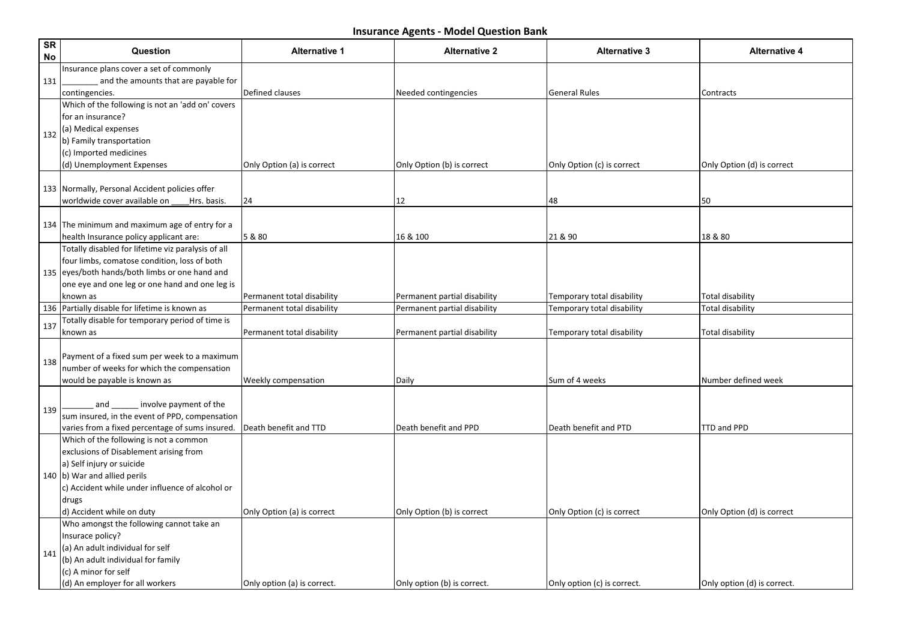# Insurance Agents - Model Question Bank

| SR No | Question | Alternative 1 | Alternative 2 | Alternative 3 | Alternative 4 |
|---|---|---|---|---|---|
| 131 | Insurance plans cover a set of commonly ________ and the amounts that are payable for contingencies. | Defined clauses | Needed contingencies | General Rules | Contracts |
| 132 | Which of the following is not an 'add on' covers for an insurance?<br>(a) Medical expenses<br>b) Family transportation<br>(c) Imported medicines<br>(d) Unemployment Expenses | Only Option (a) is correct | Only Option (b) is correct | Only Option (c) is correct | Only Option (d) is correct |
| 133 | Normally, Personal Accident policies offer worldwide cover available on ____Hrs. basis. | 24 | 12 | 48 | 50 |
| 134 | The minimum and maximum age of entry for a health Insurance policy applicant are: | 5 & 80 | 16 & 100 | 21 & 90 | 18 & 80 |
| 135 | Totally disabled for lifetime viz paralysis of all four limbs, comatose condition, loss of both eyes/both hands/both limbs or one hand and one eye and one leg or one hand and one leg is known as | Permanent total disability | Permanent partial disability | Temporary total disability | Total disability |
| 136 | Partially disable for lifetime is known as | Permanent total disability | Permanent partial disability | Temporary total disability | Total disability |
| 137 | Totally disable for temporary period of time is known as | Permanent total disability | Permanent partial disability | Temporary total disability | Total disability |
| 138 | Payment of a fixed sum per week to a maximum number of weeks for which the compensation would be payable is known as | Weekly compensation | Daily | Sum of 4 weeks | Number defined week |
| 139 | _______ and ______ involve payment of the sum insured, in the event of PPD, compensation varies from a fixed percentage of sums insured. | Death benefit and TTD | Death benefit and PPD | Death benefit and PTD | TTD and PPD |
| 140 | Which of the following is not a common exclusions of Disablement arising from<br>a) Self injury or suicide<br>b) War and allied perils<br>c) Accident while under influence of alcohol or drugs<br>d) Accident while on duty | Only Option (a) is correct | Only Option (b) is correct | Only Option (c) is correct | Only Option (d) is correct |
| 141 | Who amongst the following cannot take an Insurace policy?<br>(a) An adult individual for self<br>(b) An adult individual for family<br>(c) A minor for self<br>(d) An employer for all workers | Only option (a) is correct. | Only option (b) is correct. | Only option (c) is correct. | Only option (d) is correct. |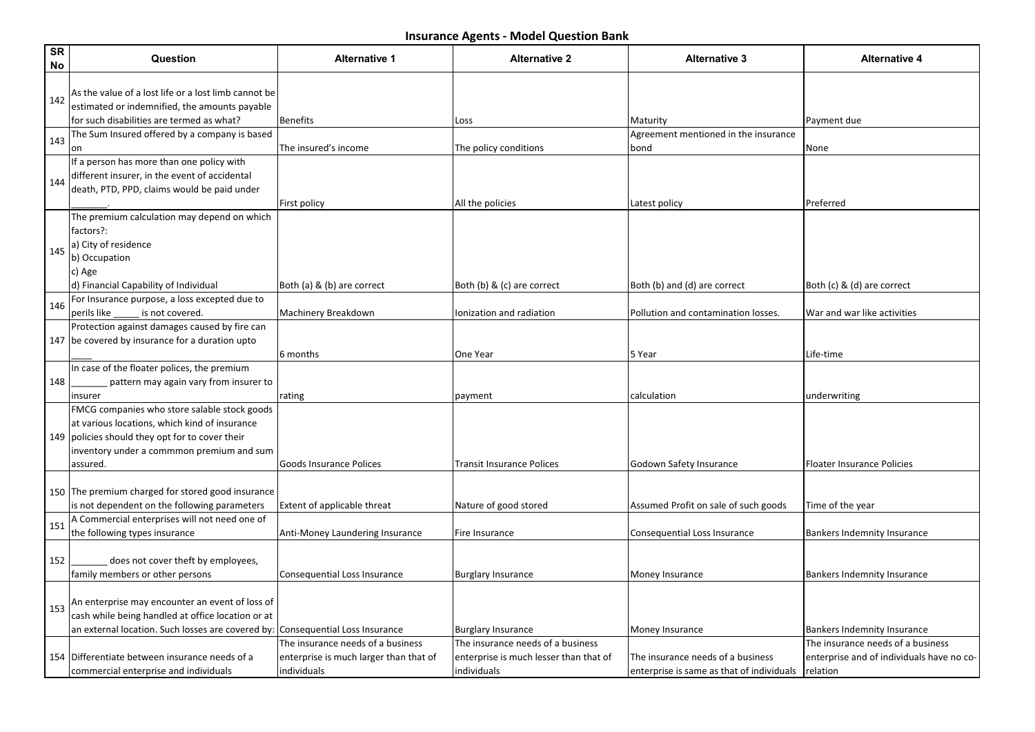## Insurance Agents - Model Question Bank

| SR No | Question | Alternative 1 | Alternative 2 | Alternative 3 | Alternative 4 |
|---|---|---|---|---|---|
| 142 | As the value of a lost life or a lost limb cannot be estimated or indemnified, the amounts payable for such disabilities are termed as what? | Benefits | Loss | Maturity | Payment due |
| 143 | The Sum Insured offered by a company is based on | The insured's income | The policy conditions | Agreement mentioned in the insurance bond | None |
| 144 | If a person has more than one policy with different insurer, in the event of accidental death, PTD, PPD, claims would be paid under _______. | First policy | All the policies | Latest policy | Preferred |
| 145 | The premium calculation may depend on which factors?:<br>a) City of residence<br>b) Occupation<br>c) Age<br>d) Financial Capability of Individual | Both (a) & (b) are correct | Both (b) & (c) are correct | Both (b) and (d) are correct | Both (c) & (d) are correct |
| 146 | For Insurance purpose, a loss excepted due to perils like _____ is not covered. | Machinery Breakdown | Ionization and radiation | Pollution and contamination losses. | War and war like activities |
| 147 | Protection against damages caused by fire can be covered by insurance for a duration upto ____ | 6 months | One Year | 5 Year | Life-time |
| 148 | In case of the floater polices, the premium _______ pattern may again vary from insurer to insurer | rating | payment | calculation | underwriting |
| 149 | FMCG companies who store salable stock goods at various locations, which kind of insurance policies should they opt for to cover their inventory under a commmon premium and sum assured. | Goods Insurance Polices | Transit Insurance Polices | Godown Safety Insurance | Floater Insurance Policies |
| 150 | The premium charged for stored good insurance is not dependent on the following parameters | Extent of applicable threat | Nature of good stored | Assumed Profit on sale of such goods | Time of the year |
| 151 | A Commercial enterprises will not need one of the following types insurance | Anti-Money Laundering Insurance | Fire Insurance | Consequential Loss Insurance | Bankers Indemnity Insurance |
| 152 | _______ does not cover theft by employees, family members or other persons | Consequential Loss Insurance | Burglary Insurance | Money Insurance | Bankers Indemnity Insurance |
| 153 | An enterprise may encounter an event of loss of cash while being handled at office location or at an external location. Such losses are covered by: | Consequential Loss Insurance | Burglary Insurance | Money Insurance | Bankers Indemnity Insurance |
| 154 | Differentiate between insurance needs of a commercial enterprise and individuals | The insurance needs of a business enterprise is much larger than that of individuals | The insurance needs of a business enterprise is much lesser than that of individuals | The insurance needs of a business enterprise is same as that of individuals | The insurance needs of a business enterprise and of individuals have no co-relation |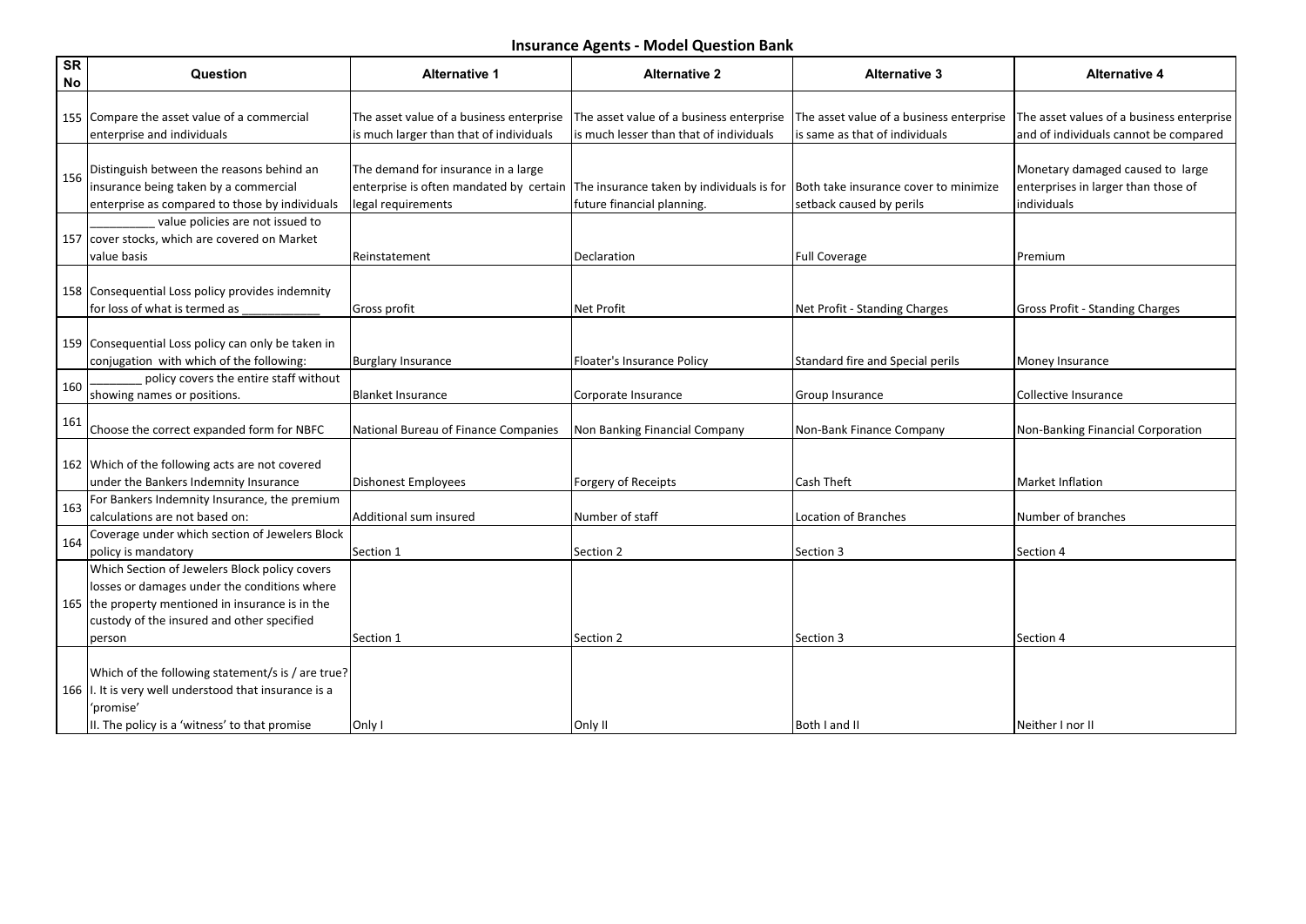# Insurance Agents - Model Question Bank

| SR No | Question | Alternative 1 | Alternative 2 | Alternative 3 | Alternative 4 |
|---|---|---|---|---|---|
| 155 | Compare the asset value of a commercial enterprise and individuals | The asset value of a business enterprise is much larger than that of individuals | The asset value of a business enterprise is much lesser than that of individuals | The asset value of a business enterprise is same as that of individuals | The asset values of a business enterprise and of individuals cannot be compared |
| 156 | Distinguish between the reasons behind an insurance being taken by a commercial enterprise as compared to those by individuals | The demand for insurance in a large enterprise is often mandated by certain legal requirements | The insurance taken by individuals is for future financial planning. | Both take insurance cover to minimize setback caused by perils | Monetary damaged caused to large enterprises in larger than those of individuals |
| 157 | __________ value policies are not issued to cover stocks, which are covered on Market value basis | Reinstatement | Declaration | Full Coverage | Premium |
| 158 | Consequential Loss policy provides indemnity for loss of what is termed as ____________ | Gross profit | Net Profit | Net Profit - Standing Charges | Gross Profit - Standing Charges |
| 159 | Consequential Loss policy can only be taken in conjugation with which of the following: | Burglary Insurance | Floater's Insurance Policy | Standard fire and Special perils | Money Insurance |
| 160 | ________ policy covers the entire staff without showing names or positions. | Blanket Insurance | Corporate Insurance | Group Insurance | Collective Insurance |
| 161 | Choose the correct expanded form for NBFC | National Bureau of Finance Companies | Non Banking Financial Company | Non-Bank Finance Company | Non-Banking Financial Corporation |
| 162 | Which of the following acts are not covered under the Bankers Indemnity Insurance | Dishonest Employees | Forgery of Receipts | Cash Theft | Market Inflation |
| 163 | For Bankers Indemnity Insurance, the premium calculations are not based on: | Additional sum insured | Number of staff | Location of Branches | Number of branches |
| 164 | Coverage under which section of Jewelers Block policy is mandatory | Section 1 | Section 2 | Section 3 | Section 4 |
| 165 | Which Section of Jewelers Block policy covers losses or damages under the conditions where the property mentioned in insurance is in the custody of the insured and other specified person | Section 1 | Section 2 | Section 3 | Section 4 |
| 166 | Which of the following statement/s is / are true?<br>I. It is very well understood that insurance is a 'promise'<br>II. The policy is a 'witness' to that promise | Only I | Only II | Both I and II | Neither I nor II |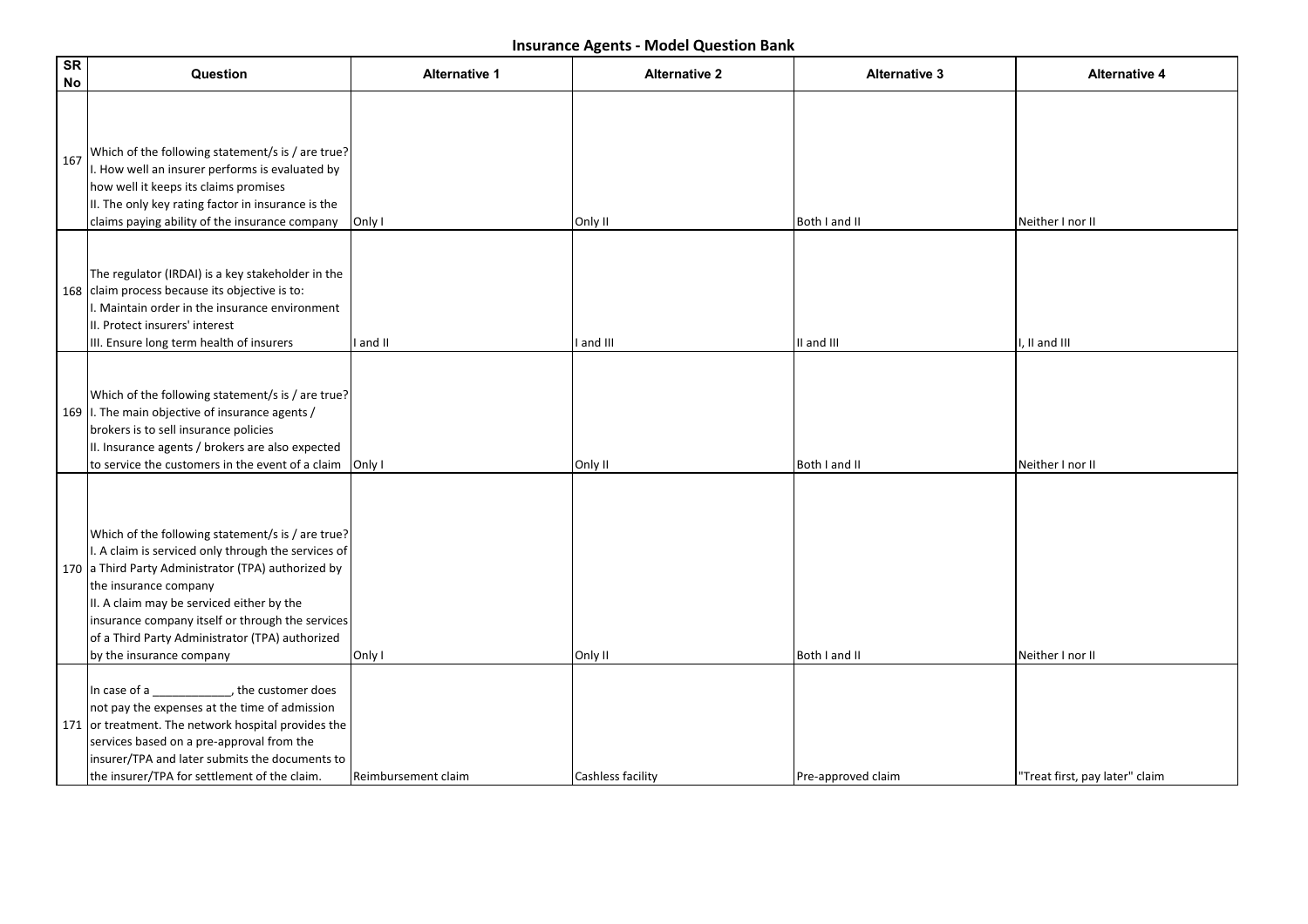# Insurance Agents - Model Question Bank

| SR No | Question | Alternative 1 | Alternative 2 | Alternative 3 | Alternative 4 |
|---|---|---|---|---|---|
| 167 | Which of the following statement/s is / are true?<br>I. How well an insurer performs is evaluated by how well it keeps its claims promises<br>II. The only key rating factor in insurance is the claims paying ability of the insurance company | Only I | Only II | Both I and II | Neither I nor II |
| 168 | The regulator (IRDAI) is a key stakeholder in the claim process because its objective is to:<br>I. Maintain order in the insurance environment<br>II. Protect insurers' interest<br>III. Ensure long term health of insurers | I and II | I and III | II and III | I, II and III |
| 169 | Which of the following statement/s is / are true?<br>I. The main objective of insurance agents / brokers is to sell insurance policies<br>II. Insurance agents / brokers are also expected to service the customers in the event of a claim | Only I | Only II | Both I and II | Neither I nor II |
| 170 | Which of the following statement/s is / are true?<br>I. A claim is serviced only through the services of a Third Party Administrator (TPA) authorized by the insurance company<br>II. A claim may be serviced either by the insurance company itself or through the services of a Third Party Administrator (TPA) authorized by the insurance company | Only I | Only II | Both I and II | Neither I nor II |
| 171 | In case of a ____________, the customer does not pay the expenses at the time of admission or treatment. The network hospital provides the services based on a pre-approval from the insurer/TPA and later submits the documents to the insurer/TPA for settlement of the claim. | Reimbursement claim | Cashless facility | Pre-approved claim | "Treat first, pay later" claim |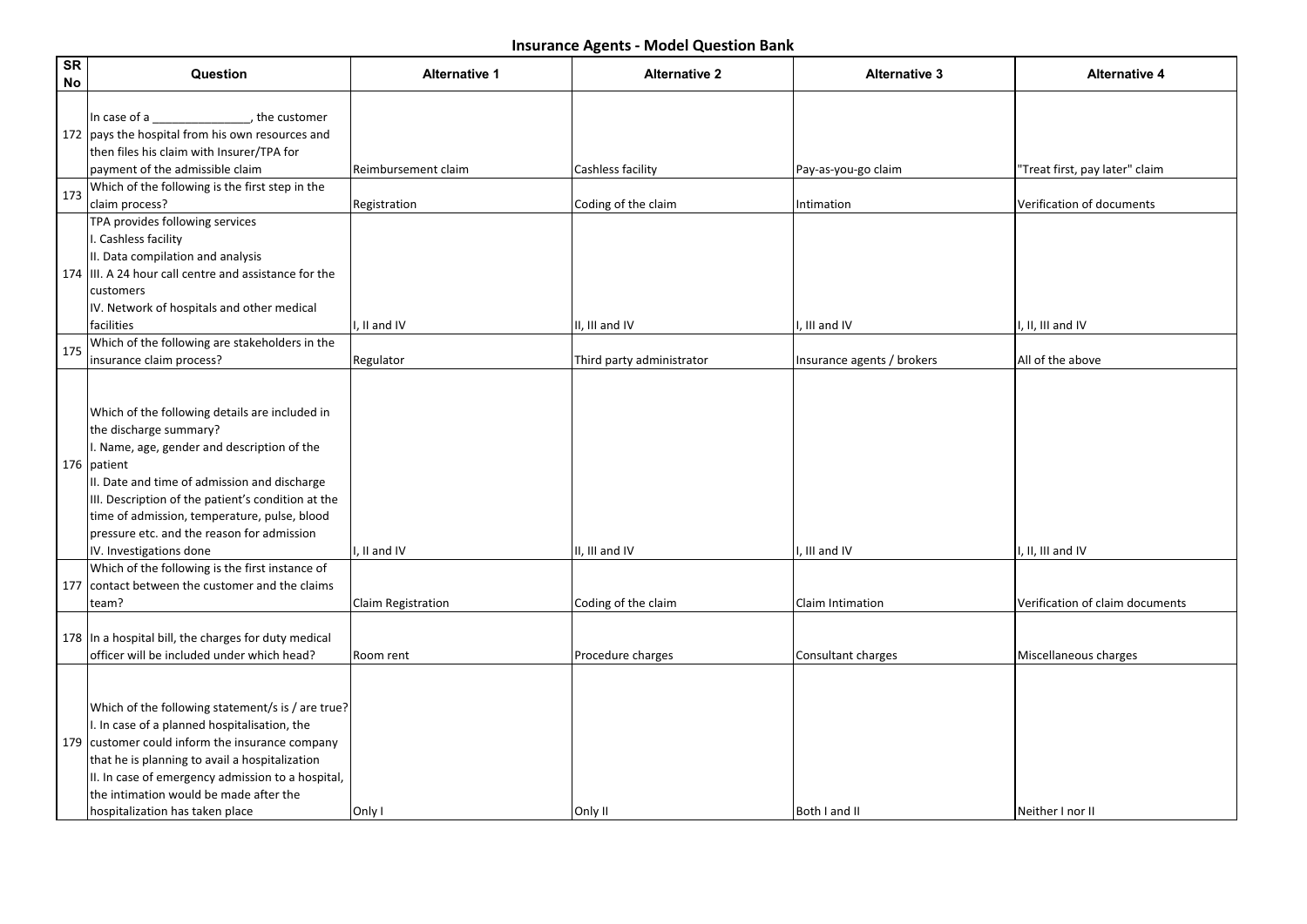# Insurance Agents - Model Question Bank

| SR No | Question | Alternative 1 | Alternative 2 | Alternative 3 | Alternative 4 |
|---|---|---|---|---|---|
| 172 | In case of a _______________, the customer pays the hospital from his own resources and then files his claim with Insurer/TPA for payment of the admissible claim | Reimbursement claim | Cashless facility | Pay-as-you-go claim | "Treat first, pay later" claim |
| 173 | Which of the following is the first step in the claim process? | Registration | Coding of the claim | Intimation | Verification of documents |
| 174 | TPA provides following services<br>I. Cashless facility<br>II. Data compilation and analysis<br>III. A 24 hour call centre and assistance for the customers<br>IV. Network of hospitals and other medical facilities | I, II and IV | II, III and IV | I, III and IV | I, II, III and IV |
| 175 | Which of the following are stakeholders in the insurance claim process? | Regulator | Third party administrator | Insurance agents / brokers | All of the above |
| 176 | Which of the following details are included in the discharge summary?<br>I. Name, age, gender and description of the patient<br>II. Date and time of admission and discharge<br>III. Description of the patient's condition at the time of admission, temperature, pulse, blood pressure etc. and the reason for admission<br>IV. Investigations done | I, II and IV | II, III and IV | I, III and IV | I, II, III and IV |
| 177 | Which of the following is the first instance of contact between the customer and the claims team? | Claim Registration | Coding of the claim | Claim Intimation | Verification of claim documents |
| 178 | In a hospital bill, the charges for duty medical officer will be included under which head? | Room rent | Procedure charges | Consultant charges | Miscellaneous charges |
| 179 | Which of the following statement/s is / are true?<br>I. In case of a planned hospitalisation, the customer could inform the insurance company that he is planning to avail a hospitalization<br>II. In case of emergency admission to a hospital, the intimation would be made after the hospitalization has taken place | Only I | Only II | Both I and II | Neither I nor II |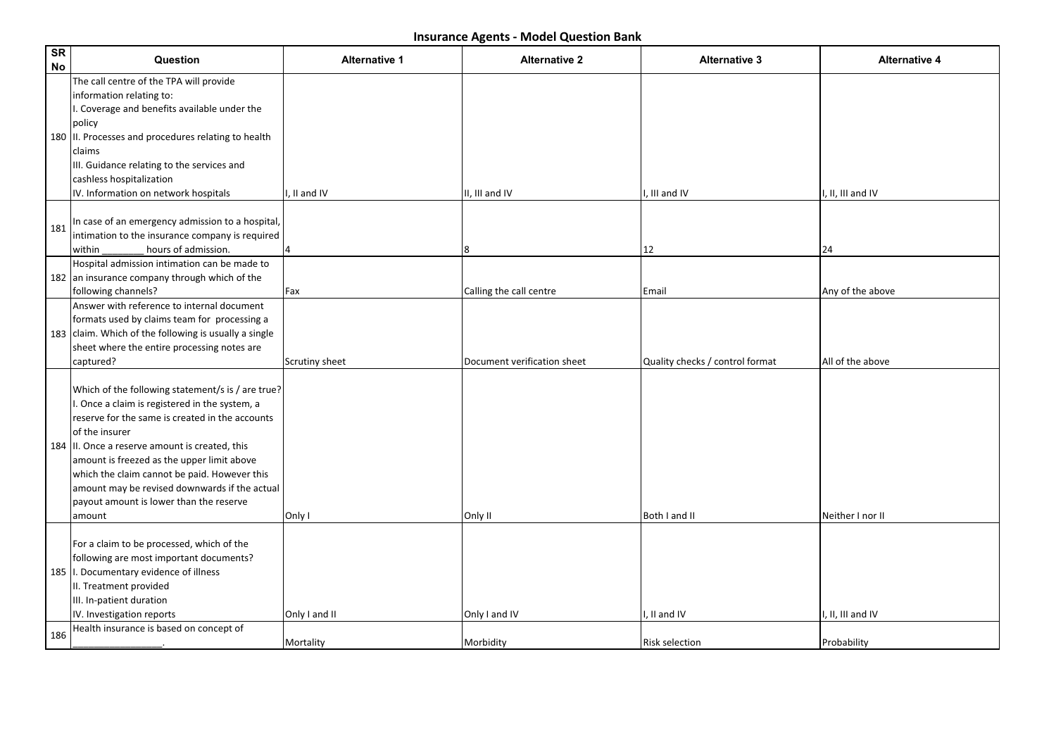# Insurance Agents - Model Question Bank

| SR No | Question | Alternative 1 | Alternative 2 | Alternative 3 | Alternative 4 |
|---|---|---|---|---|---|
| 180 | The call centre of the TPA will provide information relating to:<br>I. Coverage and benefits available under the policy<br>II. Processes and procedures relating to health claims<br>III. Guidance relating to the services and cashless hospitalization<br>IV. Information on network hospitals | I, II and IV | II, III and IV | I, III and IV | I, II, III and IV |
| 181 | In case of an emergency admission to a hospital, intimation to the insurance company is required within ________ hours of admission. | 4 | 8 | 12 | 24 |
| 182 | Hospital admission intimation can be made to an insurance company through which of the following channels? | Fax | Calling the call centre | Email | Any of the above |
| 183 | Answer with reference to internal document formats used by claims team for processing a claim. Which of the following is usually a single sheet where the entire processing notes are captured? | Scrutiny sheet | Document verification sheet | Quality checks / control format | All of the above |
| 184 | Which of the following statement/s is / are true?<br>I. Once a claim is registered in the system, a reserve for the same is created in the accounts of the insurer<br>II. Once a reserve amount is created, this amount is freezed as the upper limit above which the claim cannot be paid. However this amount may be revised downwards if the actual payout amount is lower than the reserve amount | Only I | Only II | Both I and II | Neither I nor II |
| 185 | For a claim to be processed, which of the following are most important documents?<br>I. Documentary evidence of illness<br>II. Treatment provided<br>III. In-patient duration<br>IV. Investigation reports | Only I and II | Only I and IV | I, II and IV | I, II, III and IV |
| 186 | Health insurance is based on concept of ________________. | Mortality | Morbidity | Risk selection | Probability |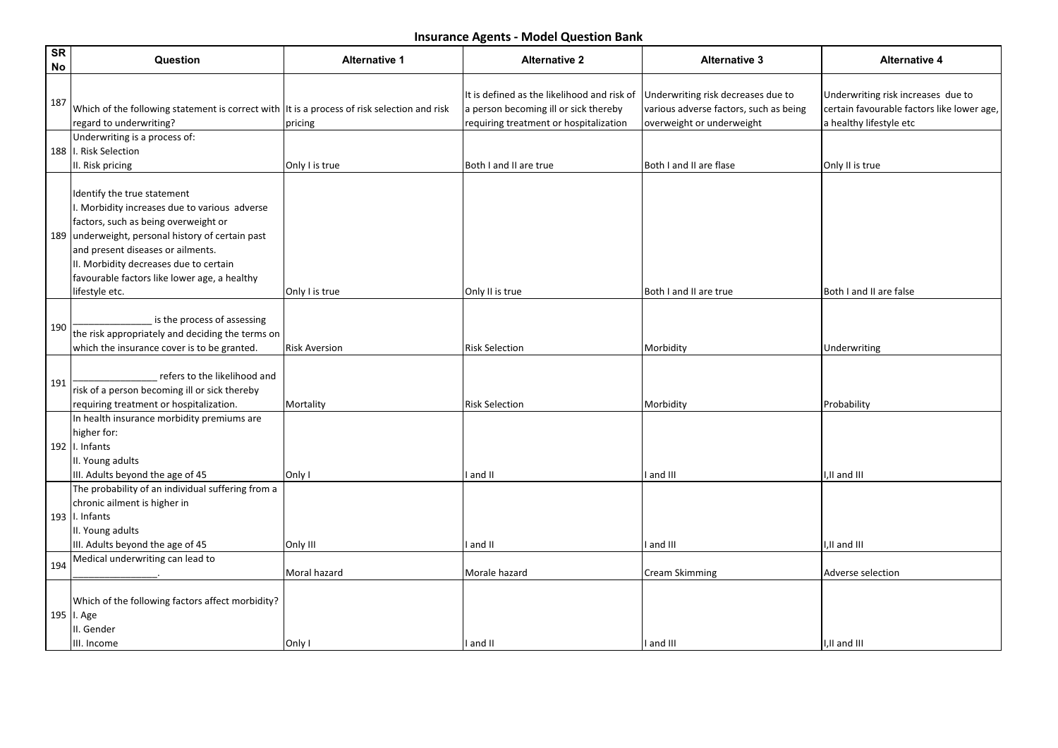# Insurance Agents - Model Question Bank

| SR No | Question | Alternative 1 | Alternative 2 | Alternative 3 | Alternative 4 |
|---|---|---|---|---|---|
| 187 | Which of the following statement is correct with regard to underwriting? | It is a process of risk selection and risk pricing | It is defined as the likelihood and risk of a person becoming ill or sick thereby requiring treatment or hospitalization | Underwriting risk decreases due to various adverse factors, such as being overweight or underweight | Underwriting risk increases due to certain favourable factors like lower age, a healthy lifestyle etc |
| 188 | Underwriting is a process of:<br>I. Risk Selection<br>II. Risk pricing | Only I is true | Both I and II are true | Both I and II are flase | Only II is true |
| 189 | Identify the true statement<br>I. Morbidity increases due to various adverse factors, such as being overweight or underweight, personal history of certain past and present diseases or ailments.<br>II. Morbidity decreases due to certain favourable factors like lower age, a healthy lifestyle etc. | Only I is true | Only II is true | Both I and II are true | Both I and II are false |
| 190 | _______________ is the process of assessing the risk appropriately and deciding the terms on which the insurance cover is to be granted. | Risk Aversion | Risk Selection | Morbidity | Underwriting |
| 191 | ________________ refers to the likelihood and risk of a person becoming ill or sick thereby requiring treatment or hospitalization. | Mortality | Risk Selection | Morbidity | Probability |
| 192 | In health insurance morbidity premiums are higher for:<br>I. Infants<br>II. Young adults<br>III. Adults beyond the age of 45 | Only I | I and II | I and III | I,II and III |
| 193 | The probability of an individual suffering from a chronic ailment is higher in<br>I. Infants<br>II. Young adults<br>III. Adults beyond the age of 45 | Only III | I and II | I and III | I,II and III |
| 194 | Medical underwriting can lead to _______________. | Moral hazard | Morale hazard | Cream Skimming | Adverse selection |
| 195 | Which of the following factors affect morbidity?<br>I. Age<br>II. Gender<br>III. Income | Only I | I and II | I and III | I,II and III |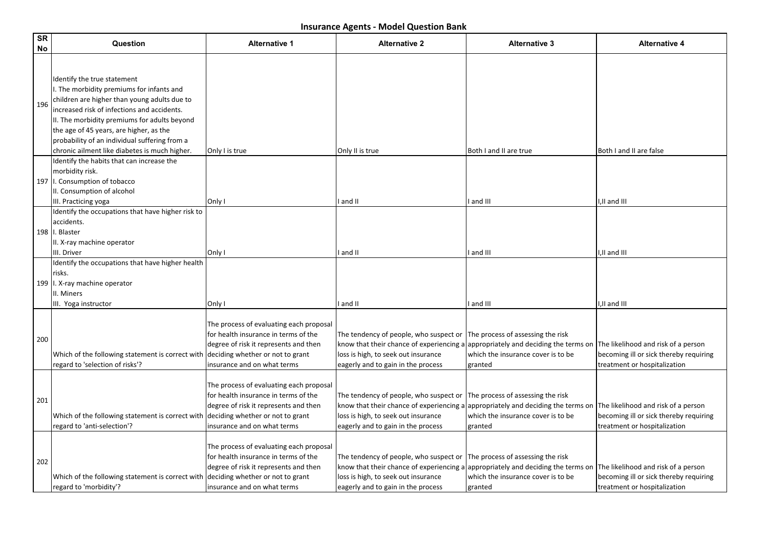# Insurance Agents - Model Question Bank

| SR No | Question | Alternative 1 | Alternative 2 | Alternative 3 | Alternative 4 |
|---|---|---|---|---|---|
| 196 | Identify the true statement<br>I. The morbidity premiums for infants and children are higher than young adults due to increased risk of infections and accidents.<br>II. The morbidity premiums for adults beyond the age of 45 years, are higher, as the probability of an individual suffering from a chronic ailment like diabetes is much higher. | Only I is true | Only II is true | Both I and II are true | Both I and II are false |
| 197 | Identify the habits that can increase the morbidity risk.<br>I. Consumption of tobacco<br>II. Consumption of alcohol<br>III. Practicing yoga | Only I | I and II | I and III | I,II and III |
| 198 | Identify the occupations that have higher risk to accidents.<br>I. Blaster<br>II. X-ray machine operator<br>III. Driver | Only I | I and II | I and III | I,II and III |
| 199 | Identify the occupations that have higher health risks.<br>I. X-ray machine operator<br>II. Miners<br>III. Yoga instructor | Only I | I and II | I and III | I,II and III |
| 200 | Which of the following statement is correct with regard to 'selection of risks'? | The process of evaluating each proposal for health insurance in terms of the degree of risk it represents and then deciding whether or not to grant insurance and on what terms | The tendency of people, who suspect or know that their chance of experiencing a loss is high, to seek out insurance eagerly and to gain in the process | The process of assessing the risk appropriately and deciding the terms on which the insurance cover is to be granted | The likelihood and risk of a person becoming ill or sick thereby requiring treatment or hospitalization |
| 201 | Which of the following statement is correct with regard to 'anti-selection'? | The process of evaluating each proposal for health insurance in terms of the degree of risk it represents and then deciding whether or not to grant insurance and on what terms | The tendency of people, who suspect or know that their chance of experiencing a loss is high, to seek out insurance eagerly and to gain in the process | The process of assessing the risk appropriately and deciding the terms on which the insurance cover is to be granted | The likelihood and risk of a person becoming ill or sick thereby requiring treatment or hospitalization |
| 202 | Which of the following statement is correct with regard to 'morbidity'? | The process of evaluating each proposal for health insurance in terms of the degree of risk it represents and then deciding whether or not to grant insurance and on what terms | The tendency of people, who suspect or know that their chance of experiencing a loss is high, to seek out insurance eagerly and to gain in the process | The process of assessing the risk appropriately and deciding the terms on which the insurance cover is to be granted | The likelihood and risk of a person becoming ill or sick thereby requiring treatment or hospitalization |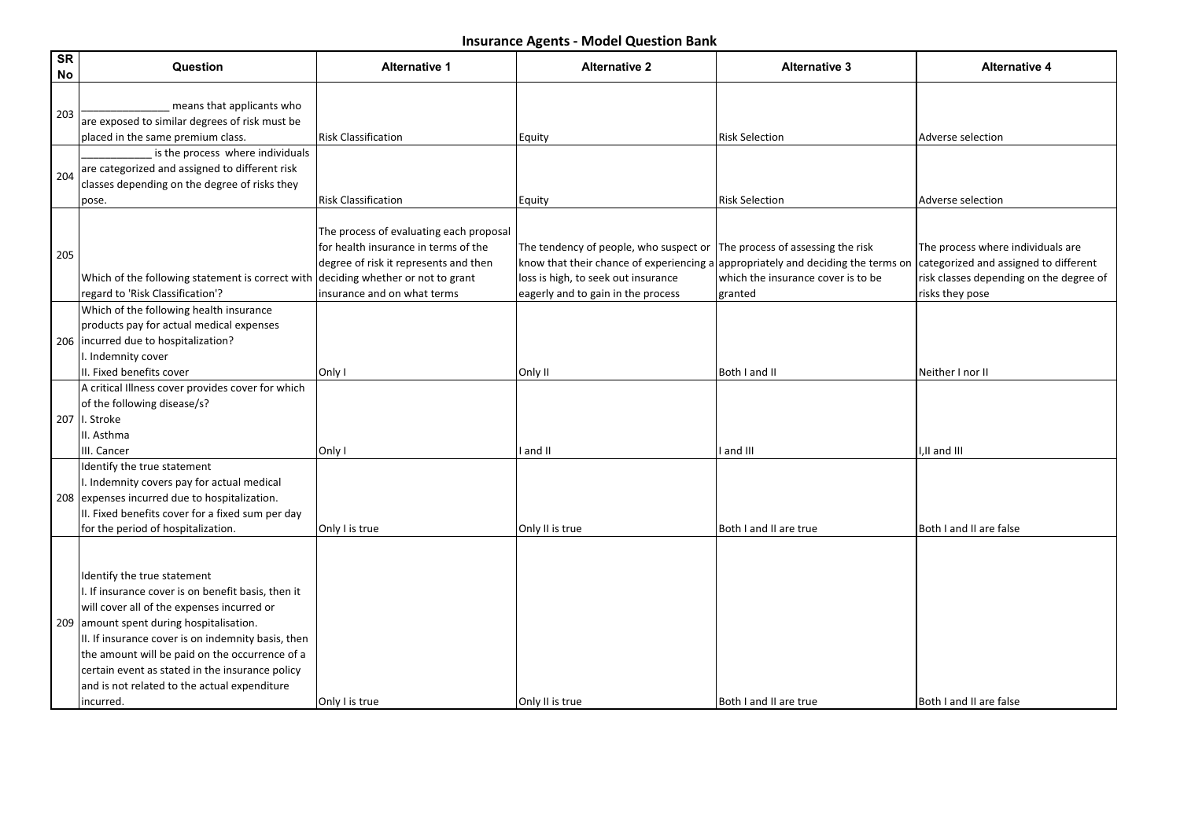## Insurance Agents - Model Question Bank

| SR No | Question | Alternative 1 | Alternative 2 | Alternative 3 | Alternative 4 |
|---|---|---|---|---|---|
| 203 | _______________ means that applicants who are exposed to similar degrees of risk must be placed in the same premium class. | Risk Classification | Equity | Risk Selection | Adverse selection |
| 204 | ____________ is the process where individuals are categorized and assigned to different risk classes depending on the degree of risks they pose. | Risk Classification | Equity | Risk Selection | Adverse selection |
| 205 | Which of the following statement is correct with regard to 'Risk Classification'? | The process of evaluating each proposal for health insurance in terms of the degree of risk it represents and then deciding whether or not to grant insurance and on what terms | The tendency of people, who suspect or know that their chance of experiencing a loss is high, to seek out insurance eagerly and to gain in the process | The process of assessing the risk appropriately and deciding the terms on which the insurance cover is to be granted | The process where individuals are categorized and assigned to different risk classes depending on the degree of risks they pose |
| 206 | Which of the following health insurance products pay for actual medical expenses incurred due to hospitalization?<br>I. Indemnity cover<br>II. Fixed benefits cover | Only I | Only II | Both I and II | Neither I nor II |
| 207 | A critical Illness cover provides cover for which of the following disease/s?<br>I. Stroke<br>II. Asthma<br>III. Cancer | Only I | I and II | I and III | I,II and III |
| 208 | Identify the true statement<br>I. Indemnity covers pay for actual medical expenses incurred due to hospitalization.<br>II. Fixed benefits cover for a fixed sum per day for the period of hospitalization. | Only I is true | Only II is true | Both I and II are true | Both I and II are false |
| 209 | Identify the true statement<br>I. If insurance cover is on benefit basis, then it will cover all of the expenses incurred or amount spent during hospitalisation.<br>II. If insurance cover is on indemnity basis, then the amount will be paid on the occurrence of a certain event as stated in the insurance policy and is not related to the actual expenditure incurred. | Only I is true | Only II is true | Both I and II are true | Both I and II are false |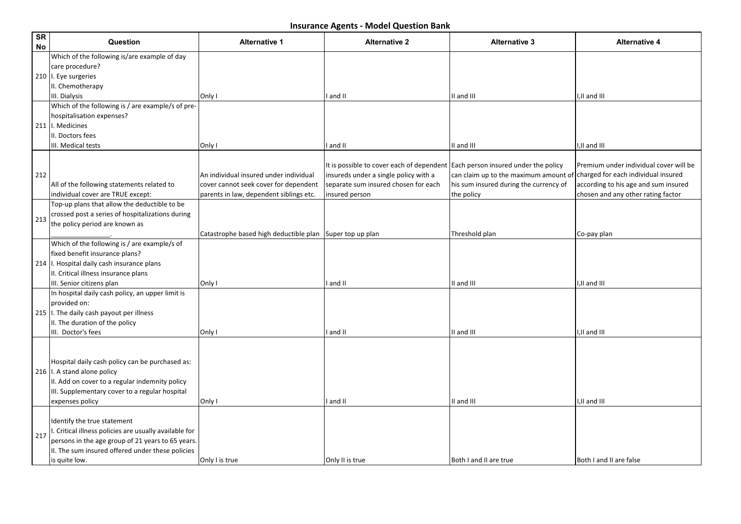# Insurance Agents - Model Question Bank

| SR No | Question | Alternative 1 | Alternative 2 | Alternative 3 | Alternative 4 |
|---|---|---|---|---|---|
| 210 | Which of the following is/are example of day care procedure?<br>I. Eye surgeries<br>II. Chemotherapy<br>III. Dialysis | Only I | I and II | II and III | I,II and III |
| 211 | Which of the following is / are example/s of pre-hospitalisation expenses?<br>I. Medicines<br>II. Doctors fees<br>III. Medical tests | Only I | I and II | II and III | I,II and III |
| 212 | All of the following statements related to individual cover are TRUE except: | An individual insured under individual cover cannot seek cover for dependent parents in law, dependent siblings etc. | It is possible to cover each of dependent insureds under a single policy with a separate sum insured chosen for each insured person | Each person insured under the policy can claim up to the maximum amount of his sum insured during the currency of the policy | Premium under individual cover will be charged for each individual insured according to his age and sum insured chosen and any other rating factor |
| 213 | Top-up plans that allow the deductible to be crossed post a series of hospitalizations during the policy period are known as _______________. | Catastrophe based high deductible plan | Super top up plan | Threshold plan | Co-pay plan |
| 214 | Which of the following is / are example/s of fixed benefit insurance plans?<br>I. Hospital daily cash insurance plans<br>II. Critical illness insurance plans<br>III. Senior citizens plan | Only I | I and II | II and III | I,II and III |
| 215 | In hospital daily cash policy, an upper limit is provided on:<br>I. The daily cash payout per illness<br>II. The duration of the policy<br>III. Doctor's fees | Only I | I and II | II and III | I,II and III |
| 216 | Hospital daily cash policy can be purchased as:<br>I. A stand alone policy<br>II. Add on cover to a regular indemnity policy<br>III. Supplementary cover to a regular hospital expenses policy | Only I | I and II | II and III | I,II and III |
| 217 | Identify the true statement<br>I. Critical illness policies are usually available for persons in the age group of 21 years to 65 years.<br>II. The sum insured offered under these policies is quite low. | Only I is true | Only II is true | Both I and II are true | Both I and II are false |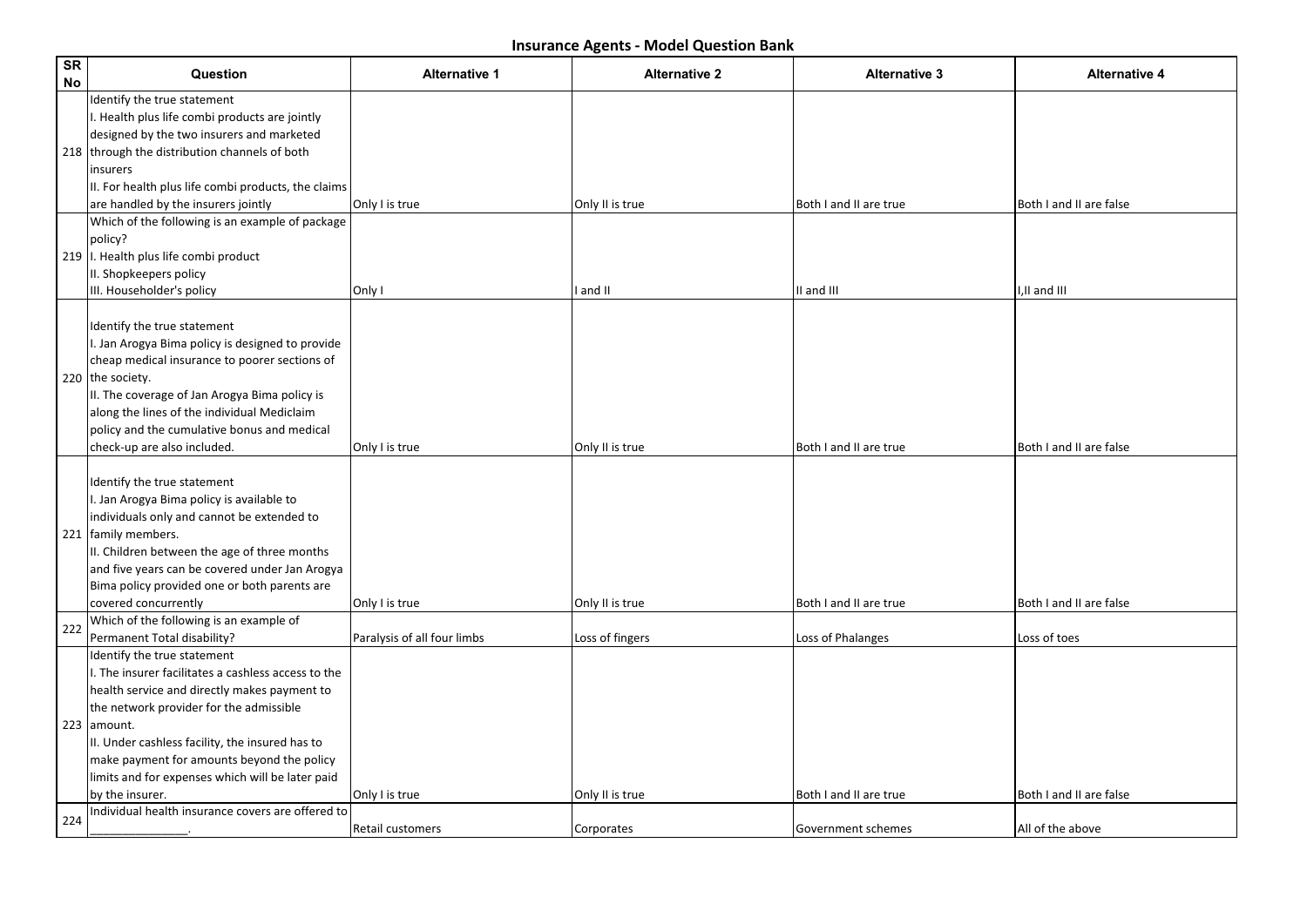# Insurance Agents - Model Question Bank

| SR No | Question | Alternative 1 | Alternative 2 | Alternative 3 | Alternative 4 |
|---|---|---|---|---|---|
| 218 | Identify the true statement<br>I. Health plus life combi products are jointly designed by the two insurers and marketed through the distribution channels of both insurers<br>II. For health plus life combi products, the claims are handled by the insurers jointly | Only I is true | Only II is true | Both I and II are true | Both I and II are false |
| 219 | Which of the following is an example of package policy?<br>I. Health plus life combi product<br>II. Shopkeepers policy<br>III. Householder's policy | Only I | I and II | II and III | I,II and III |
| 220 | Identify the true statement<br>I. Jan Arogya Bima policy is designed to provide cheap medical insurance to poorer sections of the society.<br>II. The coverage of Jan Arogya Bima policy is along the lines of the individual Mediclaim policy and the cumulative bonus and medical check-up are also included. | Only I is true | Only II is true | Both I and II are true | Both I and II are false |
| 221 | Identify the true statement<br>I. Jan Arogya Bima policy is available to individuals only and cannot be extended to family members.<br>II. Children between the age of three months and five years can be covered under Jan Arogya Bima policy provided one or both parents are covered concurrently | Only I is true | Only II is true | Both I and II are true | Both I and II are false |
| 222 | Which of the following is an example of Permanent Total disability? | Paralysis of all four limbs | Loss of fingers | Loss of Phalanges | Loss of toes |
| 223 | Identify the true statement<br>I. The insurer facilitates a cashless access to the health service and directly makes payment to the network provider for the admissible amount.<br>II. Under cashless facility, the insured has to make payment for amounts beyond the policy limits and for expenses which will be later paid by the insurer. | Only I is true | Only II is true | Both I and II are true | Both I and II are false |
| 224 | Individual health insurance covers are offered to ______________. | Retail customers | Corporates | Government schemes | All of the above |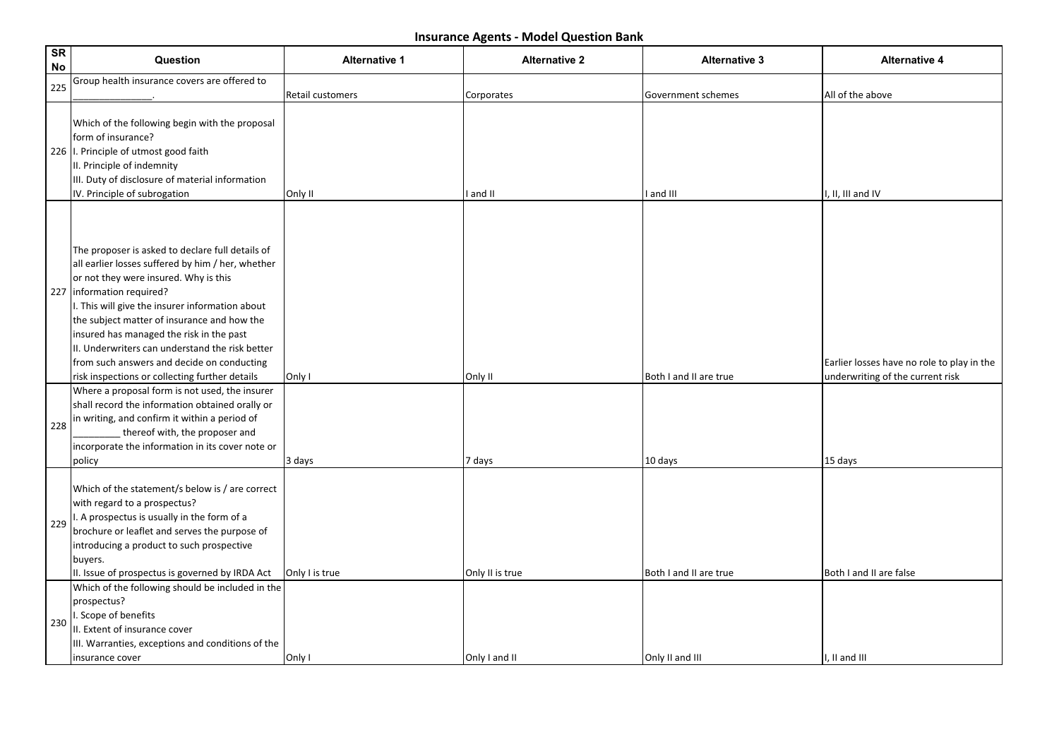# Insurance Agents - Model Question Bank

| SR No | Question | Alternative 1 | Alternative 2 | Alternative 3 | Alternative 4 |
|---|---|---|---|---|---|
| 225 | Group health insurance covers are offered to _______________. | Retail customers | Corporates | Government schemes | All of the above |
| 226 | Which of the following begin with the proposal form of insurance?<br>I. Principle of utmost good faith<br>II. Principle of indemnity<br>III. Duty of disclosure of material information<br>IV. Principle of subrogation | Only II | I and II | I and III | I, II, III and IV |
| 227 | The proposer is asked to declare full details of all earlier losses suffered by him / her, whether or not they were insured. Why is this information required?<br>I. This will give the insurer information about the subject matter of insurance and how the insured has managed the risk in the past<br>II. Underwriters can understand the risk better from such answers and decide on conducting risk inspections or collecting further details | Only I | Only II | Both I and II are true | Earlier losses have no role to play in the underwriting of the current risk |
| 228 | Where a proposal form is not used, the insurer shall record the information obtained orally or in writing, and confirm it within a period of _________ thereof with, the proposer and incorporate the information in its cover note or policy | 3 days | 7 days | 10 days | 15 days |
| 229 | Which of the statement/s below is / are correct with regard to a prospectus?<br>I. A prospectus is usually in the form of a brochure or leaflet and serves the purpose of introducing a product to such prospective buyers.<br>II. Issue of prospectus is governed by IRDA Act | Only I is true | Only II is true | Both I and II are true | Both I and II are false |
| 230 | Which of the following should be included in the prospectus?<br>I. Scope of benefits<br>II. Extent of insurance cover<br>III. Warranties, exceptions and conditions of the insurance cover | Only I | Only I and II | Only II and III | I, II and III |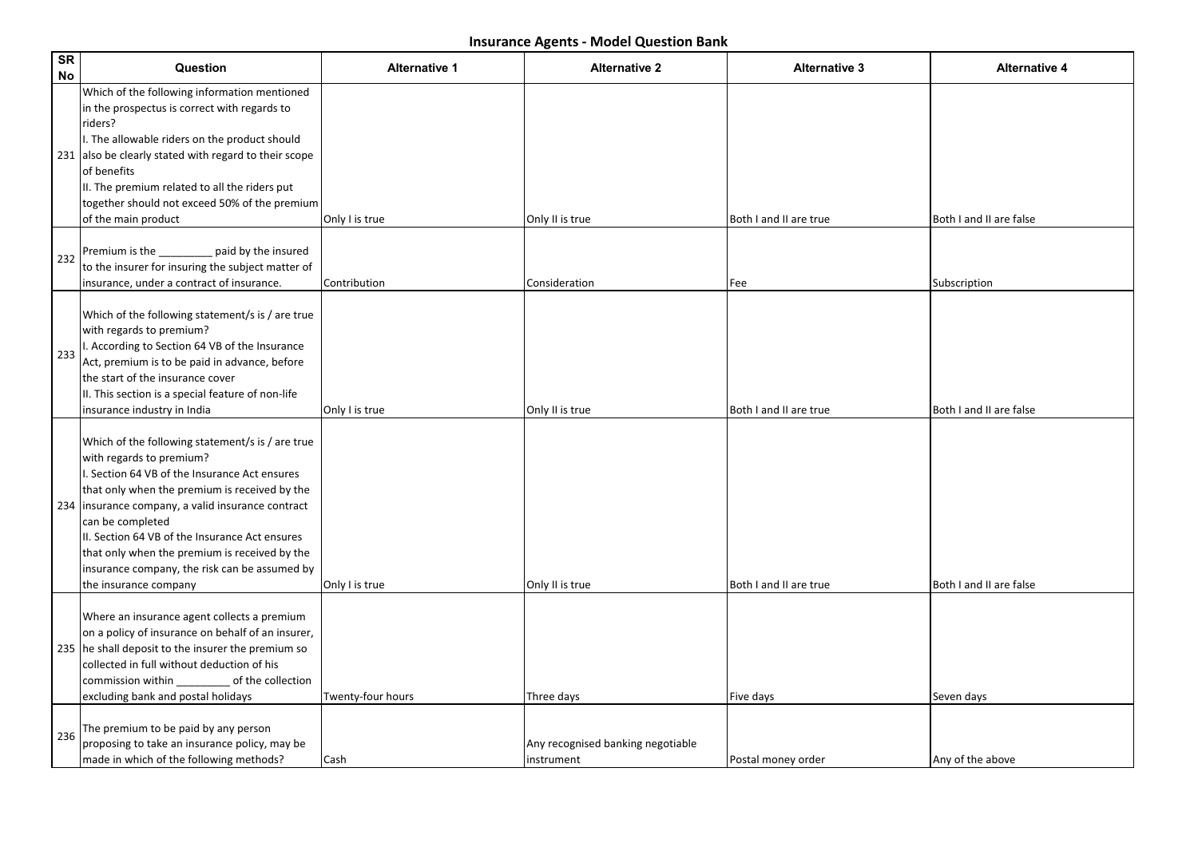# Insurance Agents - Model Question Bank

| SR No | Question | Alternative 1 | Alternative 2 | Alternative 3 | Alternative 4 |
|---|---|---|---|---|---|
| 231 | Which of the following information mentioned in the prospectus is correct with regards to riders?<br>I. The allowable riders on the product should also be clearly stated with regard to their scope of benefits<br>II. The premium related to all the riders put together should not exceed 50% of the premium of the main product | Only I is true | Only II is true | Both I and II are true | Both I and II are false |
| 232 | Premium is the _________ paid by the insured to the insurer for insuring the subject matter of insurance, under a contract of insurance. | Contribution | Consideration | Fee | Subscription |
| 233 | Which of the following statement/s is / are true with regards to premium?<br>I. According to Section 64 VB of the Insurance Act, premium is to be paid in advance, before the start of the insurance cover<br>II. This section is a special feature of non-life insurance industry in India | Only I is true | Only II is true | Both I and II are true | Both I and II are false |
| 234 | Which of the following statement/s is / are true with regards to premium?<br>I. Section 64 VB of the Insurance Act ensures that only when the premium is received by the insurance company, a valid insurance contract can be completed<br>II. Section 64 VB of the Insurance Act ensures that only when the premium is received by the insurance company, the risk can be assumed by the insurance company | Only I is true | Only II is true | Both I and II are true | Both I and II are false |
| 235 | Where an insurance agent collects a premium on a policy of insurance on behalf of an insurer, he shall deposit to the insurer the premium so collected in full without deduction of his commission within _________ of the collection excluding bank and postal holidays | Twenty-four hours | Three days | Five days | Seven days |
| 236 | The premium to be paid by any person proposing to take an insurance policy, may be made in which of the following methods? | Cash | Any recognised banking negotiable instrument | Postal money order | Any of the above |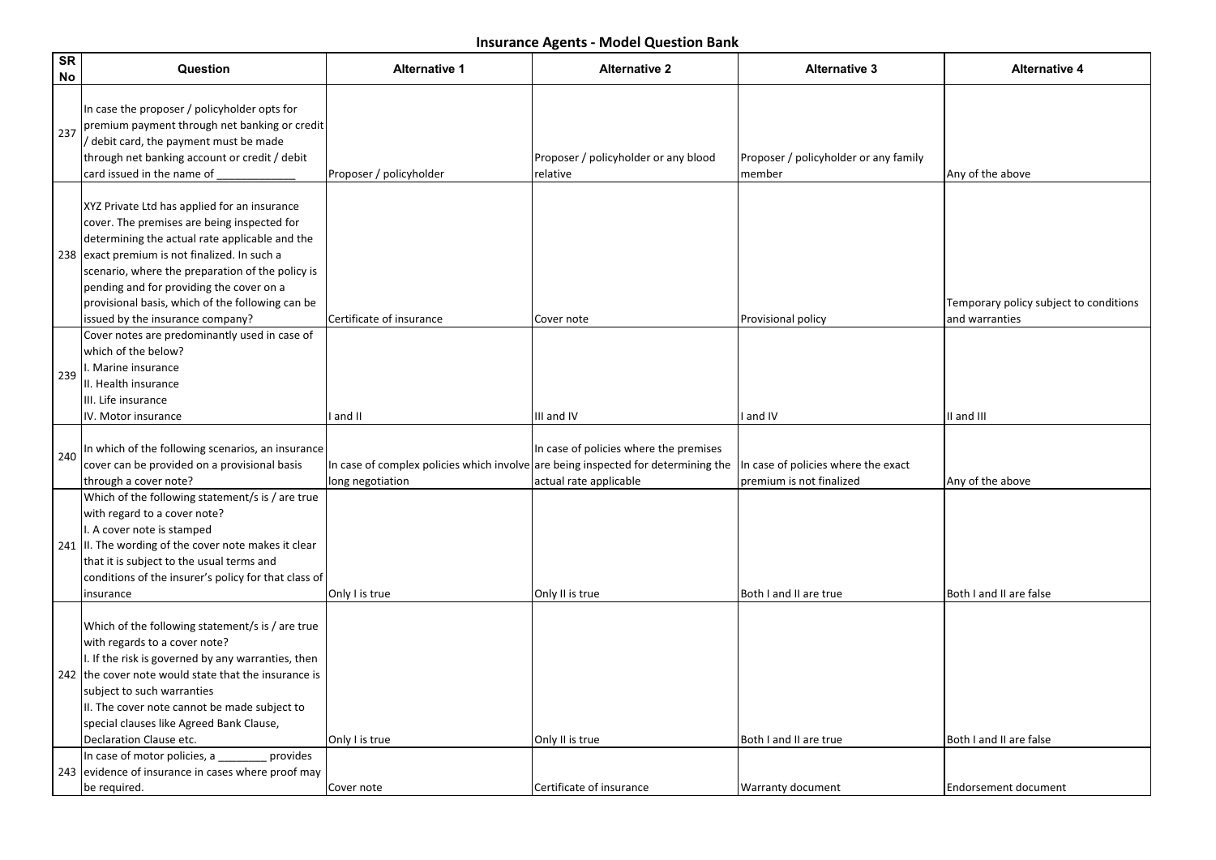# Insurance Agents - Model Question Bank

| SR No | Question | Alternative 1 | Alternative 2 | Alternative 3 | Alternative 4 |
|---|---|---|---|---|---|
| 237 | In case the proposer / policyholder opts for premium payment through net banking or credit / debit card, the payment must be made through net banking account or credit / debit card issued in the name of _____________ | Proposer / policyholder | Proposer / policyholder or any blood relative | Proposer / policyholder or any family member | Any of the above |
| 238 | XYZ Private Ltd has applied for an insurance cover. The premises are being inspected for determining the actual rate applicable and the exact premium is not finalized. In such a scenario, where the preparation of the policy is pending and for providing the cover on a provisional basis, which of the following can be issued by the insurance company? | Certificate of insurance | Cover note | Provisional policy | Temporary policy subject to conditions and warranties |
| 239 | Cover notes are predominantly used in case of which of the below?<br>I. Marine insurance<br>II. Health insurance<br>III. Life insurance<br>IV. Motor insurance | I and II | III and IV | I and IV | II and III |
| 240 | In which of the following scenarios, an insurance cover can be provided on a provisional basis through a cover note? | In case of complex policies which involve long negotiation | In case of policies where the premises are being inspected for determining the actual rate applicable | In case of policies where the exact premium is not finalized | Any of the above |
| 241 | Which of the following statement/s is / are true with regard to a cover note?<br>I. A cover note is stamped<br>II. The wording of the cover note makes it clear that it is subject to the usual terms and conditions of the insurer's policy for that class of insurance | Only I is true | Only II is true | Both I and II are true | Both I and II are false |
| 242 | Which of the following statement/s is / are true with regards to a cover note?<br>I. If the risk is governed by any warranties, then the cover note would state that the insurance is subject to such warranties<br>II. The cover note cannot be made subject to special clauses like Agreed Bank Clause, Declaration Clause etc. | Only I is true | Only II is true | Both I and II are true | Both I and II are false |
| 243 | In case of motor policies, a ________ provides evidence of insurance in cases where proof may be required. | Cover note | Certificate of insurance | Warranty document | Endorsement document |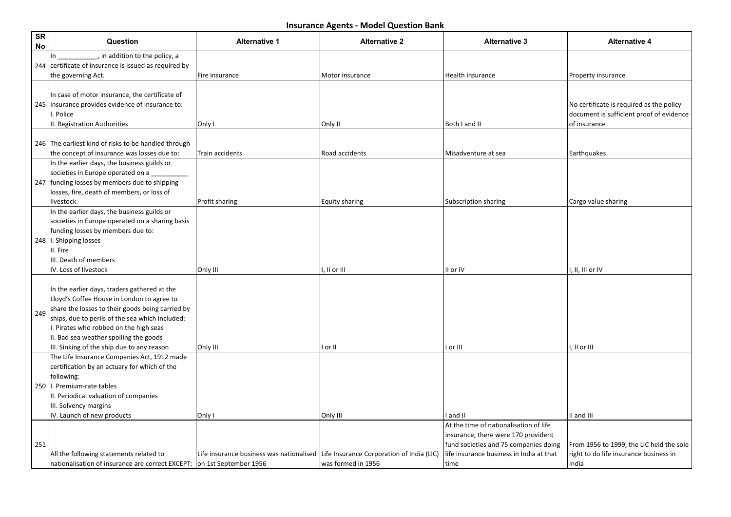## Insurance Agents - Model Question Bank

| SR No | Question | Alternative 1 | Alternative 2 | Alternative 3 | Alternative 4 |
|---|---|---|---|---|---|
| 244 | In ___________, in addition to the policy, a certificate of insurance is issued as required by the governing Act. | Fire insurance | Motor insurance | Health insurance | Property insurance |
| 245 | In case of motor insurance, the certificate of insurance provides evidence of insurance to:<br>I. Police<br>II. Registration Authorities | Only I | Only II | Both I and II | No certificate is required as the policy document is sufficient proof of evidence of insurance |
| 246 | The earliest kind of risks to be handled through the concept of insurance was losses due to: | Train accidents | Road accidents | Misadventure at sea | Earthquakes |
| 247 | In the earlier days, the business guilds or societies in Europe operated on a __________ funding losses by members due to shipping losses, fire, death of members, or loss of livestock. | Profit sharing | Equity sharing | Subscription sharing | Cargo value sharing |
| 248 | In the earlier days, the business guilds or societies in Europe operated on a sharing basis funding losses by members due to:<br>I. Shipping losses<br>II. Fire<br>III. Death of members<br>IV. Loss of livestock | Only III | I, II or III | II or IV | I, II, III or IV |
| 249 | In the earlier days, traders gathered at the Lloyd's Coffee House in London to agree to share the losses to their goods being carried by ships, due to perils of the sea which included:<br>I. Pirates who robbed on the high seas<br>II. Bad sea weather spoiling the goods<br>III. Sinking of the ship due to any reason | Only III | I or II | I or III | I, II or III |
| 250 | The Life Insurance Companies Act, 1912 made certification by an actuary for which of the following:<br>I. Premium-rate tables<br>II. Periodical valuation of companies<br>III. Solvency margins<br>IV. Launch of new products | Only I | Only III | I and II | II and III |
| 251 | All the following statements related to nationalisation of insurance are correct EXCEPT: | Life insurance business was nationalised on 1st September 1956 | Life Insurance Corporation of India (LIC) was formed in 1956 | At the time of nationalisation of life insurance, there were 170 provident fund societies and 75 companies doing life insurance business in India at that time | From 1956 to 1999, the LIC held the sole right to do life insurance business in India |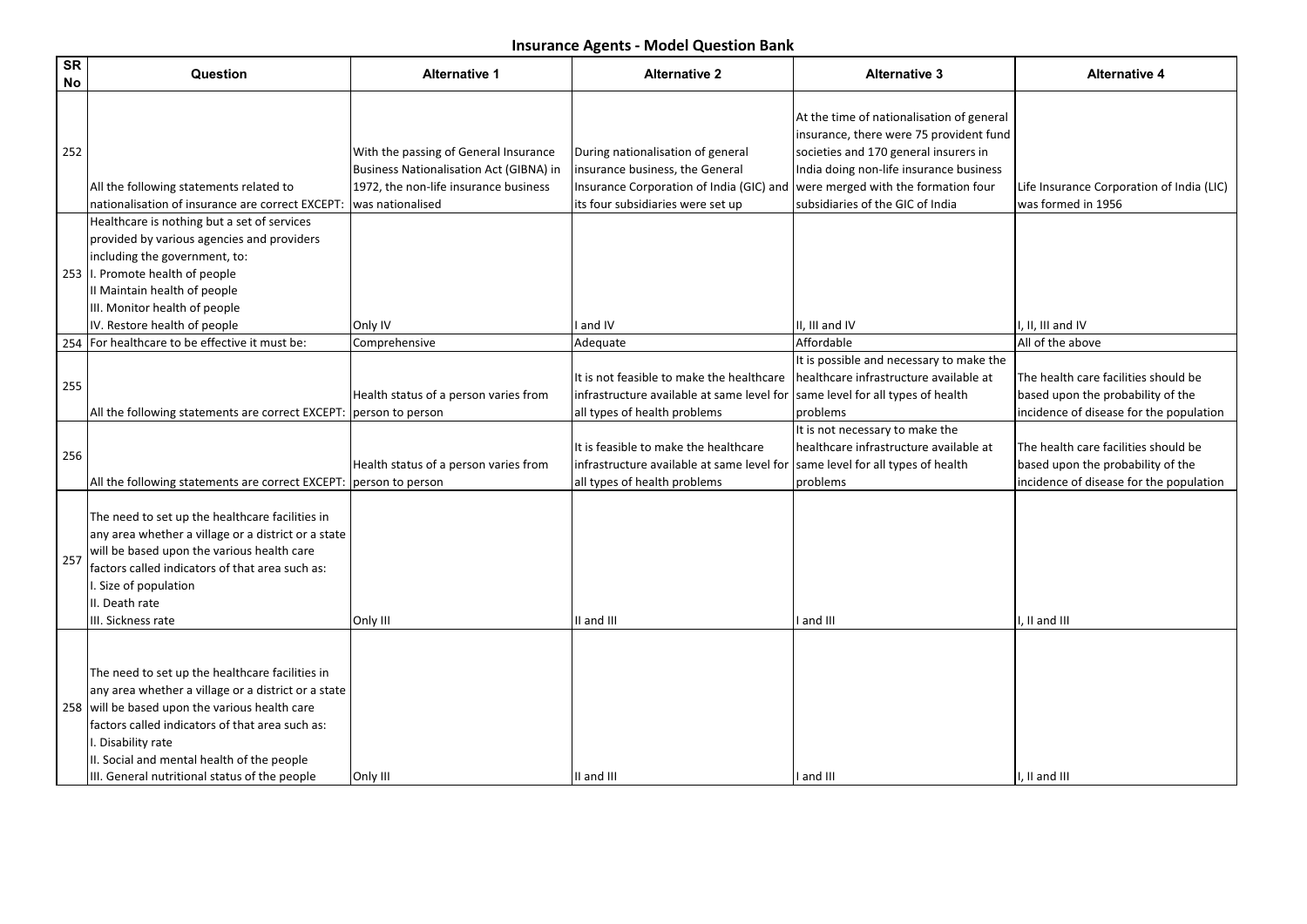## Insurance Agents - Model Question Bank

| SR No | Question | Alternative 1 | Alternative 2 | Alternative 3 | Alternative 4 |
|---|---|---|---|---|---|
| 252 | All the following statements related to nationalisation of insurance are correct EXCEPT: | With the passing of General Insurance Business Nationalisation Act (GIBNA) in 1972, the non-life insurance business was nationalised | During nationalisation of general insurance business, the General Insurance Corporation of India (GIC) and its four subsidiaries were set up | At the time of nationalisation of general insurance, there were 75 provident fund societies and 170 general insurers in India doing non-life insurance business were merged with the formation four subsidiaries of the GIC of India | Life Insurance Corporation of India (LIC) was formed in 1956 |
| 253 | Healthcare is nothing but a set of services provided by various agencies and providers including the government, to:<br>I. Promote health of people<br>II Maintain health of people<br>III. Monitor health of people<br>IV. Restore health of people | Only IV | I and IV | II, III and IV | I, II, III and IV |
| 254 | For healthcare to be effective it must be: | Comprehensive | Adequate | Affordable | All of the above |
| 255 | All the following statements are correct EXCEPT: | Health status of a person varies from person to person | It is not feasible to make the healthcare infrastructure available at same level for all types of health problems | It is possible and necessary to make the healthcare infrastructure available at same level for all types of health problems | The health care facilities should be based upon the probability of the incidence of disease for the population |
| 256 | All the following statements are correct EXCEPT: | Health status of a person varies from person to person | It is feasible to make the healthcare infrastructure available at same level for all types of health problems | It is not necessary to make the healthcare infrastructure available at same level for all types of health problems | The health care facilities should be based upon the probability of the incidence of disease for the population |
| 257 | The need to set up the healthcare facilities in any area whether a village or a district or a state will be based upon the various health care factors called indicators of that area such as:<br>I. Size of population<br>II. Death rate<br>III. Sickness rate | Only III | II and III | I and III | I, II and III |
| 258 | The need to set up the healthcare facilities in any area whether a village or a district or a state will be based upon the various health care factors called indicators of that area such as:<br>I. Disability rate<br>II. Social and mental health of the people<br>III. General nutritional status of the people | Only III | II and III | I and III | I, II and III |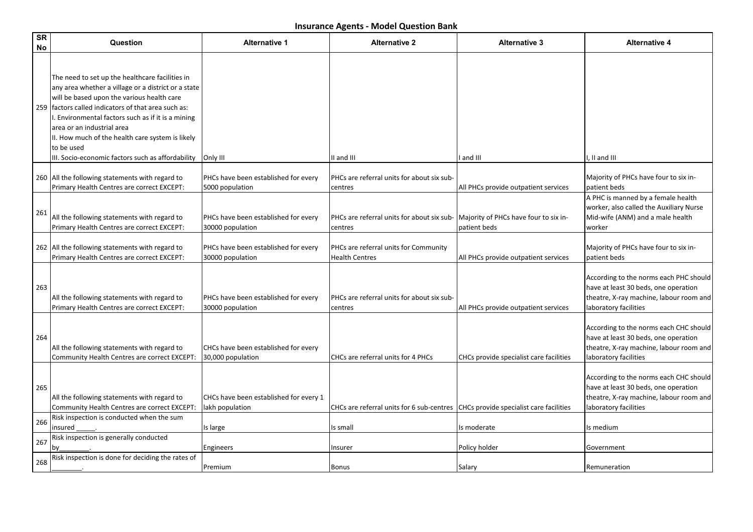# Insurance Agents - Model Question Bank

| SR No | Question | Alternative 1 | Alternative 2 | Alternative 3 | Alternative 4 |
|---|---|---|---|---|---|
| 259 | The need to set up the healthcare facilities in any area whether a village or a district or a state will be based upon the various health care factors called indicators of that area such as:<br>I. Environmental factors such as if it is a mining area or an industrial area<br>II. How much of the health care system is likely to be used<br>III. Socio-economic factors such as affordability | Only III | II and III | I and III | I, II and III |
| 260 | All the following statements with regard to Primary Health Centres are correct EXCEPT: | PHCs have been established for every 5000 population | PHCs are referral units for about six sub-centres | All PHCs provide outpatient services | Majority of PHCs have four to six in-patient beds |
| 261 | All the following statements with regard to Primary Health Centres are correct EXCEPT: | PHCs have been established for every 30000 population | PHCs are referral units for about six sub-centres | Majority of PHCs have four to six in-patient beds | A PHC is manned by a female health worker, also called the Auxiliary Nurse Mid-wife (ANM) and a male health worker |
| 262 | All the following statements with regard to Primary Health Centres are correct EXCEPT: | PHCs have been established for every 30000 population | PHCs are referral units for Community Health Centres | All PHCs provide outpatient services | Majority of PHCs have four to six in-patient beds |
| 263 | All the following statements with regard to Primary Health Centres are correct EXCEPT: | PHCs have been established for every 30000 population | PHCs are referral units for about six sub-centres | All PHCs provide outpatient services | According to the norms each PHC should have at least 30 beds, one operation theatre, X-ray machine, labour room and laboratory facilities |
| 264 | All the following statements with regard to Community Health Centres are correct EXCEPT: | CHCs have been established for every 30,000 population | CHCs are referral units for 4 PHCs | CHCs provide specialist care facilities | According to the norms each CHC should have at least 30 beds, one operation theatre, X-ray machine, labour room and laboratory facilities |
| 265 | All the following statements with regard to Community Health Centres are correct EXCEPT: | CHCs have been established for every 1 lakh population | CHCs are referral units for 6 sub-centres | CHCs provide specialist care facilities | According to the norms each CHC should have at least 30 beds, one operation theatre, X-ray machine, labour room and laboratory facilities |
| 266 | Risk inspection is conducted when the sum insured _____. | Is large | Is small | Is moderate | Is medium |
| 267 | Risk inspection is generally conducted by________. | Engineers | Insurer | Policy holder | Government |
| 268 | Risk inspection is done for deciding the rates of ________. | Premium | Bonus | Salary | Remuneration |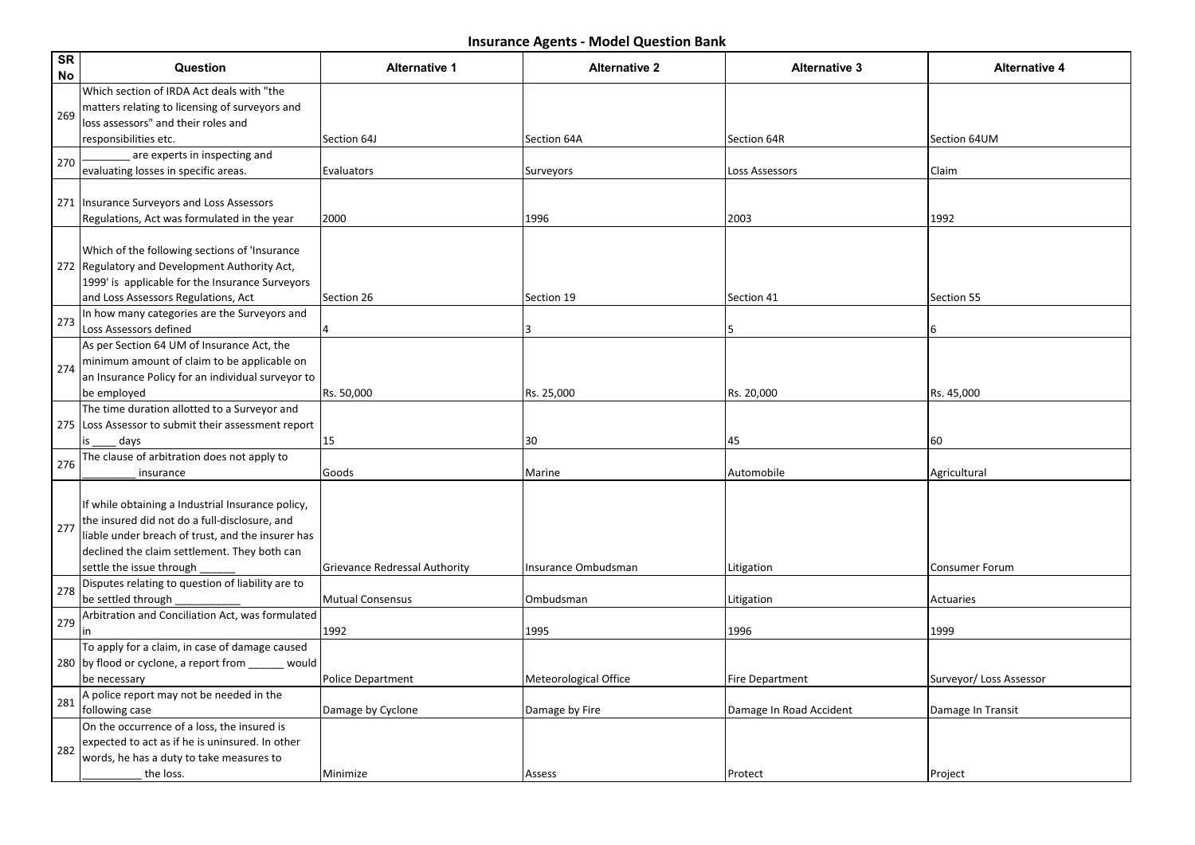# Insurance Agents - Model Question Bank

| SR No | Question | Alternative 1 | Alternative 2 | Alternative 3 | Alternative 4 |
|---|---|---|---|---|---|
| 269 | Which section of IRDA Act deals with "the matters relating to licensing of surveyors and loss assessors" and their roles and responsibilities etc. | Section 64J | Section 64A | Section 64R | Section 64UM |
| 270 | ________ are experts in inspecting and evaluating losses in specific areas. | Evaluators | Surveyors | Loss Assessors | Claim |
| 271 | Insurance Surveyors and Loss Assessors Regulations, Act was formulated in the year | 2000 | 1996 | 2003 | 1992 |
| 272 | Which of the following sections of 'Insurance Regulatory and Development Authority Act, 1999' is applicable for the Insurance Surveyors and Loss Assessors Regulations, Act | Section 26 | Section 19 | Section 41 | Section 55 |
| 273 | In how many categories are the Surveyors and Loss Assessors defined | 4 | 3 | 5 | 6 |
| 274 | As per Section 64 UM of Insurance Act, the minimum amount of claim to be applicable on an Insurance Policy for an individual surveyor to be employed | Rs. 50,000 | Rs. 25,000 | Rs. 20,000 | Rs. 45,000 |
| 275 | The time duration allotted to a Surveyor and Loss Assessor to submit their assessment report is ____ days | 15 | 30 | 45 | 60 |
| 276 | The clause of arbitration does not apply to _________ insurance | Goods | Marine | Automobile | Agricultural |
| 277 | If while obtaining a Industrial Insurance policy, the insured did not do a full-disclosure, and liable under breach of trust, and the insurer has declined the claim settlement. They both can settle the issue through ______ | Grievance Redressal Authority | Insurance Ombudsman | Litigation | Consumer Forum |
| 278 | Disputes relating to question of liability are to be settled through ___________ | Mutual Consensus | Ombudsman | Litigation | Actuaries |
| 279 | Arbitration and Conciliation Act, was formulated in | 1992 | 1995 | 1996 | 1999 |
| 280 | To apply for a claim, in case of damage caused by flood or cyclone, a report from ______ would be necessary | Police Department | Meteorological Office | Fire Department | Surveyor/ Loss Assessor |
| 281 | A police report may not be needed in the following case | Damage by Cyclone | Damage by Fire | Damage In Road Accident | Damage In Transit |
| 282 | On the occurrence of a loss, the insured is expected to act as if he is uninsured. In other words, he has a duty to take measures to __________ the loss. | Minimize | Assess | Protect | Project |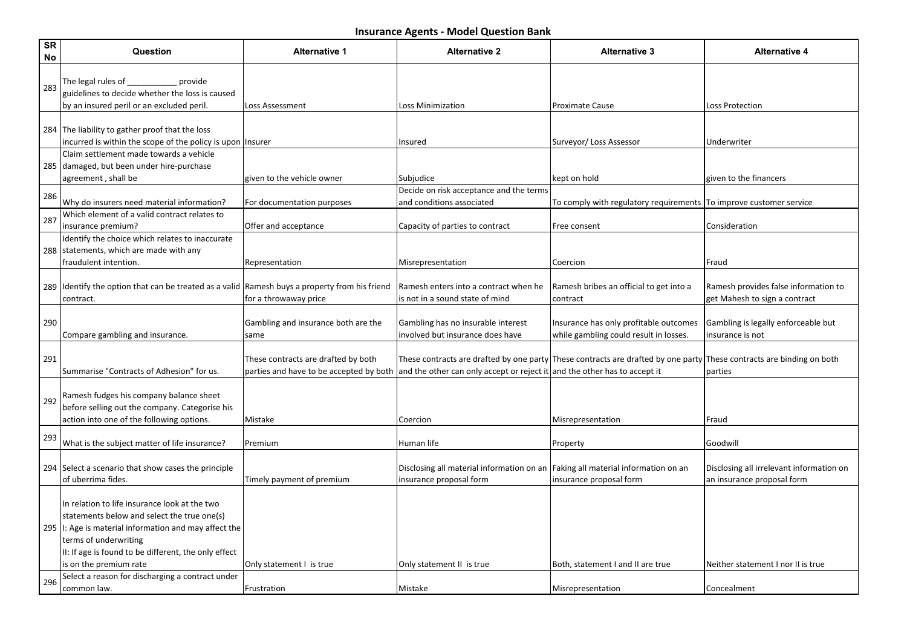## Insurance Agents - Model Question Bank

| SR No | Question | Alternative 1 | Alternative 2 | Alternative 3 | Alternative 4 |
|---|---|---|---|---|---|
| 283 | The legal rules of ___________ provide guidelines to decide whether the loss is caused by an insured peril or an excluded peril. | Loss Assessment | Loss Minimization | Proximate Cause | Loss Protection |
| 284 | The liability to gather proof that the loss incurred is within the scope of the policy is upon | Insurer | Insured | Surveyor/ Loss Assessor | Underwriter |
| 285 | Claim settlement made towards a vehicle damaged, but been under hire-purchase agreement , shall be | given to the vehicle owner | Subjudice | kept on hold | given to the financers |
| 286 | Why do insurers need material information? | For documentation purposes | Decide on risk acceptance and the terms and conditions associated | To comply with regulatory requirements | To improve customer service |
| 287 | Which element of a valid contract relates to insurance premium? | Offer and acceptance | Capacity of parties to contract | Free consent | Consideration |
| 288 | Identify the choice which relates to inaccurate statements, which are made with any fraudulent intention. | Representation | Misrepresentation | Coercion | Fraud |
| 289 | Identify the option that can be treated as a valid contract. | Ramesh buys a property from his friend for a throwaway price | Ramesh enters into a contract when he is not in a sound state of mind | Ramesh bribes an official to get into a contract | Ramesh provides false information to get Mahesh to sign a contract |
| 290 | Compare gambling and insurance. | Gambling and insurance both are the same | Gambling has no insurable interest involved but insurance does have | Insurance has only profitable outcomes while gambling could result in losses. | Gambling is legally enforceable but insurance is not |
| 291 | Summarise "Contracts of Adhesion" for us. | These contracts are drafted by both parties and have to be accepted by both | These contracts are drafted by one party and the other can only accept or reject it | These contracts are drafted by one party and the other has to accept it | These contracts are binding on both parties |
| 292 | Ramesh fudges his company balance sheet before selling out the company. Categorise his action into one of the following options. | Mistake | Coercion | Misrepresentation | Fraud |
| 293 | What is the subject matter of life insurance? | Premium | Human life | Property | Goodwill |
| 294 | Select a scenario that show cases the principle of uberrima fides. | Timely payment of premium | Disclosing all material information on an insurance proposal form | Faking all material information on an insurance proposal form | Disclosing all irrelevant information on an insurance proposal form |
| 295 | In relation to life insurance look at the two statements below and select the true one(s)<br>I: Age is material information and may affect the terms of underwriting<br>II: If age is found to be different, the only effect is on the premium rate | Only statement I is true | Only statement II is true | Both, statement I and II are true | Neither statement I nor II is true |
| 296 | Select a reason for discharging a contract under common law. | Frustration | Mistake | Misrepresentation | Concealment |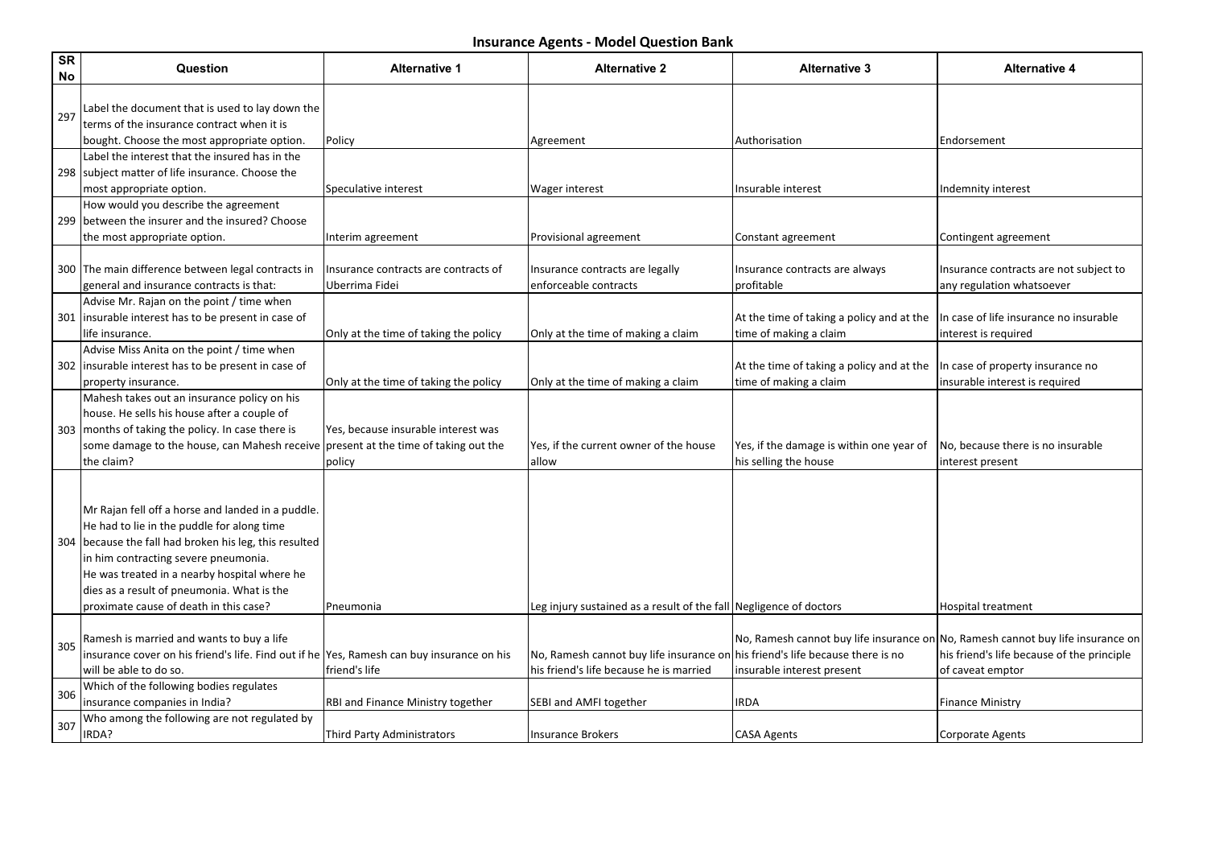# Insurance Agents - Model Question Bank

| SR No | Question | Alternative 1 | Alternative 2 | Alternative 3 | Alternative 4 |
|---|---|---|---|---|---|
| 297 | Label the document that is used to lay down the terms of the insurance contract when it is bought. Choose the most appropriate option. | Policy | Agreement | Authorisation | Endorsement |
| 298 | Label the interest that the insured has in the subject matter of life insurance. Choose the most appropriate option. | Speculative interest | Wager interest | Insurable interest | Indemnity interest |
| 299 | How would you describe the agreement between the insurer and the insured? Choose the most appropriate option. | Interim agreement | Provisional agreement | Constant agreement | Contingent agreement |
| 300 | The main difference between legal contracts in general and insurance contracts is that: | Insurance contracts are contracts of Uberrima Fidei | Insurance contracts are legally enforceable contracts | Insurance contracts are always profitable | Insurance contracts are not subject to any regulation whatsoever |
| 301 | Advise Mr. Rajan on the point / time when insurable interest has to be present in case of life insurance. | Only at the time of taking the policy | Only at the time of making a claim | At the time of taking a policy and at the time of making a claim | In case of life insurance no insurable interest is required |
| 302 | Advise Miss Anita on the point / time when insurable interest has to be present in case of property insurance. | Only at the time of taking the policy | Only at the time of making a claim | At the time of taking a policy and at the time of making a claim | In case of property insurance no insurable interest is required |
| 303 | Mahesh takes out an insurance policy on his house. He sells his house after a couple of months of taking the policy. In case there is some damage to the house, can Mahesh receive the claim? | Yes, because insurable interest was present at the time of taking out the policy | Yes, if the current owner of the house allow | Yes, if the damage is within one year of his selling the house | No, because there is no insurable interest present |
| 304 | Mr Rajan fell off a horse and landed in a puddle. He had to lie in the puddle for along time because the fall had broken his leg, this resulted in him contracting severe pneumonia. He was treated in a nearby hospital where he dies as a result of pneumonia. What is the proximate cause of death in this case? | Pneumonia | Leg injury sustained as a result of the fall | Negligence of doctors | Hospital treatment |
| 305 | Ramesh is married and wants to buy a life insurance cover on his friend's life. Find out if he will be able to do so. | Yes, Ramesh can buy insurance on his friend's life | No, Ramesh cannot buy life insurance on his friend's life because he is married | No, Ramesh cannot buy life insurance on his friend's life because there is no insurable interest present | No, Ramesh cannot buy life insurance on his friend's life because of the principle of caveat emptor |
| 306 | Which of the following bodies regulates insurance companies in India? | RBI and Finance Ministry together | SEBI and AMFI together | IRDA | Finance Ministry |
| 307 | Who among the following are not regulated by IRDA? | Third Party Administrators | Insurance Brokers | CASA Agents | Corporate Agents |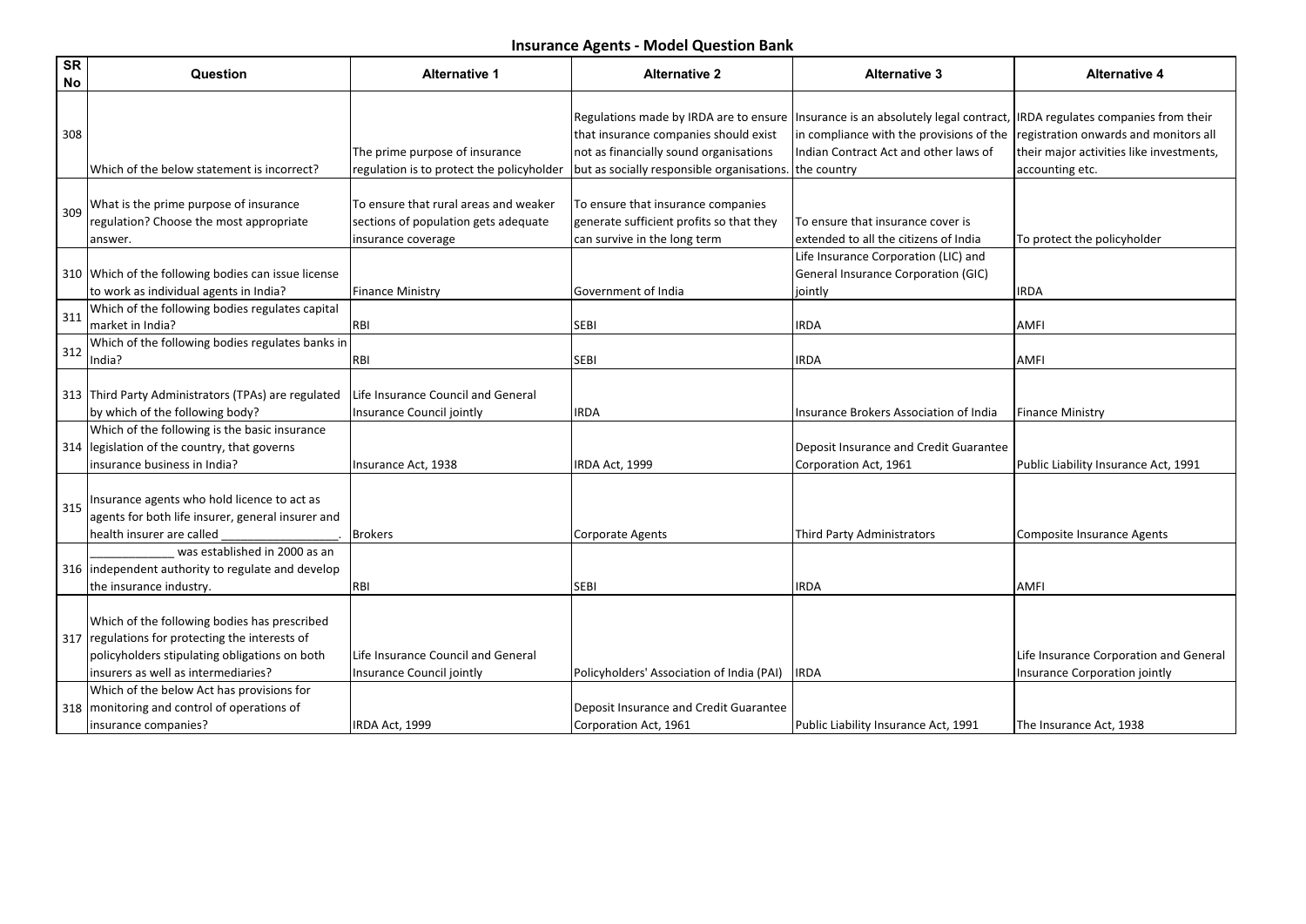## Insurance Agents - Model Question Bank

| SR No | Question | Alternative 1 | Alternative 2 | Alternative 3 | Alternative 4 |
|---|---|---|---|---|---|
| 308 | Which of the below statement is incorrect? | The prime purpose of insurance regulation is to protect the policyholder | Regulations made by IRDA are to ensure that insurance companies should exist not as financially sound organisations but as socially responsible organisations. | Insurance is an absolutely legal contract, in compliance with the provisions of the Indian Contract Act and other laws of the country | IRDA regulates companies from their registration onwards and monitors all their major activities like investments, accounting etc. |
| 309 | What is the prime purpose of insurance regulation? Choose the most appropriate answer. | To ensure that rural areas and weaker sections of population gets adequate insurance coverage | To ensure that insurance companies generate sufficient profits so that they can survive in the long term | To ensure that insurance cover is extended to all the citizens of India | To protect the policyholder |
| 310 | Which of the following bodies can issue license to work as individual agents in India? | Finance Ministry | Government of India | Life Insurance Corporation (LIC) and General Insurance Corporation (GIC) jointly | IRDA |
| 311 | Which of the following bodies regulates capital market in India? | RBI | SEBI | IRDA | AMFI |
| 312 | Which of the following bodies regulates banks in India? | RBI | SEBI | IRDA | AMFI |
| 313 | Third Party Administrators (TPAs) are regulated by which of the following body? | Life Insurance Council and General Insurance Council jointly | IRDA | Insurance Brokers Association of India | Finance Ministry |
| 314 | Which of the following is the basic insurance legislation of the country, that governs insurance business in India? | Insurance Act, 1938 | IRDA Act, 1999 | Deposit Insurance and Credit Guarantee Corporation Act, 1961 | Public Liability Insurance Act, 1991 |
| 315 | Insurance agents who hold licence to act as agents for both life insurer, general insurer and health insurer are called _________________. | Brokers | Corporate Agents | Third Party Administrators | Composite Insurance Agents |
| 316 | ____________ was established in 2000 as an independent authority to regulate and develop the insurance industry. | RBI | SEBI | IRDA | AMFI |
| 317 | Which of the following bodies has prescribed regulations for protecting the interests of policyholders stipulating obligations on both insurers as well as intermediaries? | Life Insurance Council and General Insurance Council jointly | Policyholders' Association of India (PAI) | IRDA | Life Insurance Corporation and General Insurance Corporation jointly |
| 318 | Which of the below Act has provisions for monitoring and control of operations of insurance companies? | IRDA Act, 1999 | Deposit Insurance and Credit Guarantee Corporation Act, 1961 | Public Liability Insurance Act, 1991 | The Insurance Act, 1938 |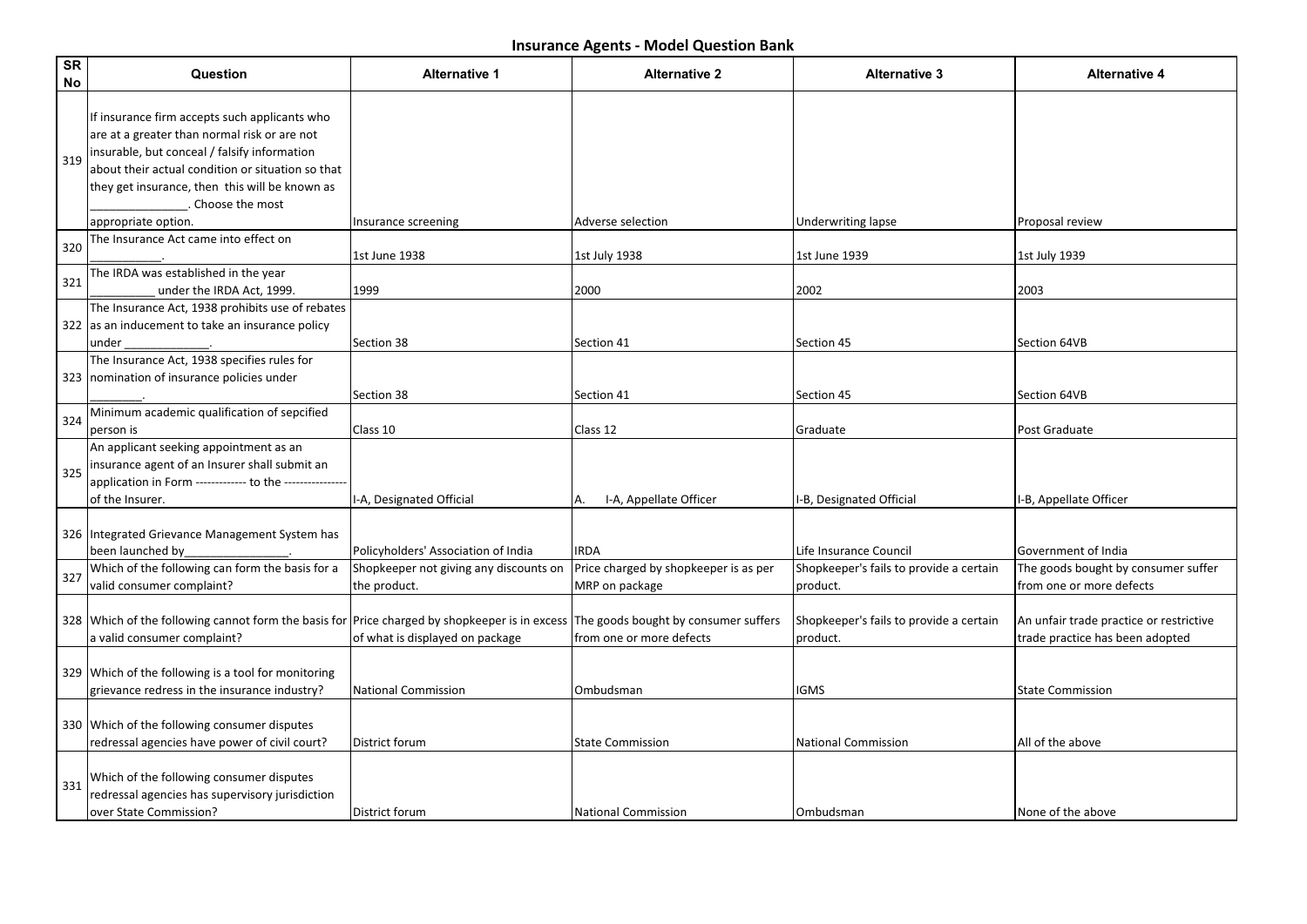# Insurance Agents - Model Question Bank

| SR No | Question | Alternative 1 | Alternative 2 | Alternative 3 | Alternative 4 |
|---|---|---|---|---|---|
| 319 | If insurance firm accepts such applicants who are at a greater than normal risk or are not insurable, but conceal / falsify information about their actual condition or situation so that they get insurance, then this will be known as _______________. Choose the most appropriate option. | Insurance screening | Adverse selection | Underwriting lapse | Proposal review |
| 320 | The Insurance Act came into effect on __________. | 1st June 1938 | 1st July 1938 | 1st June 1939 | 1st July 1939 |
| 321 | The IRDA was established in the year _________ under the IRDA Act, 1999. | 1999 | 2000 | 2002 | 2003 |
| 322 | The Insurance Act, 1938 prohibits use of rebates as an inducement to take an insurance policy under _____________. | Section 38 | Section 41 | Section 45 | Section 64VB |
| 323 | The Insurance Act, 1938 specifies rules for nomination of insurance policies under _______. | Section 38 | Section 41 | Section 45 | Section 64VB |
| 324 | Minimum academic qualification of sepcified person is | Class 10 | Class 12 | Graduate | Post Graduate |
| 325 | An applicant seeking appointment as an insurance agent of an Insurer shall submit an application in Form ------------- to the ---------------- of the Insurer. | I-A, Designated Official | A. I-A, Appellate Officer | I-B, Designated Official | I-B, Appellate Officer |
| 326 | Integrated Grievance Management System has been launched by_______________. | Policyholders' Association of India | IRDA | Life Insurance Council | Government of India |
| 327 | Which of the following can form the basis for a valid consumer complaint? | Shopkeeper not giving any discounts on the product. | Price charged by shopkeeper is as per MRP on package | Shopkeeper's fails to provide a certain product. | The goods bought by consumer suffer from one or more defects |
| 328 | Which of the following cannot form the basis for a valid consumer complaint? | Price charged by shopkeeper is in excess of what is displayed on package | The goods bought by consumer suffers from one or more defects | Shopkeeper's fails to provide a certain product. | An unfair trade practice or restrictive trade practice has been adopted |
| 329 | Which of the following is a tool for monitoring grievance redress in the insurance industry? | National Commission | Ombudsman | IGMS | State Commission |
| 330 | Which of the following consumer disputes redressal agencies have power of civil court? | District forum | State Commission | National Commission | All of the above |
| 331 | Which of the following consumer disputes redressal agencies has supervisory jurisdiction over State Commission? | District forum | National Commission | Ombudsman | None of the above |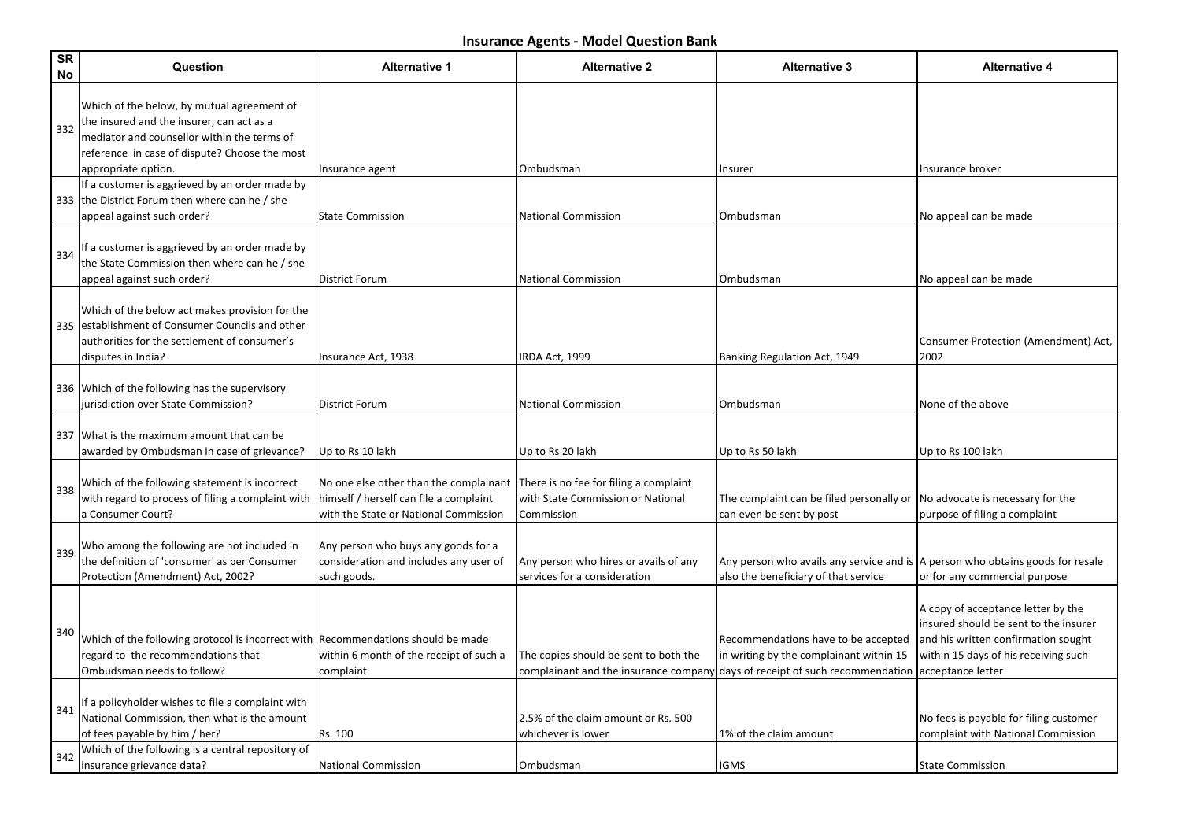# Insurance Agents - Model Question Bank

| SR No | Question | Alternative 1 | Alternative 2 | Alternative 3 | Alternative 4 |
|---|---|---|---|---|---|
| 332 | Which of the below, by mutual agreement of the insured and the insurer, can act as a mediator and counsellor within the terms of reference in case of dispute? Choose the most appropriate option. | Insurance agent | Ombudsman | Insurer | Insurance broker |
| 333 | If a customer is aggrieved by an order made by the District Forum then where can he / she appeal against such order? | State Commission | National Commission | Ombudsman | No appeal can be made |
| 334 | If a customer is aggrieved by an order made by the State Commission then where can he / she appeal against such order? | District Forum | National Commission | Ombudsman | No appeal can be made |
| 335 | Which of the below act makes provision for the establishment of Consumer Councils and other authorities for the settlement of consumer's disputes in India? | Insurance Act, 1938 | IRDA Act, 1999 | Banking Regulation Act, 1949 | Consumer Protection (Amendment) Act, 2002 |
| 336 | Which of the following has the supervisory jurisdiction over State Commission? | District Forum | National Commission | Ombudsman | None of the above |
| 337 | What is the maximum amount that can be awarded by Ombudsman in case of grievance? | Up to Rs 10 lakh | Up to Rs 20 lakh | Up to Rs 50 lakh | Up to Rs 100 lakh |
| 338 | Which of the following statement is incorrect with regard to process of filing a complaint with a Consumer Court? | No one else other than the complainant himself / herself can file a complaint with the State or National Commission | There is no fee for filing a complaint with State Commission or National Commission | The complaint can be filed personally or can even be sent by post | No advocate is necessary for the purpose of filing a complaint |
| 339 | Who among the following are not included in the definition of 'consumer' as per Consumer Protection (Amendment) Act, 2002? | Any person who buys any goods for a consideration and includes any user of such goods. | Any person who hires or avails of any services for a consideration | Any person who avails any service and is also the beneficiary of that service | A person who obtains goods for resale or for any commercial purpose |
| 340 | Which of the following protocol is incorrect with regard to the recommendations that Ombudsman needs to follow? | Recommendations should be made within 6 month of the receipt of such a complaint | The copies should be sent to both the complainant and the insurance company | Recommendations have to be accepted in writing by the complainant within 15 days of receipt of such recommendation | A copy of acceptance letter by the insured should be sent to the insurer and his written confirmation sought within 15 days of his receiving such acceptance letter |
| 341 | If a policyholder wishes to file a complaint with National Commission, then what is the amount of fees payable by him / her? | Rs. 100 | 2.5% of the claim amount or Rs. 500 whichever is lower | 1% of the claim amount | No fees is payable for filing customer complaint with National Commission |
| 342 | Which of the following is a central repository of insurance grievance data? | National Commission | Ombudsman | IGMS | State Commission |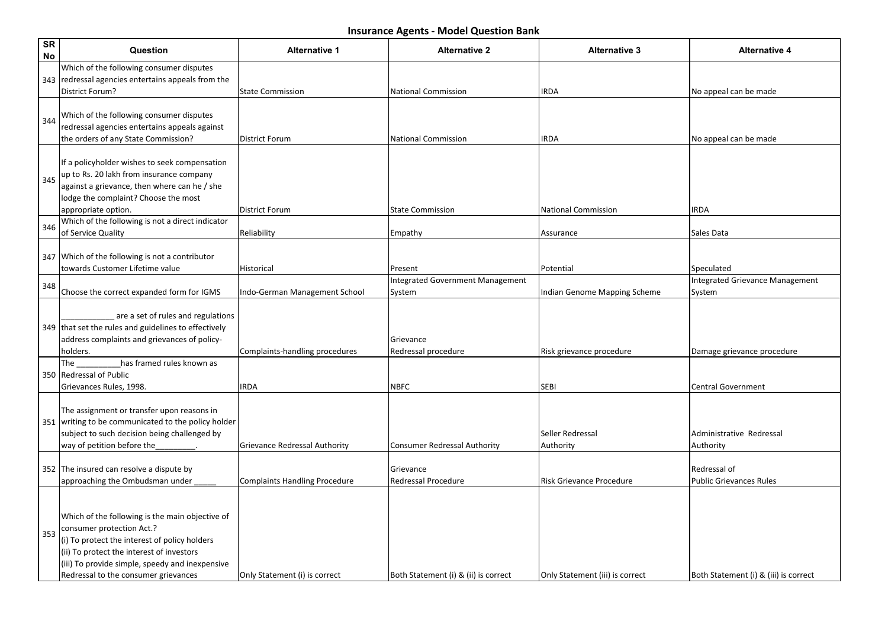## Insurance Agents - Model Question Bank

| SR No | Question | Alternative 1 | Alternative 2 | Alternative 3 | Alternative 4 |
|---|---|---|---|---|---|
| 343 | Which of the following consumer disputes redressal agencies entertains appeals from the District Forum? | State Commission | National Commission | IRDA | No appeal can be made |
| 344 | Which of the following consumer disputes redressal agencies entertains appeals against the orders of any State Commission? | District Forum | National Commission | IRDA | No appeal can be made |
| 345 | If a policyholder wishes to seek compensation up to Rs. 20 lakh from insurance company against a grievance, then where can he / she lodge the complaint? Choose the most appropriate option. | District Forum | State Commission | National Commission | IRDA |
| 346 | Which of the following is not a direct indicator of Service Quality | Reliability | Empathy | Assurance | Sales Data |
| 347 | Which of the following is not a contributor towards Customer Lifetime value | Historical | Present | Potential | Speculated |
| 348 | Choose the correct expanded form for IGMS | Indo-German Management School | Integrated Government Management System | Indian Genome Mapping Scheme | Integrated Grievance Management System |
| 349 | ____________ are a set of rules and regulations that set the rules and guidelines to effectively address complaints and grievances of policy-holders. | Complaints-handling procedures | Grievance Redressal procedure | Risk grievance procedure | Damage grievance procedure |
| 350 | The __________has framed rules known as Redressal of Public Grievances Rules, 1998. | IRDA | NBFC | SEBI | Central Government |
| 351 | The assignment or transfer upon reasons in writing to be communicated to the policy holder subject to such decision being challenged by way of petition before the_________. | Grievance Redressal Authority | Consumer Redressal Authority | Seller Redressal Authority | Administrative Redressal Authority |
| 352 | The insured can resolve a dispute by approaching the Ombudsman under _____ | Complaints Handling Procedure | Grievance Redressal Procedure | Risk Grievance Procedure | Redressal of Public Grievances Rules |
| 353 | Which of the following is the main objective of consumer protection Act.?<br>(i) To protect the interest of policy holders<br>(ii) To protect the interest of investors<br>(iii) To provide simple, speedy and inexpensive Redressal to the consumer grievances | Only Statement (i) is correct | Both Statement (i) & (ii) is correct | Only Statement (iii) is correct | Both Statement (i) & (iii) is correct |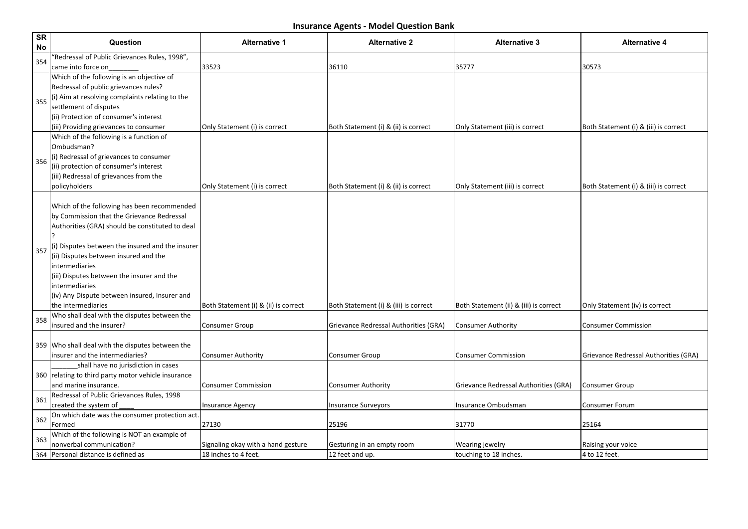## Insurance Agents - Model Question Bank

| SR No | Question | Alternative 1 | Alternative 2 | Alternative 3 | Alternative 4 |
|---|---|---|---|---|---|
| 354 | "Redressal of Public Grievances Rules, 1998", came into force on________ | 33523 | 36110 | 35777 | 30573 |
| 355 | Which of the following is an objective of Redressal of public grievances rules?<br>(i) Aim at resolving complaints relating to the settlement of disputes<br>(ii) Protection of consumer's interest<br>(iii) Providing grievances to consumer | Only Statement (i) is correct | Both Statement (i) & (ii) is correct | Only Statement (iii) is correct | Both Statement (i) & (iii) is correct |
| 356 | Which of the following is a function of Ombudsman?<br>(i) Redressal of grievances to consumer<br>(ii) protection of consumer's interest<br>(iii) Redressal of grievances from the policyholders | Only Statement (i) is correct | Both Statement (i) & (ii) is correct | Only Statement (iii) is correct | Both Statement (i) & (iii) is correct |
| 357 | Which of the following has been recommended by Commission that the Grievance Redressal Authorities (GRA) should be constituted to deal ?<br>(i) Disputes between the insured and the insurer<br>(ii) Disputes between insured and the intermediaries<br>(iii) Disputes between the insurer and the intermediaries<br>(iv) Any Dispute between insured, Insurer and the intermediaries | Both Statement (i) & (ii) is correct | Both Statement (i) & (iii) is correct | Both Statement (ii) & (iii) is correct | Only Statement (iv) is correct |
| 358 | Who shall deal with the disputes between the insured and the insurer? | Consumer Group | Grievance Redressal Authorities (GRA) | Consumer Authority | Consumer Commission |
| 359 | Who shall deal with the disputes between the insurer and the intermediaries? | Consumer Authority | Consumer Group | Consumer Commission | Grievance Redressal Authorities (GRA) |
| 360 | _______shall have no jurisdiction in cases relating to third party motor vehicle insurance and marine insurance. | Consumer Commission | Consumer Authority | Grievance Redressal Authorities (GRA) | Consumer Group |
| 361 | Redressal of Public Grievances Rules, 1998 created the system of ____ | Insurance Agency | Insurance Surveyors | Insurance Ombudsman | Consumer Forum |
| 362 | On which date was the consumer protection act. Formed | 27130 | 25196 | 31770 | 25164 |
| 363 | Which of the following is NOT an example of nonverbal communication? | Signaling okay with a hand gesture | Gesturing in an empty room | Wearing jewelry | Raising your voice |
| 364 | Personal distance is defined as | 18 inches to 4 feet. | 12 feet and up. | touching to 18 inches. | 4 to 12 feet. |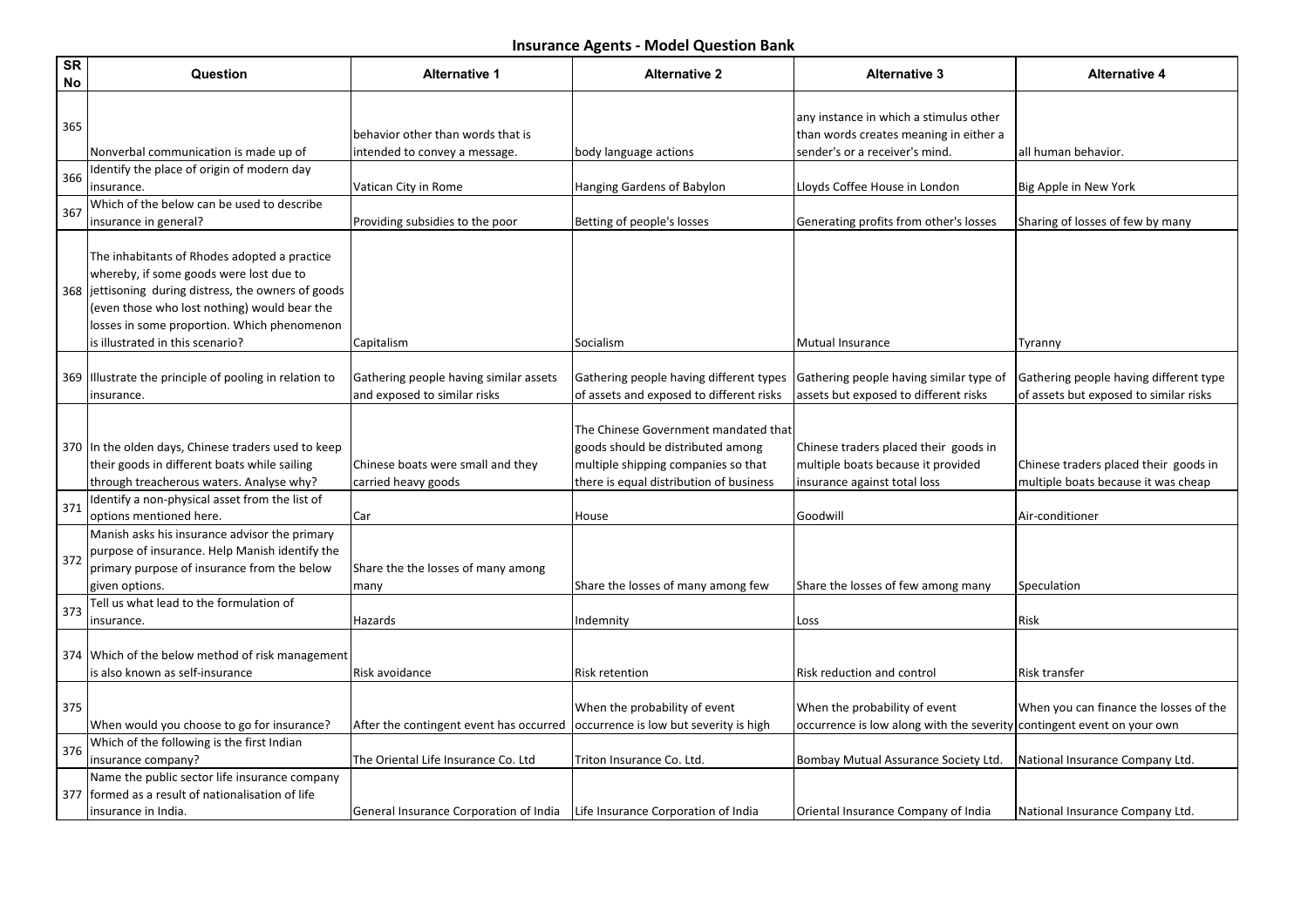# Insurance Agents - Model Question Bank

| SR No | Question | Alternative 1 | Alternative 2 | Alternative 3 | Alternative 4 |
|---|---|---|---|---|---|
| 365 | Nonverbal communication is made up of | behavior other than words that is intended to convey a message. | body language actions | any instance in which a stimulus other than words creates meaning in either a sender's or a receiver's mind. | all human behavior. |
| 366 | Identify the place of origin of modern day insurance. | Vatican City in Rome | Hanging Gardens of Babylon | Lloyds Coffee House in London | Big Apple in New York |
| 367 | Which of the below can be used to describe insurance in general? | Providing subsidies to the poor | Betting of people's losses | Generating profits from other's losses | Sharing of losses of few by many |
| 368 | The inhabitants of Rhodes adopted a practice whereby, if some goods were lost due to jettisoning during distress, the owners of goods (even those who lost nothing) would bear the losses in some proportion. Which phenomenon is illustrated in this scenario? | Capitalism | Socialism | Mutual Insurance | Tyranny |
| 369 | Illustrate the principle of pooling in relation to insurance. | Gathering people having similar assets and exposed to similar risks | Gathering people having different types of assets and exposed to different risks | Gathering people having similar type of assets but exposed to different risks | Gathering people having different type of assets but exposed to similar risks |
| 370 | In the olden days, Chinese traders used to keep their goods in different boats while sailing through treacherous waters. Analyse why? | Chinese boats were small and they carried heavy goods | The Chinese Government mandated that goods should be distributed among multiple shipping companies so that there is equal distribution of business | Chinese traders placed their goods in multiple boats because it provided insurance against total loss | Chinese traders placed their goods in multiple boats because it was cheap |
| 371 | Identify a non-physical asset from the list of options mentioned here. | Car | House | Goodwill | Air-conditioner |
| 372 | Manish asks his insurance advisor the primary purpose of insurance. Help Manish identify the primary purpose of insurance from the below given options. | Share the the losses of many among many | Share the losses of many among few | Share the losses of few among many | Speculation |
| 373 | Tell us what lead to the formulation of insurance. | Hazards | Indemnity | Loss | Risk |
| 374 | Which of the below method of risk management is also known as self-insurance | Risk avoidance | Risk retention | Risk reduction and control | Risk transfer |
| 375 | When would you choose to go for insurance? | After the contingent event has occurred | When the probability of event occurrence is low but severity is high | When the probability of event occurrence is low along with the severity | When you can finance the losses of the contingent event on your own |
| 376 | Which of the following is the first Indian insurance company? | The Oriental Life Insurance Co. Ltd | Triton Insurance Co. Ltd. | Bombay Mutual Assurance Society Ltd. | National Insurance Company Ltd. |
| 377 | Name the public sector life insurance company formed as a result of nationalisation of life insurance in India. | General Insurance Corporation of India | Life Insurance Corporation of India | Oriental Insurance Company of India | National Insurance Company Ltd. |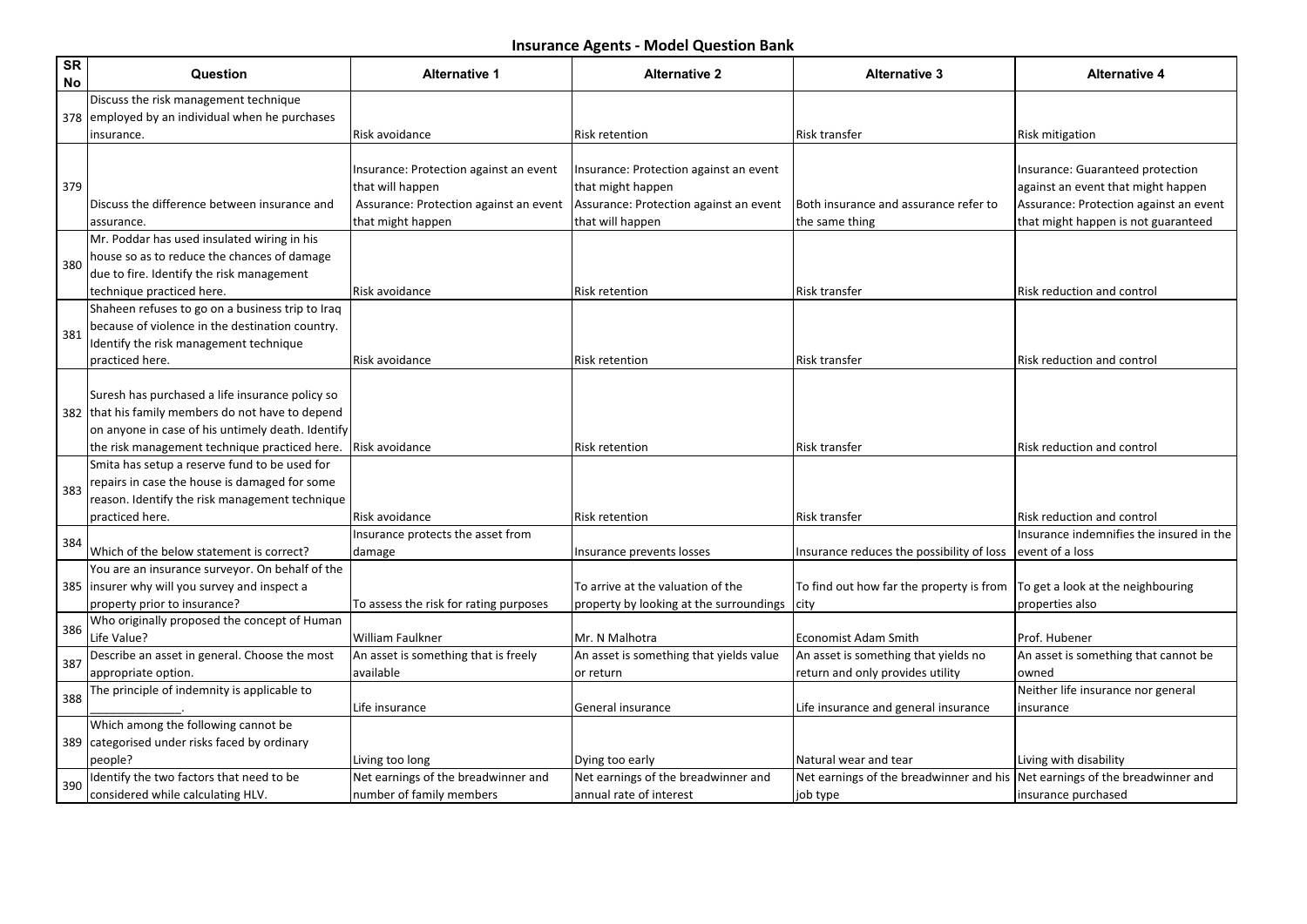# Insurance Agents - Model Question Bank

| SR No | Question | Alternative 1 | Alternative 2 | Alternative 3 | Alternative 4 |
|---|---|---|---|---|---|
| 378 | Discuss the risk management technique employed by an individual when he purchases insurance. | Risk avoidance | Risk retention | Risk transfer | Risk mitigation |
| 379 | Discuss the difference between insurance and assurance. | Insurance: Protection against an event that will happen Assurance: Protection against an event that might happen | Insurance: Protection against an event that might happen Assurance: Protection against an event that will happen | Both insurance and assurance refer to the same thing | Insurance: Guaranteed protection against an event that might happen Assurance: Protection against an event that might happen is not guaranteed |
| 380 | Mr. Poddar has used insulated wiring in his house so as to reduce the chances of damage due to fire. Identify the risk management technique practiced here. | Risk avoidance | Risk retention | Risk transfer | Risk reduction and control |
| 381 | Shaheen refuses to go on a business trip to Iraq because of violence in the destination country. Identify the risk management technique practiced here. | Risk avoidance | Risk retention | Risk transfer | Risk reduction and control |
| 382 | Suresh has purchased a life insurance policy so that his family members do not have to depend on anyone in case of his untimely death. Identify the risk management technique practiced here. | Risk avoidance | Risk retention | Risk transfer | Risk reduction and control |
| 383 | Smita has setup a reserve fund to be used for repairs in case the house is damaged for some reason. Identify the risk management technique practiced here. | Risk avoidance | Risk retention | Risk transfer | Risk reduction and control |
| 384 | Which of the below statement is correct? | Insurance protects the asset from damage | Insurance prevents losses | Insurance reduces the possibility of loss | Insurance indemnifies the insured in the event of a loss |
| 385 | You are an insurance surveyor. On behalf of the insurer why will you survey and inspect a property prior to insurance? | To assess the risk for rating purposes | To arrive at the valuation of the property by looking at the surroundings | To find out how far the property is from city | To get a look at the neighbouring properties also |
| 386 | Who originally proposed the concept of Human Life Value? | William Faulkner | Mr. N Malhotra | Economist Adam Smith | Prof. Hubener |
| 387 | Describe an asset in general. Choose the most appropriate option. | An asset is something that is freely available | An asset is something that yields value or return | An asset is something that yields no return and only provides utility | An asset is something that cannot be owned |
| 388 | The principle of indemnity is applicable to _____________. | Life insurance | General insurance | Life insurance and general insurance | Neither life insurance nor general insurance |
| 389 | Which among the following cannot be categorised under risks faced by ordinary people? | Living too long | Dying too early | Natural wear and tear | Living with disability |
| 390 | Identify the two factors that need to be considered while calculating HLV. | Net earnings of the breadwinner and number of family members | Net earnings of the breadwinner and annual rate of interest | Net earnings of the breadwinner and his job type | Net earnings of the breadwinner and insurance purchased |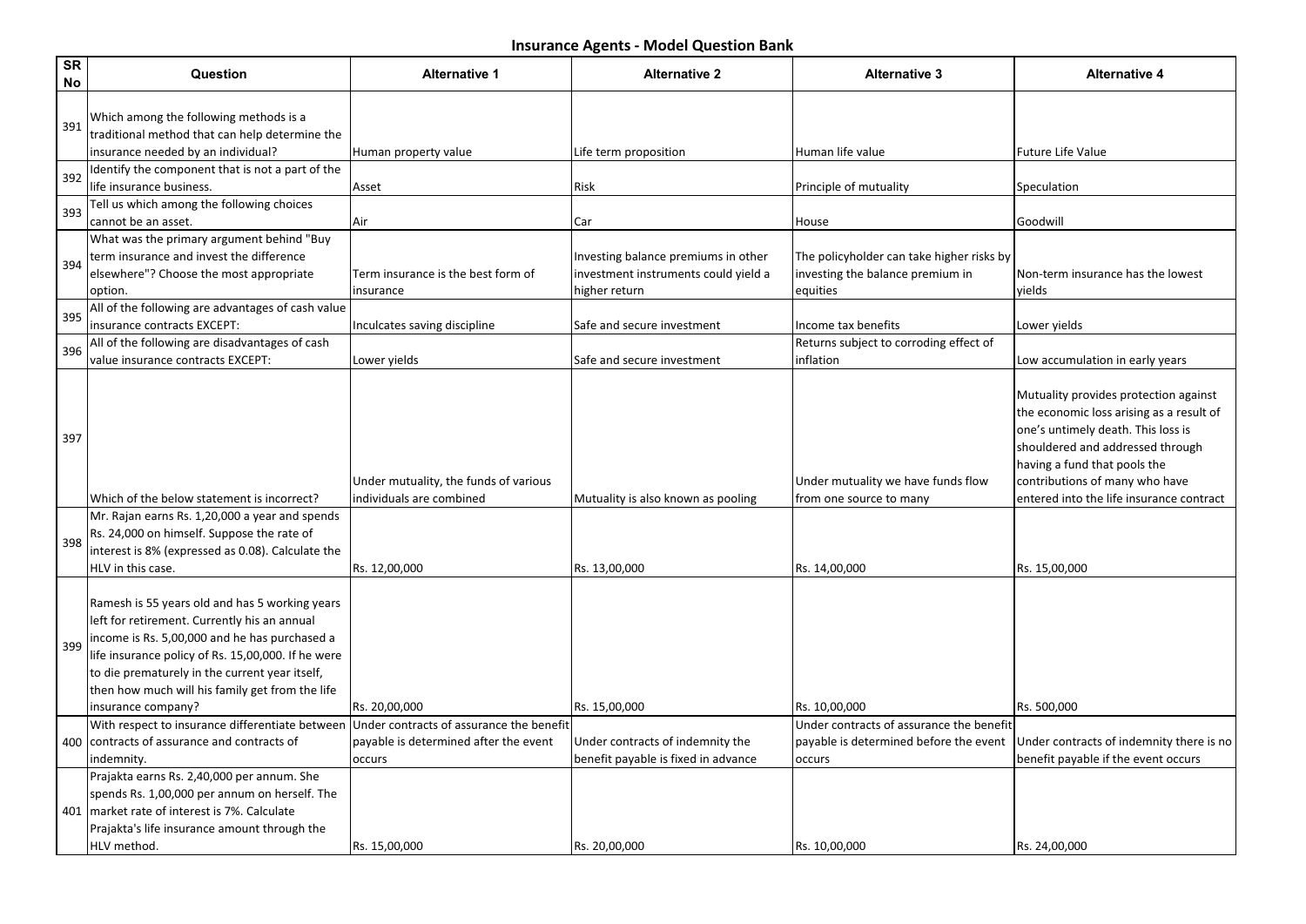# Insurance Agents - Model Question Bank

| SR No | Question | Alternative 1 | Alternative 2 | Alternative 3 | Alternative 4 |
|---|---|---|---|---|---|
| 391 | Which among the following methods is a traditional method that can help determine the insurance needed by an individual? | Human property value | Life term proposition | Human life value | Future Life Value |
| 392 | Identify the component that is not a part of the life insurance business. | Asset | Risk | Principle of mutuality | Speculation |
| 393 | Tell us which among the following choices cannot be an asset. | Air | Car | House | Goodwill |
| 394 | What was the primary argument behind "Buy term insurance and invest the difference elsewhere"? Choose the most appropriate option. | Term insurance is the best form of insurance | Investing balance premiums in other investment instruments could yield a higher return | The policyholder can take higher risks by investing the balance premium in equities | Non-term insurance has the lowest yields |
| 395 | All of the following are advantages of cash value insurance contracts EXCEPT: | Inculcates saving discipline | Safe and secure investment | Income tax benefits | Lower yields |
| 396 | All of the following are disadvantages of cash value insurance contracts EXCEPT: | Lower yields | Safe and secure investment | Returns subject to corroding effect of inflation | Low accumulation in early years |
| 397 | Which of the below statement is incorrect? | Under mutuality, the funds of various individuals are combined | Mutuality is also known as pooling | Under mutuality we have funds flow from one source to many | Mutuality provides protection against the economic loss arising as a result of one's untimely death. This loss is shouldered and addressed through having a fund that pools the contributions of many who have entered into the life insurance contract |
| 398 | Mr. Rajan earns Rs. 1,20,000 a year and spends Rs. 24,000 on himself. Suppose the rate of interest is 8% (expressed as 0.08). Calculate the HLV in this case. | Rs. 12,00,000 | Rs. 13,00,000 | Rs. 14,00,000 | Rs. 15,00,000 |
| 399 | Ramesh is 55 years old and has 5 working years left for retirement. Currently his an annual income is Rs. 5,00,000 and he has purchased a life insurance policy of Rs. 15,00,000. If he were to die prematurely in the current year itself, then how much will his family get from the life insurance company? | Rs. 20,00,000 | Rs. 15,00,000 | Rs. 10,00,000 | Rs. 500,000 |
| 400 | With respect to insurance differentiate between contracts of assurance and contracts of indemnity. | Under contracts of assurance the benefit payable is determined after the event occurs | Under contracts of indemnity the benefit payable is fixed in advance | Under contracts of assurance the benefit payable is determined before the event occurs | Under contracts of indemnity there is no benefit payable if the event occurs |
| 401 | Prajakta earns Rs. 2,40,000 per annum. She spends Rs. 1,00,000 per annum on herself. The market rate of interest is 7%. Calculate Prajakta's life insurance amount through the HLV method. | Rs. 15,00,000 | Rs. 20,00,000 | Rs. 10,00,000 | Rs. 24,00,000 |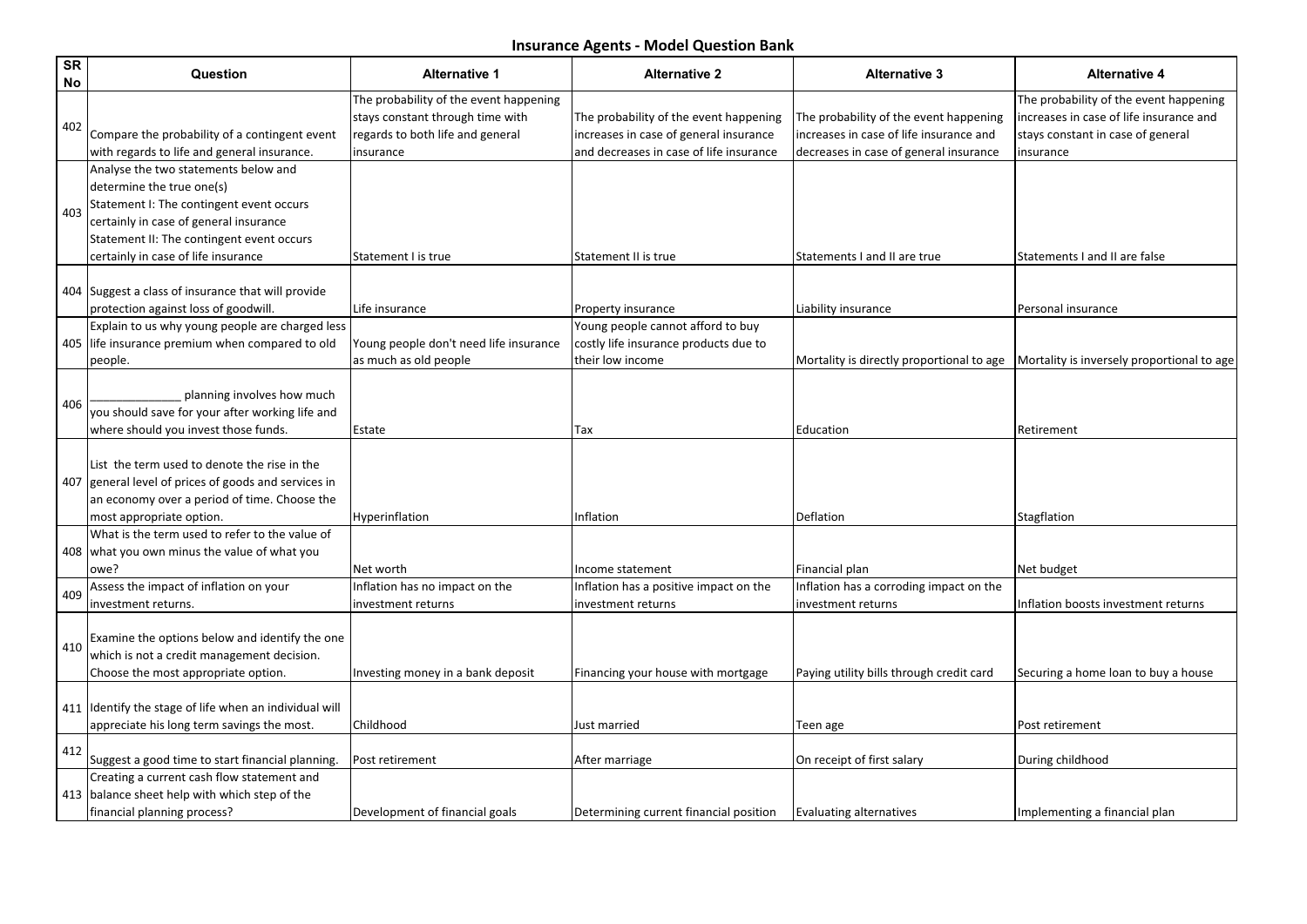# Insurance Agents - Model Question Bank

| SR No | Question | Alternative 1 | Alternative 2 | Alternative 3 | Alternative 4 |
|---|---|---|---|---|---|
| 402 | Compare the probability of a contingent event with regards to life and general insurance. | The probability of the event happening stays constant through time with regards to both life and general insurance | The probability of the event happening increases in case of general insurance and decreases in case of life insurance | The probability of the event happening increases in case of life insurance and decreases in case of general insurance | The probability of the event happening increases in case of life insurance and stays constant in case of general insurance |
| 403 | Analyse the two statements below and determine the true one(s)<br>Statement I: The contingent event occurs certainly in case of general insurance<br>Statement II: The contingent event occurs certainly in case of life insurance | Statement I is true | Statement II is true | Statements I and II are true | Statements I and II are false |
| 404 | Suggest a class of insurance that will provide protection against loss of goodwill. | Life insurance | Property insurance | Liability insurance | Personal insurance |
| 405 | Explain to us why young people are charged less life insurance premium when compared to old people. | Young people don't need life insurance as much as old people | Young people cannot afford to buy costly life insurance products due to their low income | Mortality is directly proportional to age | Mortality is inversely proportional to age |
| 406 | _____________ planning involves how much you should save for your after working life and where should you invest those funds. | Estate | Tax | Education | Retirement |
| 407 | List the term used to denote the rise in the general level of prices of goods and services in an economy over a period of time. Choose the most appropriate option. | Hyperinflation | Inflation | Deflation | Stagflation |
| 408 | What is the term used to refer to the value of what you own minus the value of what you owe? | Net worth | Income statement | Financial plan | Net budget |
| 409 | Assess the impact of inflation on your investment returns. | Inflation has no impact on the investment returns | Inflation has a positive impact on the investment returns | Inflation has a corroding impact on the investment returns | Inflation boosts investment returns |
| 410 | Examine the options below and identify the one which is not a credit management decision. Choose the most appropriate option. | Investing money in a bank deposit | Financing your house with mortgage | Paying utility bills through credit card | Securing a home loan to buy a house |
| 411 | Identify the stage of life when an individual will appreciate his long term savings the most. | Childhood | Just married | Teen age | Post retirement |
| 412 | Suggest a good time to start financial planning. | Post retirement | After marriage | On receipt of first salary | During childhood |
| 413 | Creating a current cash flow statement and balance sheet help with which step of the financial planning process? | Development of financial goals | Determining current financial position | Evaluating alternatives | Implementing a financial plan |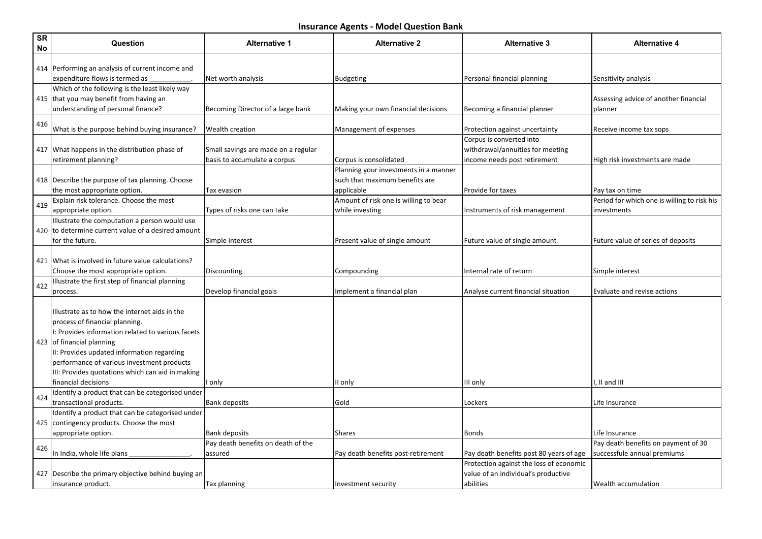# Insurance Agents - Model Question Bank

| SR No | Question | Alternative 1 | Alternative 2 | Alternative 3 | Alternative 4 |
|---|---|---|---|---|---|
| 414 | Performing an analysis of current income and expenditure flows is termed as ___________. | Net worth analysis | Budgeting | Personal financial planning | Sensitivity analysis |
| 415 | Which of the following is the least likely way that you may benefit from having an understanding of personal finance? | Becoming Director of a large bank | Making your own financial decisions | Becoming a financial planner | Assessing advice of another financial planner |
| 416 | What is the purpose behind buying insurance? | Wealth creation | Management of expenses | Protection against uncertainty | Receive income tax sops |
| 417 | What happens in the distribution phase of retirement planning? | Small savings are made on a regular basis to accumulate a corpus | Corpus is consolidated | Corpus is converted into withdrawal/annuities for meeting income needs post retirement | High risk investments are made |
| 418 | Describe the purpose of tax planning. Choose the most appropriate option. | Tax evasion | Planning your investments in a manner such that maximum benefits are applicable | Provide for taxes | Pay tax on time |
| 419 | Explain risk tolerance. Choose the most appropriate option. | Types of risks one can take | Amount of risk one is willing to bear while investing | Instruments of risk management | Period for which one is willing to risk his investments |
| 420 | Illustrate the computation a person would use to determine current value of a desired amount for the future. | Simple interest | Present value of single amount | Future value of single amount | Future value of series of deposits |
| 421 | What is involved in future value calculations? Choose the most appropriate option. | Discounting | Compounding | Internal rate of return | Simple interest |
| 422 | Illustrate the first step of financial planning process. | Develop financial goals | Implement a financial plan | Analyse current financial situation | Evaluate and revise actions |
| 423 | Illustrate as to how the internet aids in the process of financial planning.<br>I: Provides information related to various facets of financial planning<br>II: Provides updated information regarding performance of various investment products<br>III: Provides quotations which can aid in making financial decisions | I only | II only | III only | I, II and III |
| 424 | Identify a product that can be categorised under transactional products. | Bank deposits | Gold | Lockers | Life Insurance |
| 425 | Identify a product that can be categorised under contingency products. Choose the most appropriate option. | Bank deposits | Shares | Bonds | Life Insurance |
| 426 | In India, whole life plans ________________. | Pay death benefits on death of the assured | Pay death benefits post-retirement | Pay death benefits post 80 years of age | Pay death benefits on payment of 30 successful annual premiums |
| 427 | Describe the primary objective behind buying an insurance product. | Tax planning | Investment security | Protection against the loss of economic value of an individual's productive abilities | Wealth accumulation |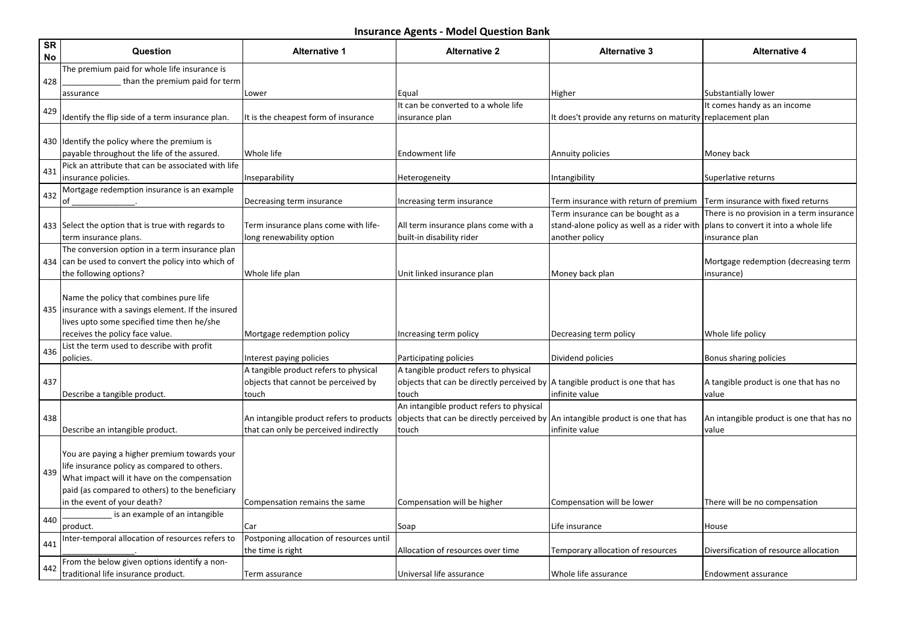# Insurance Agents - Model Question Bank

| SR No | Question | Alternative 1 | Alternative 2 | Alternative 3 | Alternative 4 |
|---|---|---|---|---|---|
| 428 | The premium paid for whole life insurance is _____________ than the premium paid for term assurance | Lower | Equal | Higher | Substantially lower |
| 429 | Identify the flip side of a term insurance plan. | It is the cheapest form of insurance | It can be converted to a whole life insurance plan | It does't provide any returns on maturity | It comes handy as an income replacement plan |
| 430 | Identify the policy where the premium is payable throughout the life of the assured. | Whole life | Endowment life | Annuity policies | Money back |
| 431 | Pick an attribute that can be associated with life insurance policies. | Inseparability | Heterogeneity | Intangibility | Superlative returns |
| 432 | Mortgage redemption insurance is an example of _____________. | Decreasing term insurance | Increasing term insurance | Term insurance with return of premium | Term insurance with fixed returns |
| 433 | Select the option that is true with regards to term insurance plans. | Term insurance plans come with life-long renewability option | All term insurance plans come with a built-in disability rider | Term insurance can be bought as a stand-alone policy as well as a rider with another policy | There is no provision in a term insurance plans to convert it into a whole life insurance plan |
| 434 | The conversion option in a term insurance plan can be used to convert the policy into which of the following options? | Whole life plan | Unit linked insurance plan | Money back plan | Mortgage redemption (decreasing term insurance) |
| 435 | Name the policy that combines pure life insurance with a savings element. If the insured lives upto some specified time then he/she receives the policy face value. | Mortgage redemption policy | Increasing term policy | Decreasing term policy | Whole life policy |
| 436 | List the term used to describe with profit policies. | Interest paying policies | Participating policies | Dividend policies | Bonus sharing policies |
| 437 | Describe a tangible product. | A tangible product refers to physical objects that cannot be perceived by touch | A tangible product refers to physical objects that can be directly perceived by touch | A tangible product is one that has infinite value | A tangible product is one that has no value |
| 438 | Describe an intangible product. | An intangible product refers to products that can only be perceived indirectly | An intangible product refers to physical objects that can be directly perceived by touch | An intangible product is one that has infinite value | An intangible product is one that has no value |
| 439 | You are paying a higher premium towards your life insurance policy as compared to others. What impact will it have on the compensation paid (as compared to others) to the beneficiary in the event of your death? | Compensation remains the same | Compensation will be higher | Compensation will be lower | There will be no compensation |
| 440 | __________ is an example of an intangible product. | Car | Soap | Life insurance | House |
| 441 | Inter-temporal allocation of resources refers to _______________. | Postponing allocation of resources until the time is right | Allocation of resources over time | Temporary allocation of resources | Diversification of resource allocation |
| 442 | From the below given options identify a non-traditional life insurance product. | Term assurance | Universal life assurance | Whole life assurance | Endowment assurance |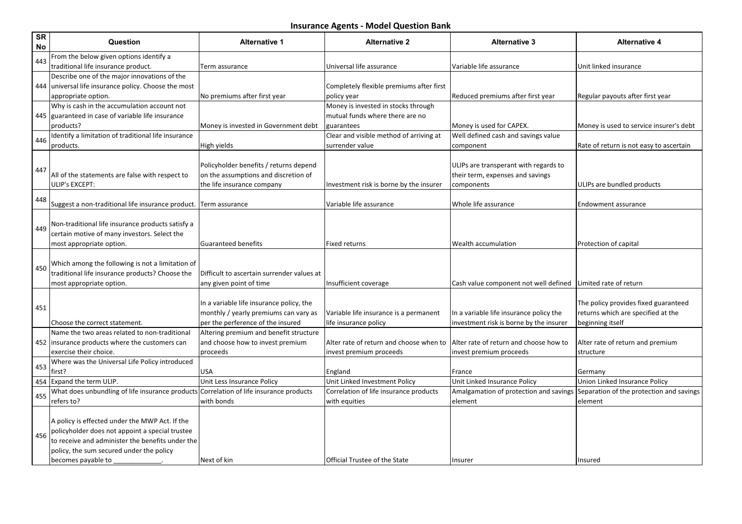# Insurance Agents - Model Question Bank

| SR No | Question | Alternative 1 | Alternative 2 | Alternative 3 | Alternative 4 |
|---|---|---|---|---|---|
| 443 | From the below given options identify a traditional life insurance product. | Term assurance | Universal life assurance | Variable life assurance | Unit linked insurance |
| 444 | Describe one of the major innovations of the universal life insurance policy. Choose the most appropriate option. | No premiums after first year | Completely flexible premiums after first policy year | Reduced premiums after first year | Regular payouts after first year |
| 445 | Why is cash in the accumulation account not guaranteed in case of variable life insurance products? | Money is invested in Government debt | Money is invested in stocks through mutual funds where there are no guarantees | Money is used for CAPEX. | Money is used to service insurer's debt |
| 446 | Identify a limitation of traditional life insurance products. | High yields | Clear and visible method of arriving at surrender value | Well defined cash and savings value component | Rate of return is not easy to ascertain |
| 447 | All of the statements are false with respect to ULIP's EXCEPT: | Policyholder benefits / returns depend on the assumptions and discretion of the life insurance company | Investment risk is borne by the insurer | ULIPs are transperant with regards to their term, expenses and savings components | ULIPs are bundled products |
| 448 | Suggest a non-traditional life insurance product. | Term assurance | Variable life assurance | Whole life assurance | Endowment assurance |
| 449 | Non-traditional life insurance products satisfy a certain motive of many investors. Select the most appropriate option. | Guaranteed benefits | Fixed returns | Wealth accumulation | Protection of capital |
| 450 | Which among the following is not a limitation of traditional life insurance products? Choose the most appropriate option. | Difficult to ascertain surrender values at any given point of time | Insufficient coverage | Cash value component not well defined | Limited rate of return |
| 451 | Choose the correct statement. | In a variable life insurance policy, the monthly / yearly premiums can vary as per the perference of the insured | Variable life insurance is a permanent life insurance policy | In a variable life insurance policy the investment risk is borne by the insurer | The policy provides fixed guaranteed returns which are specified at the beginning itself |
| 452 | Name the two areas related to non-traditional insurance products where the customers can exercise their choice. | Altering premium and benefit structure and choose how to invest premium proceeds | Alter rate of return and choose when to invest premium proceeds | Alter rate of return and choose how to invest premium proceeds | Alter rate of return and premium structure |
| 453 | Where was the Universal Life Policy introduced first? | USA | England | France | Germany |
| 454 | Expand the term ULIP. | Unit Less Insurance Policy | Unit Linked Investment Policy | Unit Linked Insurance Policy | Union Linked Insurance Policy |
| 455 | What does unbundling of life insurance products refers to? | Correlation of life insurance products with bonds | Correlation of life insurance products with equities | Amalgamation of protection and savings element | Separation of the protection and savings element |
| 456 | A policy is effected under the MWP Act. If the policyholder does not appoint a special trustee to receive and administer the benefits under the policy, the sum secured under the policy becomes payable to _____________. | Next of kin | Official Trustee of the State | Insurer | Insured |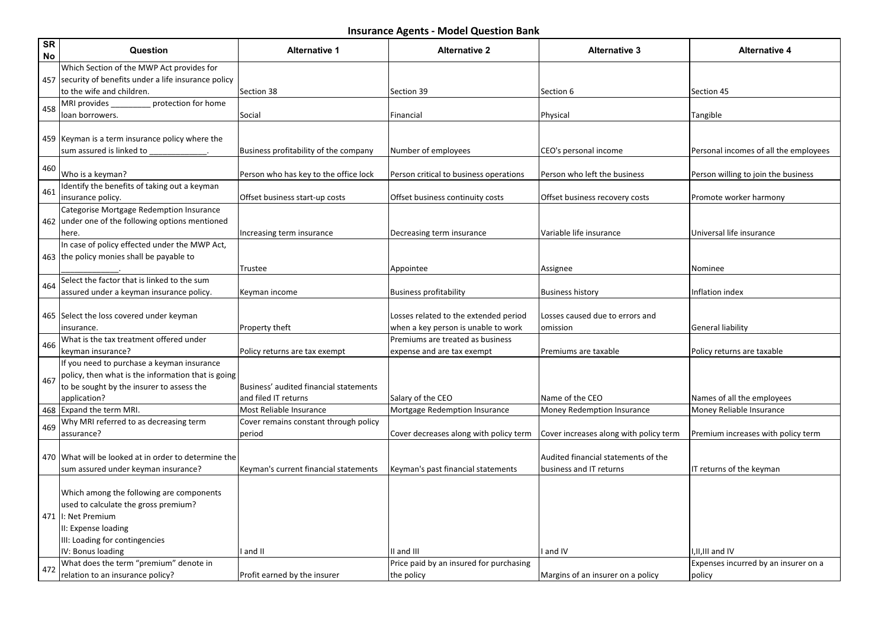# Insurance Agents - Model Question Bank

| SR No | Question | Alternative 1 | Alternative 2 | Alternative 3 | Alternative 4 |
|---|---|---|---|---|---|
| 457 | Which Section of the MWP Act provides for security of benefits under a life insurance policy to the wife and children. | Section 38 | Section 39 | Section 6 | Section 45 |
| 458 | MRI provides _________ protection for home loan borrowers. | Social | Financial | Physical | Tangible |
| 459 | Keyman is a term insurance policy where the sum assured is linked to _____________. | Business profitability of the company | Number of employees | CEO's personal income | Personal incomes of all the employees |
| 460 | Who is a keyman? | Person who has key to the office lock | Person critical to business operations | Person who left the business | Person willing to join the business |
| 461 | Identify the benefits of taking out a keyman insurance policy. | Offset business start-up costs | Offset business continuity costs | Offset business recovery costs | Promote worker harmony |
| 462 | Categorise Mortgage Redemption Insurance under one of the following options mentioned here. | Increasing term insurance | Decreasing term insurance | Variable life insurance | Universal life insurance |
| 463 | In case of policy effected under the MWP Act, the policy monies shall be payable to _____________. | Trustee | Appointee | Assignee | Nominee |
| 464 | Select the factor that is linked to the sum assured under a keyman insurance policy. | Keyman income | Business profitability | Business history | Inflation index |
| 465 | Select the loss covered under keyman insurance. | Property theft | Losses related to the extended period when a key person is unable to work | Losses caused due to errors and omission | General liability |
| 466 | What is the tax treatment offered under keyman insurance? | Policy returns are tax exempt | Premiums are treated as business expense and are tax exempt | Premiums are taxable | Policy returns are taxable |
| 467 | If you need to purchase a keyman insurance policy, then what is the information that is going to be sought by the insurer to assess the application? | Business' audited financial statements and filed IT returns | Salary of the CEO | Name of the CEO | Names of all the employees |
| 468 | Expand the term MRI. | Most Reliable Insurance | Mortgage Redemption Insurance | Money Redemption Insurance | Money Reliable Insurance |
| 469 | Why MRI referred to as decreasing term assurance? | Cover remains constant through policy period | Cover decreases along with policy term | Cover increases along with policy term | Premium increases with policy term |
| 470 | What will be looked at in order to determine the sum assured under keyman insurance? | Keyman's current financial statements | Keyman's past financial statements | Audited financial statements of the business and IT returns | IT returns of the keyman |
| 471 | Which among the following are components used to calculate the gross premium?<br>I: Net Premium<br>II: Expense loading<br>III: Loading for contingencies<br>IV: Bonus loading | I and II | II and III | I and IV | I,II,III and IV |
| 472 | What does the term "premium" denote in relation to an insurance policy? | Profit earned by the insurer | Price paid by an insured for purchasing the policy | Margins of an insurer on a policy | Expenses incurred by an insurer on a policy |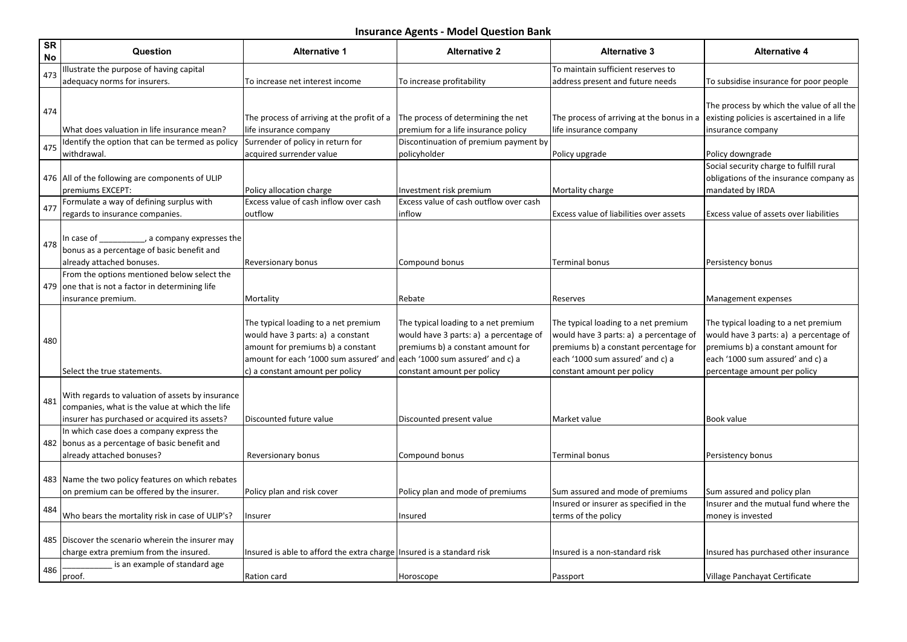## Insurance Agents - Model Question Bank

| SR No | Question | Alternative 1 | Alternative 2 | Alternative 3 | Alternative 4 |
|---|---|---|---|---|---|
| 473 | Illustrate the purpose of having capital adequacy norms for insurers. | To increase net interest income | To increase profitability | To maintain sufficient reserves to address present and future needs | To subsidise insurance for poor people |
| 474 | What does valuation in life insurance mean? | The process of arriving at the profit of a life insurance company | The process of determining the net premium for a life insurance policy | The process of arriving at the bonus in a life insurance company | The process by which the value of all the existing policies is ascertained in a life insurance company |
| 475 | Identify the option that can be termed as policy withdrawal. | Surrender of policy in return for acquired surrender value | Discontinuation of premium payment by policyholder | Policy upgrade | Policy downgrade |
| 476 | All of the following are components of ULIP premiums EXCEPT: | Policy allocation charge | Investment risk premium | Mortality charge | Social security charge to fulfill rural obligations of the insurance company as mandated by IRDA |
| 477 | Formulate a way of defining surplus with regards to insurance companies. | Excess value of cash inflow over cash outflow | Excess value of cash outflow over cash inflow | Excess value of liabilities over assets | Excess value of assets over liabilities |
| 478 | In case of __________, a company expresses the bonus as a percentage of basic benefit and already attached bonuses. | Reversionary bonus | Compound bonus | Terminal bonus | Persistency bonus |
| 479 | From the options mentioned below select the one that is not a factor in determining life insurance premium. | Mortality | Rebate | Reserves | Management expenses |
| 480 | Select the true statements. | The typical loading to a net premium would have 3 parts: a) a constant amount for premiums b) a constant amount for each '1000 sum assured' and c) a constant amount per policy | The typical loading to a net premium would have 3 parts: a) a percentage of premiums b) a constant amount for each '1000 sum assured' and c) a constant amount per policy | The typical loading to a net premium would have 3 parts: a) a percentage of premiums b) a constant percentage for each '1000 sum assured' and c) a constant amount per policy | The typical loading to a net premium would have 3 parts: a) a percentage of premiums b) a constant amount for each '1000 sum assured' and c) a percentage amount per policy |
| 481 | With regards to valuation of assets by insurance companies, what is the value at which the life insurer has purchased or acquired its assets? | Discounted future value | Discounted present value | Market value | Book value |
| 482 | In which case does a company express the bonus as a percentage of basic benefit and already attached bonuses? | Reversionary bonus | Compound bonus | Terminal bonus | Persistency bonus |
| 483 | Name the two policy features on which rebates on premium can be offered by the insurer. | Policy plan and risk cover | Policy plan and mode of premiums | Sum assured and mode of premiums | Sum assured and policy plan |
| 484 | Who bears the mortality risk in case of ULIP's? | Insurer | Insured | Insured or insurer as specified in the terms of the policy | Insurer and the mutual fund where the money is invested |
| 485 | Discover the scenario wherein the insurer may charge extra premium from the insured. | Insured is able to afford the extra charge | Insured is a standard risk | Insured is a non-standard risk | Insured has purchased other insurance |
| 486 | __________ is an example of standard age proof. | Ration card | Horoscope | Passport | Village Panchayat Certificate |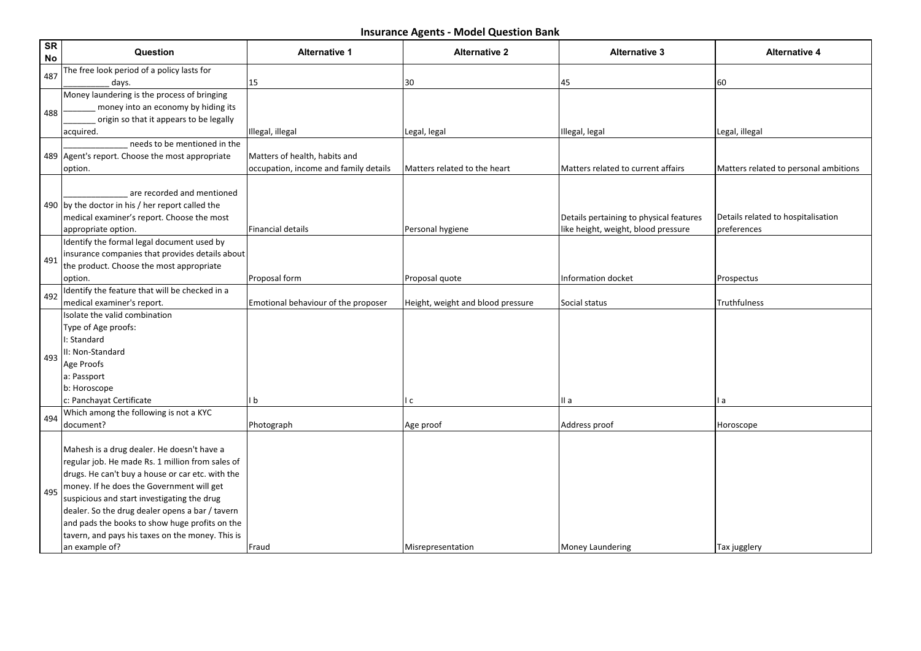# Insurance Agents - Model Question Bank

| SR No | Question | Alternative 1 | Alternative 2 | Alternative 3 | Alternative 4 |
|---|---|---|---|---|---|
| 487 | The free look period of a policy lasts for __________ days. | 15 | 30 | 45 | 60 |
| 488 | Money laundering is the process of bringing _______ money into an economy by hiding its _______ origin so that it appears to be legally acquired. | Illegal, illegal | Legal, legal | Illegal, legal | Legal, illegal |
| 489 | ______________ needs to be mentioned in the Agent's report. Choose the most appropriate option. | Matters of health, habits and occupation, income and family details | Matters related to the heart | Matters related to current affairs | Matters related to personal ambitions |
| 490 | ______________ are recorded and mentioned by the doctor in his / her report called the medical examiner's report. Choose the most appropriate option. | Financial details | Personal hygiene | Details pertaining to physical features like height, weight, blood pressure | Details related to hospitalisation preferences |
| 491 | Identify the formal legal document used by insurance companies that provides details about the product. Choose the most appropriate option. | Proposal form | Proposal quote | Information docket | Prospectus |
| 492 | Identify the feature that will be checked in a medical examiner's report. | Emotional behaviour of the proposer | Height, weight and blood pressure | Social status | Truthfulness |
| 493 | Isolate the valid combination<br>Type of Age proofs:<br>I: Standard<br>II: Non-Standard<br>Age Proofs<br>a: Passport<br>b: Horoscope<br>c: Panchayat Certificate | I b | I c | II a | I a |
| 494 | Which among the following is not a KYC document? | Photograph | Age proof | Address proof | Horoscope |
| 495 | Mahesh is a drug dealer. He doesn't have a regular job. He made Rs. 1 million from sales of drugs. He can't buy a house or car etc. with the money. If he does the Government will get suspicious and start investigating the drug dealer. So the drug dealer opens a bar / tavern and pads the books to show huge profits on the tavern, and pays his taxes on the money. This is an example of? | Fraud | Misrepresentation | Money Laundering | Tax jugglery |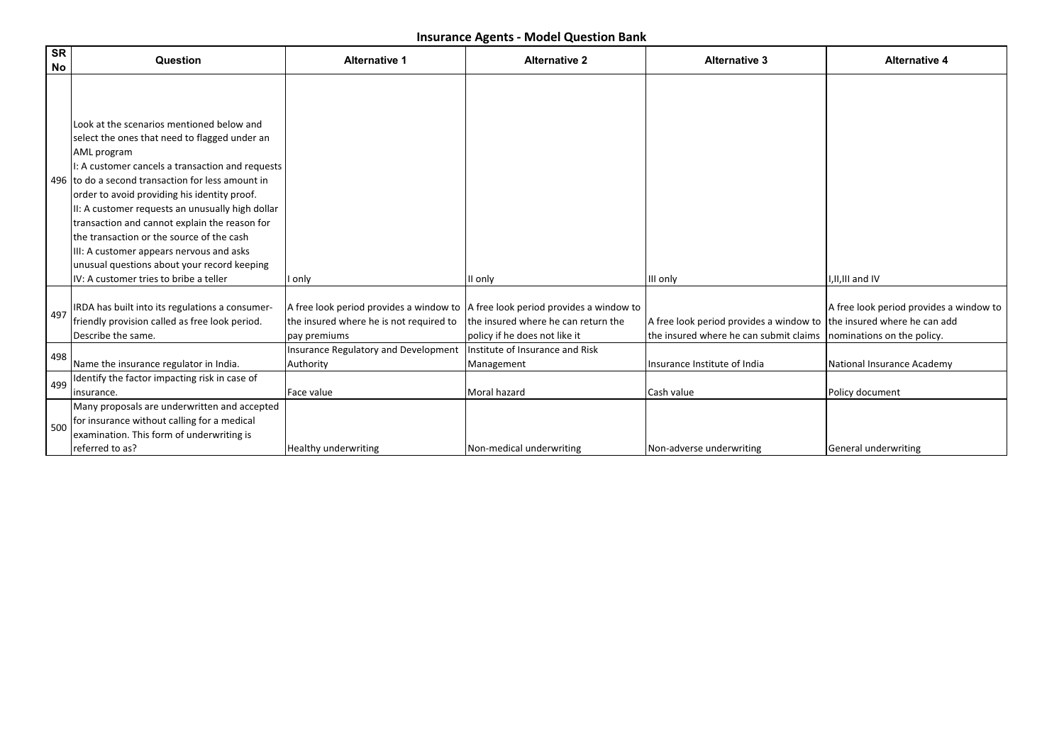## Insurance Agents - Model Question Bank

| SR No | Question | Alternative 1 | Alternative 2 | Alternative 3 | Alternative 4 |
|---|---|---|---|---|---|
| 496 | Look at the scenarios mentioned below and select the ones that need to flagged under an AML program<br>I: A customer cancels a transaction and requests to do a second transaction for less amount in order to avoid providing his identity proof.<br>II: A customer requests an unusually high dollar transaction and cannot explain the reason for the transaction or the source of the cash<br>III: A customer appears nervous and asks unusual questions about your record keeping<br>IV: A customer tries to bribe a teller | I only | II only | III only | I,II,III and IV |
| 497 | IRDA has built into its regulations a consumer-friendly provision called as free look period. Describe the same. | A free look period provides a window to the insured where he is not required to pay premiums | A free look period provides a window to the insured where he can return the policy if he does not like it | A free look period provides a window to the insured where he can submit claims | A free look period provides a window to the insured where he can add nominations on the policy. |
| 498 | Name the insurance regulator in India. | Insurance Regulatory and Development Authority | Institute of Insurance and Risk Management | Insurance Institute of India | National Insurance Academy |
| 499 | Identify the factor impacting risk in case of insurance. | Face value | Moral hazard | Cash value | Policy document |
| 500 | Many proposals are underwritten and accepted for insurance without calling for a medical examination. This form of underwriting is referred to as? | Healthy underwriting | Non-medical underwriting | Non-adverse underwriting | General underwriting |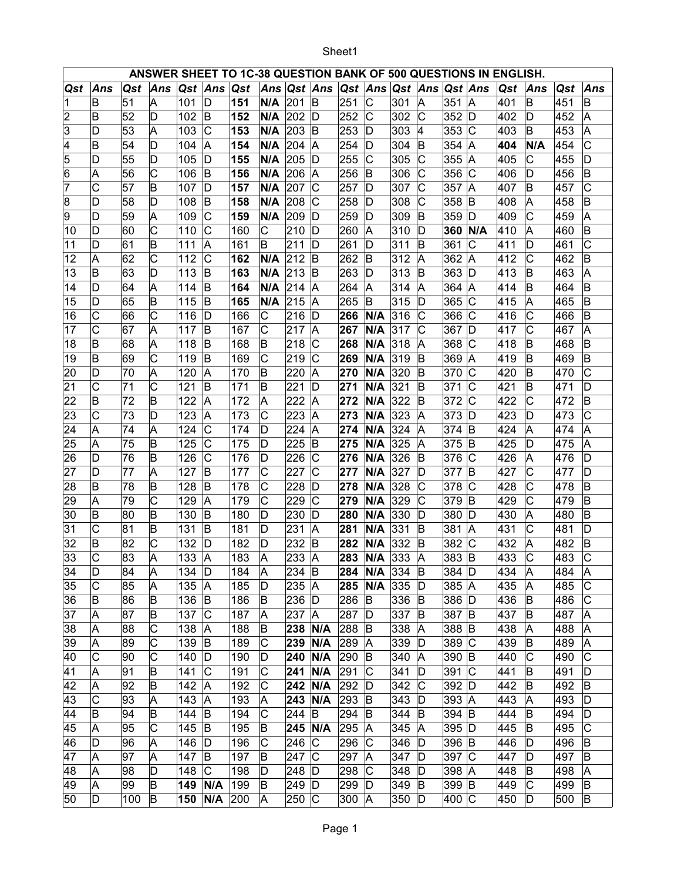| ANSWER SHEET TO 1C-38 QUESTION BANK OF 500 QUESTIONS IN ENGLISH. | | | | | | | | | | | | | | | | | | | |
|---|---|---|---|---|---|---|---|---|---|---|---|---|---|---|---|---|---|---|---|
| **Qst** | **Ans** | **Qst** | **Ans** | **Qst** | **Ans** | **Qst** | **Ans** | **Qst** | **Ans** | **Qst** | **Ans** | **Qst** | **Ans** | **Qst** | **Ans** | **Qst** | **Ans** | **Qst** | **Ans** |
| 1 | B | 51 | A | 101 | D | **151** | **N/A** | 201 | B | 251 | C | 301 | A | 351 | A | 401 | B | 451 | B |
| 2 | B | 52 | D | 102 | B | **152** | **N/A** | 202 | D | 252 | C | 302 | C | 352 | D | 402 | D | 452 | A |
| 3 | D | 53 | A | 103 | C | **153** | **N/A** | 203 | B | 253 | D | 303 | 4 | 353 | C | 403 | B | 453 | A |
| 4 | B | 54 | D | 104 | A | **154** | **N/A** | 204 | A | 254 | D | 304 | B | 354 | A | **404** | **N/A** | 454 | C |
| 5 | D | 55 | D | 105 | D | **155** | **N/A** | 205 | D | 255 | C | 305 | C | 355 | A | 405 | C | 455 | D |
| 6 | A | 56 | C | 106 | B | **156** | **N/A** | 206 | A | 256 | B | 306 | C | 356 | C | 406 | D | 456 | B |
| 7 | C | 57 | B | 107 | D | **157** | **N/A** | 207 | C | 257 | D | 307 | C | 357 | A | 407 | B | 457 | C |
| 8 | D | 58 | D | 108 | B | **158** | **N/A** | 208 | C | 258 | D | 308 | C | 358 | B | 408 | A | 458 | B |
| 9 | D | 59 | A | 109 | C | **159** | **N/A** | 209 | D | 259 | D | 309 | B | 359 | D | 409 | C | 459 | A |
| 10 | D | 60 | C | 110 | C | 160 | C | 210 | D | 260 | A | 310 | D | **360** | **N/A** | 410 | A | 460 | B |
| 11 | D | 61 | B | 111 | A | 161 | B | 211 | D | 261 | D | 311 | B | 361 | C | 411 | D | 461 | C |
| 12 | A | 62 | C | 112 | C | **162** | **N/A** | 212 | B | 262 | B | 312 | A | 362 | A | 412 | C | 462 | B |
| 13 | B | 63 | D | 113 | B | **163** | **N/A** | 213 | B | 263 | D | 313 | B | 363 | D | 413 | B | 463 | A |
| 14 | D | 64 | A | 114 | B | **164** | **N/A** | 214 | A | 264 | A | 314 | A | 364 | A | 414 | B | 464 | B |
| 15 | D | 65 | B | 115 | B | **165** | **N/A** | 215 | A | 265 | B | 315 | D | 365 | C | 415 | A | 465 | B |
| 16 | C | 66 | C | 116 | D | 166 | C | 216 | D | **266** | **N/A** | 316 | C | 366 | C | 416 | C | 466 | B |
| 17 | C | 67 | A | 117 | B | 167 | C | 217 | A | **267** | **N/A** | 317 | C | 367 | D | 417 | C | 467 | A |
| 18 | B | 68 | A | 118 | B | 168 | B | 218 | C | **268** | **N/A** | 318 | A | 368 | C | 418 | B | 468 | B |
| 19 | B | 69 | C | 119 | B | 169 | C | 219 | C | **269** | **N/A** | 319 | B | 369 | A | 419 | B | 469 | B |
| 20 | D | 70 | A | 120 | A | 170 | B | 220 | A | **270** | **N/A** | 320 | B | 370 | C | 420 | B | 470 | C |
| 21 | C | 71 | C | 121 | B | 171 | B | 221 | D | **271** | **N/A** | 321 | B | 371 | C | 421 | B | 471 | D |
| 22 | B | 72 | B | 122 | A | 172 | A | 222 | A | **272** | **N/A** | 322 | B | 372 | C | 422 | C | 472 | B |
| 23 | C | 73 | D | 123 | A | 173 | C | 223 | A | **273** | **N/A** | 323 | A | 373 | D | 423 | D | 473 | C |
| 24 | A | 74 | A | 124 | C | 174 | D | 224 | A | **274** | **N/A** | 324 | A | 374 | B | 424 | A | 474 | A |
| 25 | A | 75 | B | 125 | C | 175 | D | 225 | B | **275** | **N/A** | 325 | A | 375 | B | 425 | D | 475 | A |
| 26 | D | 76 | B | 126 | C | 176 | D | 226 | C | **276** | **N/A** | 326 | B | 376 | C | 426 | A | 476 | D |
| 27 | D | 77 | A | 127 | B | 177 | C | 227 | C | **277** | **N/A** | 327 | D | 377 | B | 427 | C | 477 | D |
| 28 | B | 78 | B | 128 | B | 178 | C | 228 | D | **278** | **N/A** | 328 | C | 378 | C | 428 | C | 478 | B |
| 29 | A | 79 | C | 129 | A | 179 | C | 229 | C | **279** | **N/A** | 329 | C | 379 | B | 429 | C | 479 | B |
| 30 | B | 80 | B | 130 | B | 180 | D | 230 | D | **280** | **N/A** | 330 | D | 380 | D | 430 | A | 480 | B |
| 31 | C | 81 | B | 131 | B | 181 | D | 231 | A | **281** | **N/A** | 331 | B | 381 | A | 431 | C | 481 | D |
| 32 | B | 82 | C | 132 | D | 182 | D | 232 | B | **282** | **N/A** | 332 | B | 382 | C | 432 | A | 482 | B |
| 33 | C | 83 | A | 133 | A | 183 | A | 233 | A | **283** | **N/A** | 333 | A | 383 | B | 433 | C | 483 | C |
| 34 | D | 84 | A | 134 | D | 184 | A | 234 | B | **284** | **N/A** | 334 | B | 384 | D | 434 | A | 484 | A |
| 35 | C | 85 | A | 135 | A | 185 | D | 235 | A | **285** | **N/A** | 335 | D | 385 | A | 435 | A | 485 | C |
| 36 | B | 86 | B | 136 | B | 186 | B | 236 | D | 286 | B | 336 | B | 386 | D | 436 | B | 486 | C |
| 37 | A | 87 | B | 137 | C | 187 | A | 237 | A | 287 | D | 337 | B | 387 | B | 437 | B | 487 | A |
| 38 | A | 88 | C | 138 | A | 188 | B | **238** | **N/A** | 288 | B | 338 | A | 388 | B | 438 | A | 488 | A |
| 39 | A | 89 | C | 139 | B | 189 | C | **239** | **N/A** | 289 | A | 339 | D | 389 | C | 439 | B | 489 | A |
| 40 | C | 90 | C | 140 | D | 190 | D | **240** | **N/A** | 290 | B | 340 | A | 390 | B | 440 | C | 490 | C |
| 41 | A | 91 | B | 141 | C | 191 | C | **241** | **N/A** | 291 | C | 341 | D | 391 | C | 441 | B | 491 | D |
| 42 | A | 92 | B | 142 | A | 192 | C | **242** | **N/A** | 292 | D | 342 | C | 392 | D | 442 | B | 492 | B |
| 43 | C | 93 | A | 143 | A | 193 | A | **243** | **N/A** | 293 | B | 343 | D | 393 | A | 443 | A | 493 | D |
| 44 | B | 94 | B | 144 | B | 194 | C | 244 | B | 294 | B | 344 | B | 394 | B | 444 | B | 494 | D |
| 45 | A | 95 | C | 145 | B | 195 | B | **245** | **N/A** | 295 | A | 345 | A | 395 | D | 445 | B | 495 | C |
| 46 | D | 96 | A | 146 | D | 196 | C | 246 | C | 296 | C | 346 | D | 396 | B | 446 | D | 496 | B |
| 47 | A | 97 | A | 147 | B | 197 | B | 247 | C | 297 | A | 347 | D | 397 | C | 447 | D | 497 | B |
| 48 | A | 98 | D | 148 | C | 198 | D | 248 | D | 298 | C | 348 | D | 398 | A | 448 | B | 498 | A |
| 49 | A | 99 | B | **149** | **N/A** | 199 | B | 249 | D | 299 | D | 349 | B | 399 | B | 449 | C | 499 | B |
| 50 | D | 100 | B | **150** | **N/A** | 200 | A | 250 | C | 300 | A | 350 | D | 400 | C | 450 | D | 500 | B |